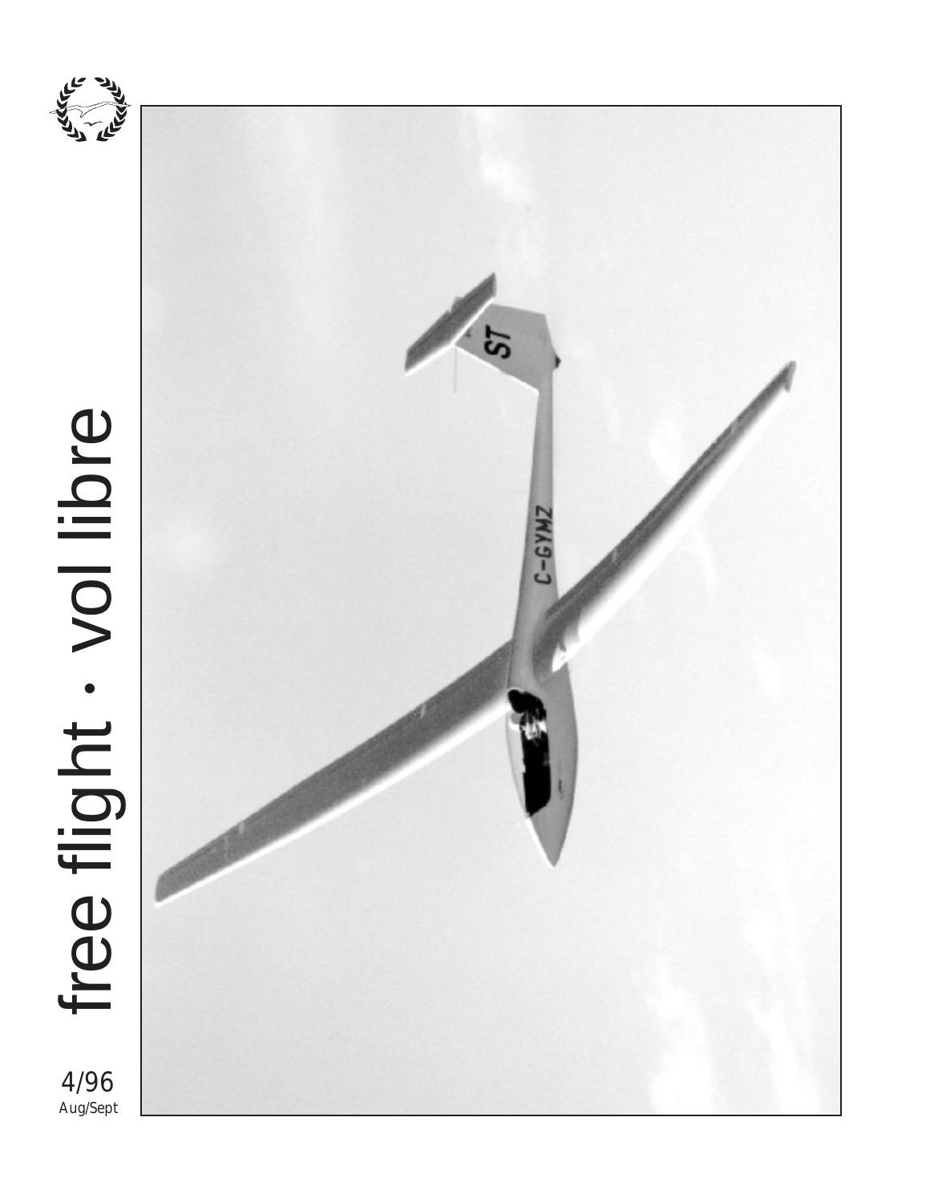# free flight · vol libre

4/96
Aug/Sept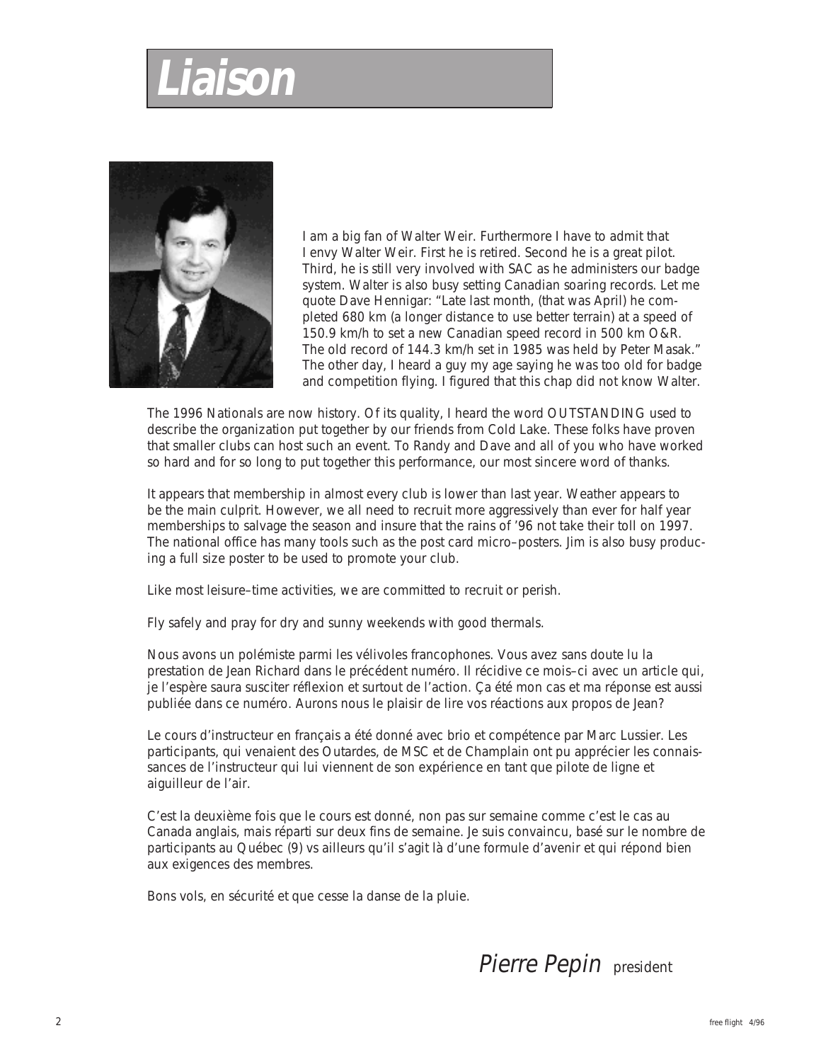# Liaison

I am a big fan of Walter Weir. Furthermore I have to admit that I envy Walter Weir. First he is retired. Second he is a great pilot. Third, he is still very involved with SAC as he administers our badge system. Walter is also busy setting Canadian soaring records. Let me quote Dave Hennigar: "Late last month, (that was April) he completed 680 km (a longer distance to use better terrain) at a speed of 150.9 km/h to set a new Canadian speed record in 500 km O&R. The old record of 144.3 km/h set in 1985 was held by Peter Masak." The other day, I heard a guy my age saying he was too old for badge and competition flying. I figured that this chap did not know Walter.

The 1996 Nationals are now history. Of its quality, I heard the word OUTSTANDING used to describe the organization put together by our friends from Cold Lake. These folks have proven that smaller clubs can host such an event. To Randy and Dave and all of you who have worked so hard and for so long to put together this performance, our most sincere word of thanks.

It appears that membership in almost every club is lower than last year. Weather appears to be the main culprit. However, we all need to recruit more aggressively than ever for half year memberships to salvage the season and insure that the rains of '96 not take their toll on 1997. The national office has many tools such as the post card micro–posters. Jim is also busy producing a full size poster to be used to promote your club.

Like most leisure–time activities, we are committed to recruit or perish.

Fly safely and pray for dry and sunny weekends with good thermals.

Nous avons un polémiste parmi les vélivoles francophones. Vous avez sans doute lu la prestation de Jean Richard dans le précédent numéro. Il récidive ce mois–ci avec un article qui, je l'espère saura susciter réflexion et surtout de l'action. Ça été mon cas et ma réponse est aussi publiée dans ce numéro. Aurons nous le plaisir de lire vos réactions aux propos de Jean?

Le cours d'instructeur en français a été donné avec brio et compétence par Marc Lussier. Les participants, qui venaient des Outardes, de MSC et de Champlain ont pu apprécier les connaissances de l'instructeur qui lui viennent de son expérience en tant que pilote de ligne et aiguilleur de l'air.

C'est la deuxième fois que le cours est donné, non pas sur semaine comme c'est le cas au Canada anglais, mais réparti sur deux fins de semaine. Je suis convaincu, basé sur le nombre de participants au Québec (9) vs ailleurs qu'il s'agit là d'une formule d'avenir et qui répond bien aux exigences des membres.

Bons vols, en sécurité et que cesse la danse de la pluie.

*Pierre Pepin* president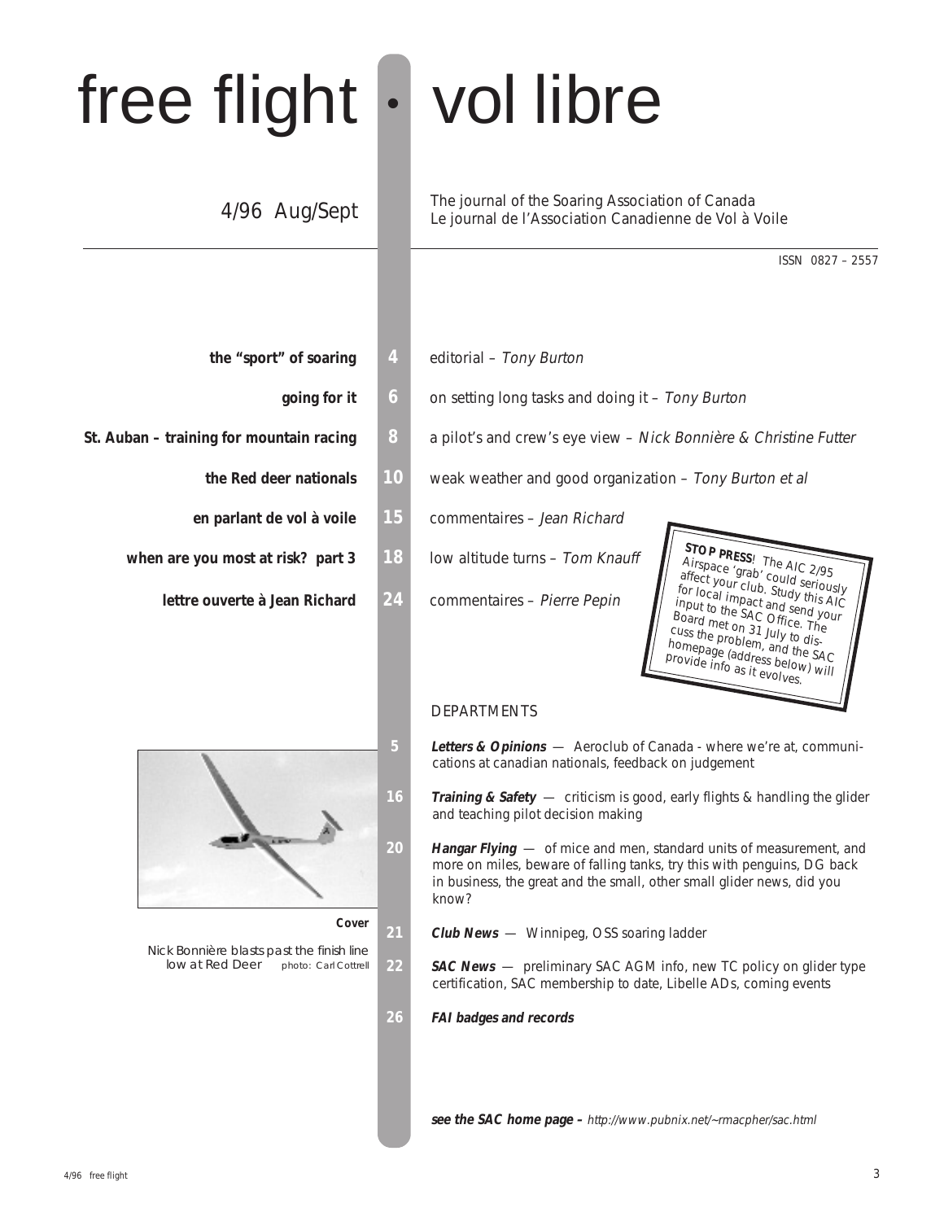# free flight • vol libre

4/96 Aug/Sept

The journal of the Soaring Association of Canada
Le journal de l'Association Canadienne de Vol à Voile

ISSN 0827 – 2557

**the "sport" of soaring** 4 editorial – *Tony Burton*

**going for it** 6 on setting long tasks and doing it – *Tony Burton*

**St. Auban – training for mountain racing** 8 a pilot's and crew's eye view – *Nick Bonnière & Christine Futter*

**the Red deer nationals** 10 weak weather and good organization – *Tony Burton et al*

**en parlant de vol à voile** 15 commentaires – *Jean Richard*

**when are you most at risk? part 3** 18 low altitude turns – *Tom Knauff*

**lettre ouverte à Jean Richard** 24 commentaires – *Pierre Pepin*

**STOP PRESS**! The AIC 2/95 Airspace 'grab' could seriously affect your club. Study this AIC for local impact and send your input to the SAC Office. The Board met on 31 July to discuss the problem, and the SAC homepage (address below) will provide info as it evolves.

DEPARTMENTS

5 ***Letters & Opinions*** — Aeroclub of Canada - where we're at, communications at canadian nationals, feedback on judgement

16 ***Training & Safety*** — criticism is good, early flights & handling the glider and teaching pilot decision making

20 ***Hangar Flying*** — of mice and men, standard units of measurement, and more on miles, beware of falling tanks, try this with penguins, DG back in business, the great and the small, other small glider news, did you know?

21 ***Club News*** — Winnipeg, OSS soaring ladder

22 ***SAC News*** — preliminary SAC AGM info, new TC policy on glider type certification, SAC membership to date, Libelle ADs, coming events

26 ***FAI badges and records***

**Cover**

Nick Bonnière blasts past the finish line low at Red Deer photo: Carl Cottrell

***see the SAC home page –*** *http://www.pubnix.net/~rmacpher/sac.html*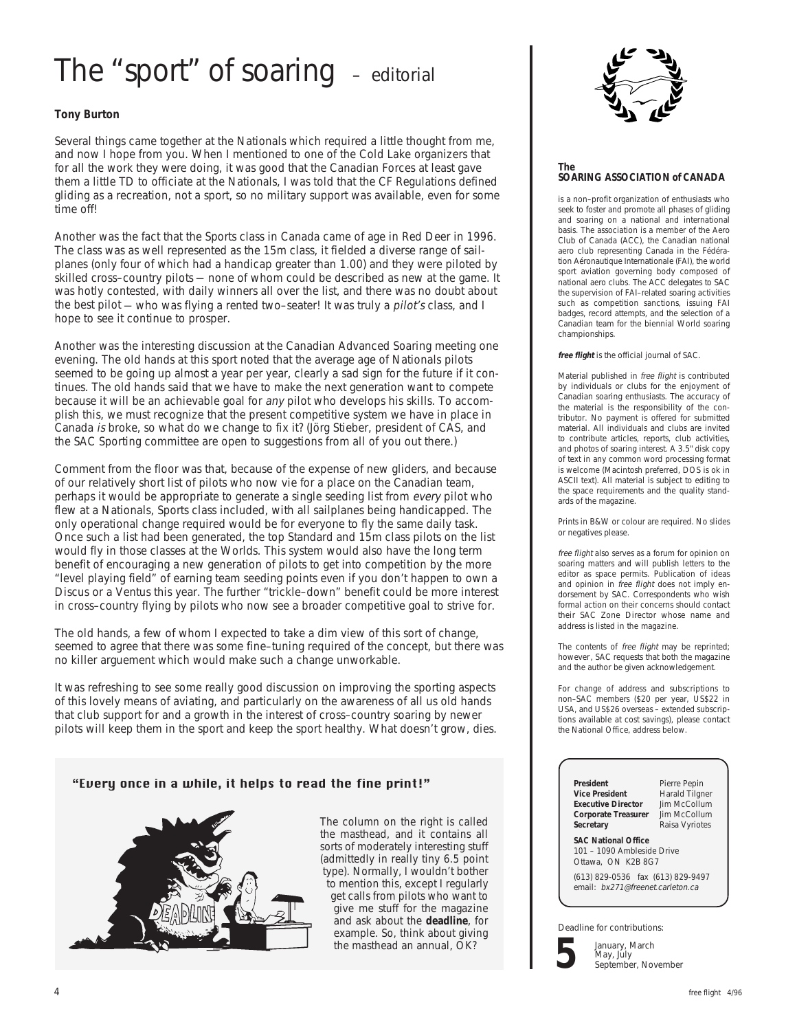# The "sport" of soaring – editorial

**Tony Burton**

Several things came together at the Nationals which required a little thought from me, and now I hope from you. When I mentioned to one of the Cold Lake organizers that for all the work they were doing, it was good that the Canadian Forces at least gave them a little TD to officiate at the Nationals, I was told that the CF Regulations defined gliding as a recreation, not a sport, so no military support was available, even for some time off!

Another was the fact that the Sports class in Canada came of age in Red Deer in 1996. The class was as well represented as the 15m class, it fielded a diverse range of sailplanes (only four of which had a handicap greater than 1.00) and they were piloted by skilled cross–country pilots — none of whom could be described as new at the game. It was hotly contested, with daily winners all over the list, and there was no doubt about the best pilot — who was flying a rented two–seater! It was truly a *pilot's* class, and I hope to see it continue to prosper.

Another was the interesting discussion at the Canadian Advanced Soaring meeting one evening. The old hands at this sport noted that the average age of Nationals pilots seemed to be going up almost a year per year, clearly a sad sign for the future if it continues. The old hands said that we have to make the next generation want to compete because it will be an achievable goal for *any* pilot who develops his skills. To accomplish this, we must recognize that the present competitive system we have in place in Canada *is* broke, so what do we change to fix it? (Jörg Stieber, president of CAS, and the SAC Sporting committee are open to suggestions from all of you out there.)

Comment from the floor was that, because of the expense of new gliders, and because of our relatively short list of pilots who now vie for a place on the Canadian team, perhaps it would be appropriate to generate a single seeding list from *every* pilot who flew at a Nationals, Sports class included, with all sailplanes being handicapped. The only operational change required would be for everyone to fly the same daily task. Once such a list had been generated, the top Standard and 15m class pilots on the list would fly in those classes at the Worlds. This system would also have the long term benefit of encouraging a new generation of pilots to get into competition by the more "level playing field" of earning team seeding points even if you don't happen to own a Discus or a Ventus this year. The further "trickle–down" benefit could be more interest in cross–country flying by pilots who now see a broader competitive goal to strive for.

The old hands, a few of whom I expected to take a dim view of this sort of change, seemed to agree that there was some fine–tuning required of the concept, but there was no killer arguement which would make such a change unworkable.

It was refreshing to see some really good discussion on improving the sporting aspects of this lovely means of aviating, and particularly on the awareness of all us old hands that club support for and a growth in the interest of cross–country soaring by newer pilots will keep them in the sport and keep the sport healthy. What doesn't grow, dies.

### "Every once in a while, it helps to read the fine print!"

The column on the right is called the masthead, and it contains all sorts of moderately interesting stuff (admittedly in really tiny 6.5 point type). Normally, I wouldn't bother to mention this, except I regularly get calls from pilots who want to give me stuff for the magazine and ask about the **deadline**, for example. So, think about giving the masthead an annual, OK?

---

**The SOARING ASSOCIATION of CANADA**

is a non–profit organization of enthusiasts who seek to foster and promote all phases of gliding and soaring on a national and international basis. The association is a member of the Aero Club of Canada (ACC), the Canadian national aero club representing Canada in the Fédération Aéronautique Internationale (FAI), the world sport aviation governing body composed of national aero clubs. The ACC delegates to SAC the supervision of FAI–related soaring activities such as competition sanctions, issuing FAI badges, record attempts, and the selection of a Canadian team for the biennial World soaring championships.

***free flight*** is the official journal of SAC.

Material published in *free flight* is contributed by individuals or clubs for the enjoyment of Canadian soaring enthusiasts. The accuracy of the material is the responsibility of the contributor. No payment is offered for submitted material. All individuals and clubs are invited to contribute articles, reports, club activities, and photos of soaring interest. A 3.5" disk copy of text in any common word processing format is welcome (Macintosh preferred, DOS is ok in ASCII text). All material is subject to editing to the space requirements and the quality standards of the magazine.

Prints in B&W or colour are required. No slides or negatives please.

*free flight* also serves as a forum for opinion on soaring matters and will publish letters to the editor as space permits. Publication of ideas and opinion in *free flight* does not imply endorsement by SAC. Correspondents who wish formal action on their concerns should contact their SAC Zone Director whose name and address is listed in the magazine.

The contents of *free flight* may be reprinted; however, SAC requests that both the magazine and the author be given acknowledgement.

For change of address and subscriptions to non–SAC members ($20 per year, US$22 in USA, and US$26 overseas – extended subscriptions available at cost savings), please contact the National Office, address below.

| | |
|---|---|
| **President** | Pierre Pepin |
| **Vice President** | Harald Tilgner |
| **Executive Director** | Jim McCollum |
| **Corporate Treasurer** | Jim McCollum |
| **Secretary** | Raisa Vyriotes |

**SAC National Office**
101 – 1090 Ambleside Drive
Ottawa, ON K2B 8G7

(613) 829-0536 fax (613) 829-9497
email: *bx271@freenet.carleton.ca*

Deadline for contributions:

**5** January, March, May, July, September, November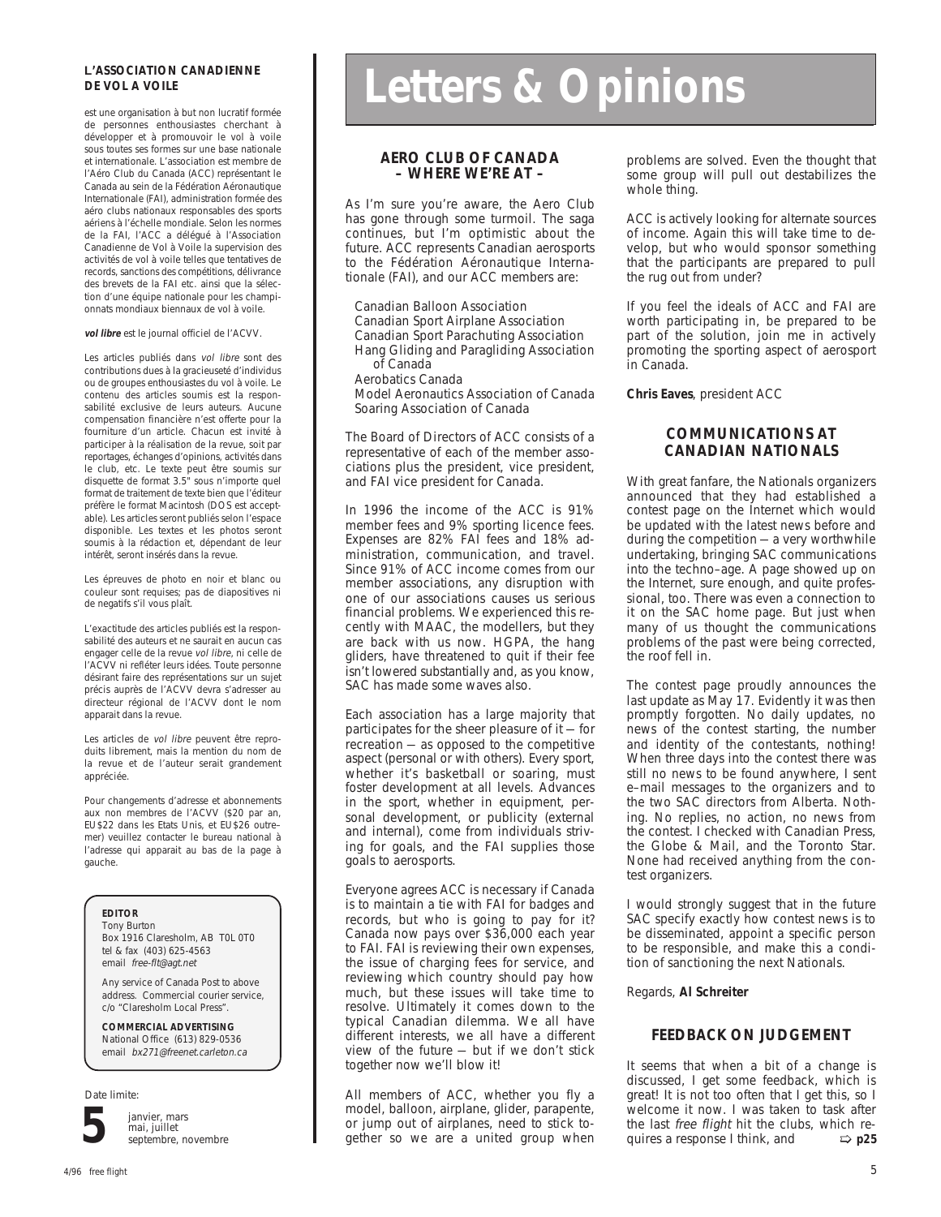**L'ASSOCIATION CANADIENNE DE VOL A VOILE**

est une organisation à but non lucratif formée de personnes enthousiastes cherchant à développer et à promouvoir le vol à voile sous toutes ses formes sur une base nationale et internationale. L'association est membre de l'Aéro Club du Canada (ACC) représentant le Canada au sein de la Fédération Aéronautique Internationale (FAI), administration formée des aéro clubs nationaux responsables des sports aériens à l'échelle mondiale. Selon les normes de la FAI, l'ACC a délégué à l'Association Canadienne de Vol à Voile la supervision des activités de vol à voile telles que tentatives de records, sanctions des compétitions, délivrance des brevets de la FAI etc. ainsi que la sélection d'une équipe nationale pour les championnats mondiaux biennaux de vol à voile.

***vol libre*** est le journal officiel de l'ACVV.

Les articles publiés dans *vol libre* sont des contributions dues à la gracieuseté d'individus ou de groupes enthousiastes du vol à voile. Le contenu des articles soumis est la responsabilité exclusive de leurs auteurs. Aucune compensation financière n'est offerte pour la fourniture d'un article. Chacun est invité à participer à la réalisation de la revue, soit par reportages, échanges d'opinions, activités dans le club, etc. Le texte peut être soumis sur disquette de format 3.5" sous n'importe quel format de traitement de texte bien que l'éditeur préfère le format Macintosh (DOS est acceptable). Les articles seront publiés selon l'espace disponible. Les textes et les photos seront soumis à la rédaction et, dépendant de leur intérêt, seront insérés dans la revue.

Les épreuves de photo en noir et blanc ou couleur sont requises; pas de diapositives ni de negatifs s'il vous plaît.

L'exactitude des articles publiés est la responsabilité des auteurs et ne saurait en aucun cas engager celle de la revue *vol libre*, ni celle de l'ACVV ni refléter leurs idées. Toute personne désirant faire des représentations sur un sujet précis auprès de l'ACVV devra s'adresser au directeur régional de l'ACVV dont le nom apparait dans la revue.

Les articles de *vol libre* peuvent être reproduits librement, mais la mention du nom de la revue et de l'auteur serait grandement appréciée.

Pour changements d'adresse et abonnements aux non membres de l'ACVV ($20 par an, EU$22 dans les Etats Unis, et EU$26 outre–mer) veuillez contacter le bureau national à l'adresse qui apparait au bas de la page à gauche.

**EDITOR**
Tony Burton
Box 1916 Claresholm, AB T0L 0T0
tel & fax (403) 625-4563
email *free-flt@agt.net*

Any service of Canada Post to above address. Commercial courier service, c/o "Claresholm Local Press".

**COMMERCIAL ADVERTISING**
National Office (613) 829-0536
email *bx271@freenet.carleton.ca*

Date limite:

**5** janvier, mars, mai, juillet, septembre, novembre

# Letters & Opinions

## AERO CLUB OF CANADA – WHERE WE'RE AT –

As I'm sure you're aware, the Aero Club has gone through some turmoil. The saga continues, but I'm optimistic about the future. ACC represents Canadian aerosports to the Fédération Aéronautique Internationale (FAI), and our ACC members are:

- Canadian Balloon Association
- Canadian Sport Airplane Association
- Canadian Sport Parachuting Association
- Hang Gliding and Paragliding Association of Canada
- Aerobatics Canada
- Model Aeronautics Association of Canada
- Soaring Association of Canada

The Board of Directors of ACC consists of a representative of each of the member associations plus the president, vice president, and FAI vice president for Canada.

In 1996 the income of the ACC is 91% member fees and 9% sporting licence fees. Expenses are 82% FAI fees and 18% administration, communication, and travel. Since 91% of ACC income comes from our member associations, any disruption with one of our associations causes us serious financial problems. We experienced this recently with MAAC, the modellers, but they are back with us now. HGPA, the hang gliders, have threatened to quit if their fee isn't lowered substantially and, as you know, SAC has made some waves also.

Each association has a large majority that participates for the sheer pleasure of it — for recreation — as opposed to the competitive aspect (personal or with others). Every sport, whether it's basketball or soaring, must foster development at all levels. Advances in the sport, whether in equipment, personal development, or publicity (external and internal), come from individuals striving for goals, and the FAI supplies those goals to aerosports.

Everyone agrees ACC is necessary if Canada is to maintain a tie with FAI for badges and records, but who is going to pay for it? Canada now pays over $36,000 each year to FAI. FAI is reviewing their own expenses, the issue of charging fees for service, and reviewing which country should pay how much, but these issues will take time to resolve. Ultimately it comes down to the typical Canadian dilemma. We all have different interests, we all have a different view of the future — but if we don't stick together now we'll blow it!

All members of ACC, whether you fly a model, balloon, airplane, glider, parapente, or jump out of airplanes, need to stick together so we are a united group when problems are solved. Even the thought that some group will pull out destabilizes the whole thing.

ACC is actively looking for alternate sources of income. Again this will take time to develop, but who would sponsor something that the participants are prepared to pull the rug out from under?

If you feel the ideals of ACC and FAI are worth participating in, be prepared to be part of the solution, join me in actively promoting the sporting aspect of aerosport in Canada.

**Chris Eaves**, president ACC

## COMMUNICATIONS AT CANADIAN NATIONALS

With great fanfare, the Nationals organizers announced that they had established a contest page on the Internet which would be updated with the latest news before and during the competition — a very worthwhile undertaking, bringing SAC communications into the techno–age. A page showed up on the Internet, sure enough, and quite professional, too. There was even a connection to it on the SAC home page. But just when many of us thought the communications problems of the past were being corrected, the roof fell in.

The contest page proudly announces the last update as May 17. Evidently it was then promptly forgotten. No daily updates, no news of the contest starting, the number and identity of the contestants, nothing! When three days into the contest there was still no news to be found anywhere, I sent e–mail messages to the organizers and to the two SAC directors from Alberta. Nothing. No replies, no action, no news from the contest. I checked with Canadian Press, the Globe & Mail, and the Toronto Star. None had received anything from the contest organizers.

I would strongly suggest that in the future SAC specify exactly how contest news is to be disseminated, appoint a specific person to be responsible, and make this a condition of sanctioning the next Nationals.

Regards, **Al Schreiter**

## FEEDBACK ON JUDGEMENT

It seems that when a bit of a change is discussed, I get some feedback, which is great! It is not too often that I get this, so I welcome it now. I was taken to task after the last *free flight* hit the clubs, which requires a response I think, and ⇨ **p25**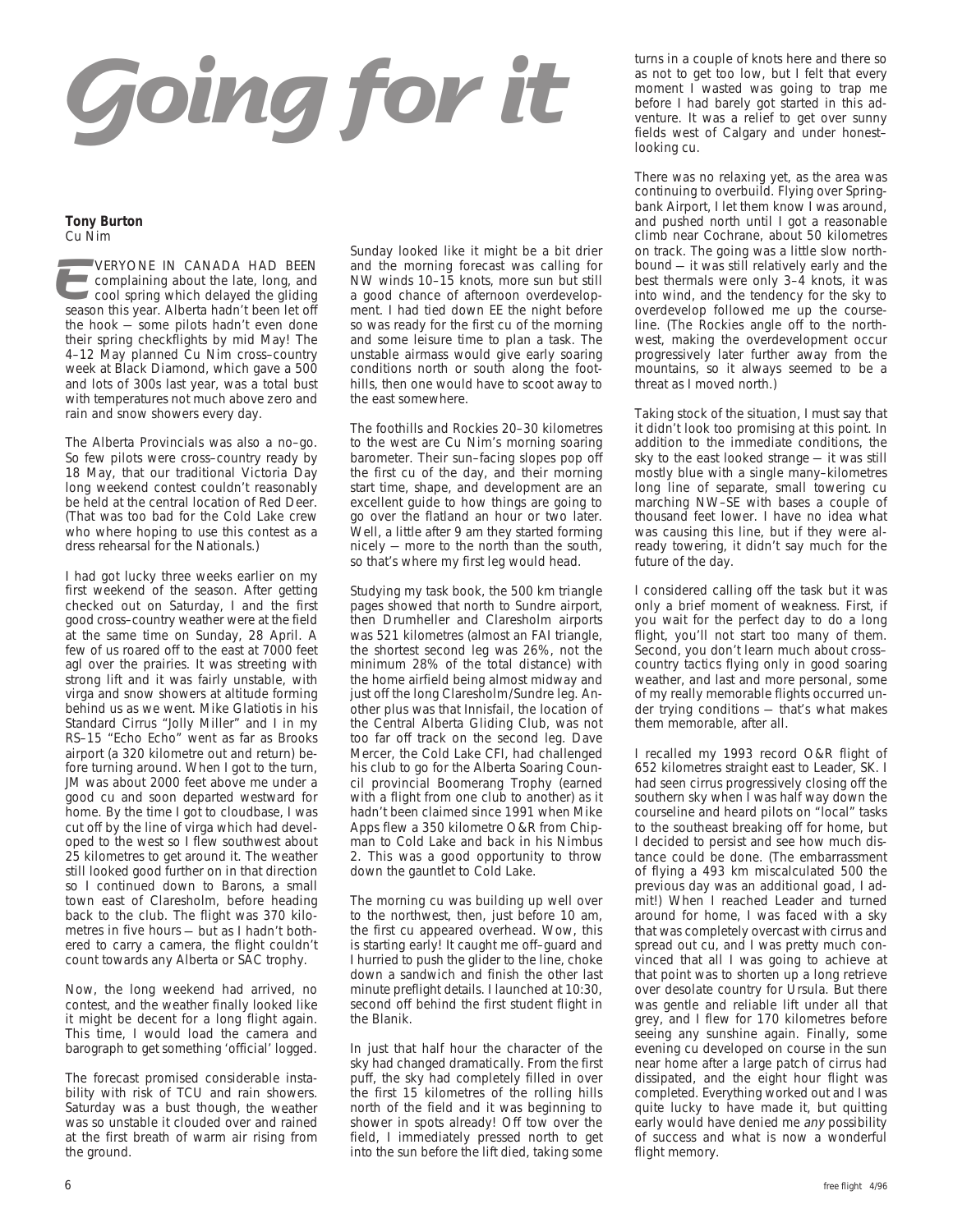# Going for it

**Tony Burton**
*Cu Nim*

EVERYONE IN CANADA HAD BEEN complaining about the late, long, and cool spring which delayed the gliding season this year. Alberta hadn't been let off the hook — some pilots hadn't even done their spring checkflights by mid May! The 4–12 May planned Cu Nim cross–country week at Black Diamond, which gave a 500 and lots of 300s last year, was a total bust with temperatures not much above zero and rain and snow showers every day.

The Alberta Provincials was also a no–go. So few pilots were cross–country ready by 18 May, that our traditional Victoria Day long weekend contest couldn't reasonably be held at the central location of Red Deer. (That was too bad for the Cold Lake crew who were hoping to use this contest as a dress rehearsal for the Nationals.)

I had got lucky three weeks earlier on my first weekend of the season. After getting checked out on Saturday, I and the first good cross–country weather were at the field at the same time on Sunday, 28 April. A few of us roared off to the east at 7000 feet agl over the prairies. It was streeting with strong lift and it was fairly unstable, with virga and snow showers at altitude forming behind us as we went. Mike Glatiotis in his Standard Cirrus "Jolly Miller" and I in my RS–15 "Echo Echo" went as far as Brooks airport (a 320 kilometre out and return) before turning around. When I got to the turn, JM was about 2000 feet above me under a good cu and soon departed westward for home. By the time I got to cloudbase, I was cut off by the line of virga which had developed to the west so I flew southwest about 25 kilometres to get around it. The weather still looked good further on in that direction so I continued down to Barons, a small town east of Claresholm, before heading back to the club. The flight was 370 kilometres in five hours — but as I hadn't bothered to carry a camera, the flight couldn't count towards any Alberta or SAC trophy.

Now, the long weekend had arrived, no contest, and the weather finally looked like it might be decent for a long flight again. This time, I would load the camera and barograph to get something 'official' logged.

The forecast promised considerable instability with risk of TCU and rain showers. Saturday was a bust though, the weather was so unstable it clouded over and rained at the first breath of warm air rising from the ground.

Sunday looked like it might be a bit drier and the morning forecast was calling for NW winds 10–15 knots, more sun but still a good chance of afternoon overdevelopment. I had tied down EE the night before so was ready for the first cu of the morning and some leisure time to plan a task. The unstable airmass would give early soaring conditions north or south along the foothills, then one would have to scoot away to the east somewhere.

The foothills and Rockies 20–30 kilometres to the west are Cu Nim's morning soaring barometer. Their sun–facing slopes pop off the first cu of the day, and their morning start time, shape, and development are an excellent guide to how things are going to go over the flatland an hour or two later. Well, a little after 9 am they started forming nicely — more to the north than the south, so that's where my first leg would head.

Studying my task book, the 500 km triangle pages showed that north to Sundre airport, then Drumheller and Claresholm airports was 521 kilometres (almost an FAI triangle, the shortest second leg was 26%, not the minimum 28% of the total distance) with the home airfield being almost midway and just off the long Claresholm/Sundre leg. Another plus was that Innisfail, the location of the Central Alberta Gliding Club, was not too far off track on the second leg. Dave Mercer, the Cold Lake CFI, had challenged his club to go for the Alberta Soaring Council provincial Boomerang Trophy (earned with a flight from one club to another) as it hadn't been claimed since 1991 when Mike Apps flew a 350 kilometre O&R from Chipman to Cold Lake and back in his Nimbus 2. This was a good opportunity to throw down the gauntlet to Cold Lake.

The morning cu was building up well over to the northwest, then, just before 10 am, the first cu appeared overhead. Wow, this is starting early! It caught me off–guard and I hurried to push the glider to the line, choke down a sandwich and finish the other last minute preflight details. I launched at 10:30, second off behind the first student flight in the Blanik.

In just that half hour the character of the sky had changed dramatically. From the first puff, the sky had completely filled in over the first 15 kilometres of the rolling hills north of the field and it was beginning to shower in spots already! Off tow over the field, I immediately pressed north to get into the sun before the lift died, taking some turns in a couple of knots here and there so as not to get too low, but I felt that every moment I wasted was going to trap me before I had barely got started in this adventure. It was a relief to get over sunny fields west of Calgary and under honest–looking cu.

There was no relaxing yet, as the area was continuing to overbuild. Flying over Springbank Airport, I let them know I was around, and pushed north until I got a reasonable climb near Cochrane, about 50 kilometres on track. The going was a little slow northbound — it was still relatively early and the best thermals were only 3–4 knots, it was into wind, and the tendency for the sky to overdevelop followed me up the courseline. (The Rockies angle off to the northwest, making the overdevelopment occur progressively later further away from the mountains, so it always seemed to be a threat as I moved north.)

Taking stock of the situation, I must say that it didn't look too promising at this point. In addition to the immediate conditions, the sky to the east looked strange — it was still mostly blue with a single many–kilometres long line of separate, small towering cu marching NW–SE with bases a couple of thousand feet lower. I have no idea what was causing this line, but if they were already towering, it didn't say much for the future of the day.

I considered calling off the task but it was only a brief moment of weakness. First, if you wait for the perfect day to do a long flight, you'll not start too many of them. Second, you don't learn much about cross–country tactics flying only in good soaring weather, and last and more personal, some of my really memorable flights occurred under trying conditions — that's what makes them memorable, after all.

I recalled my 1993 record O&R flight of 652 kilometres straight east to Leader, SK. I had seen cirrus progressively closing off the southern sky when I was half way down the courseline and heard pilots on "local" tasks to the southeast breaking off for home, but I decided to persist and see how much distance could be done. (The embarrassment of flying a 493 km miscalculated 500 the previous day was an additional goad, I admit!) When I reached Leader and turned around for home, I was faced with a sky that was completely overcast with cirrus and spread out cu, and I was pretty much convinced that all I was going to achieve at that point was to shorten up a long retrieve over desolate country for Ursula. But there was gentle and reliable lift under all that grey, and I flew for 170 kilometres before seeing any sunshine again. Finally, some evening cu developed on course in the sun near home after a large patch of cirrus had dissipated, and the eight hour flight was completed. Everything worked out and I was quite lucky to have made it, but quitting early would have denied me *any* possibility of success and what is now a wonderful flight memory.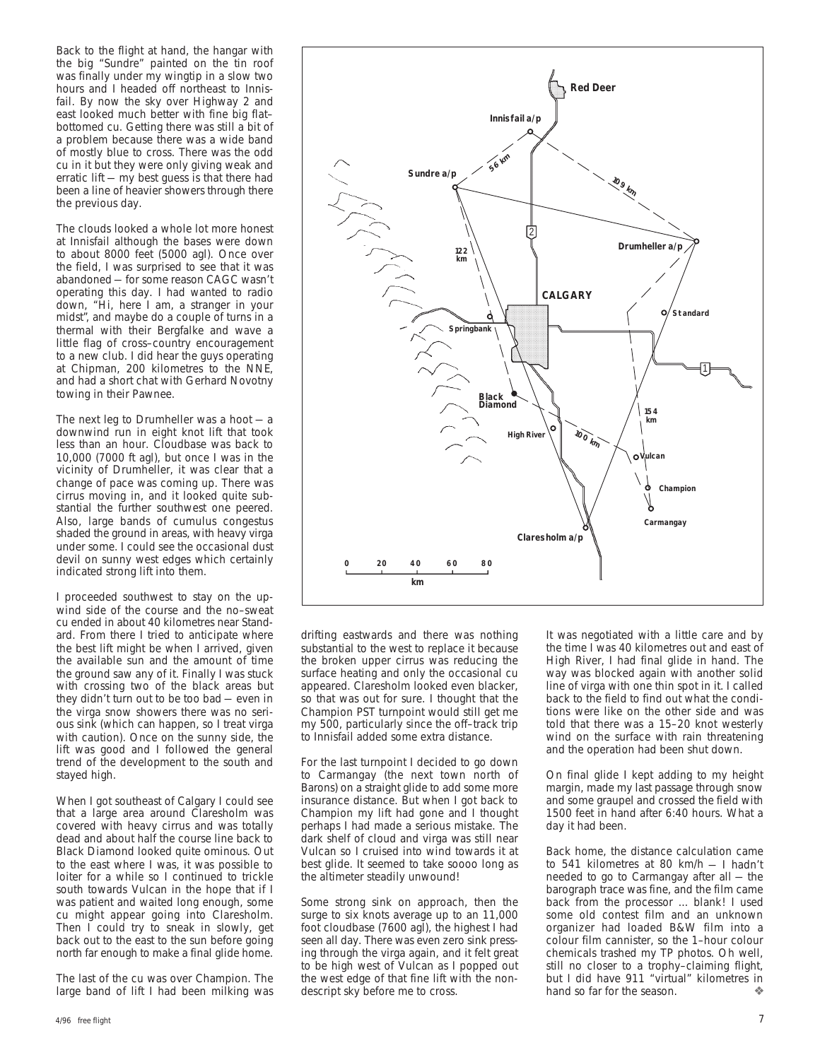Back to the flight at hand, the hangar with the big "Sundre" painted on the tin roof was finally under my wingtip in a slow two hours and I headed off northeast to Innisfail. By now the sky over Highway 2 and east looked much better with fine big flat–bottomed cu. Getting there was still a bit of a problem because there was a wide band of mostly blue to cross. There was the odd cu in it but they were only giving weak and erratic lift — my best guess is that there had been a line of heavier showers through there the previous day.

The clouds looked a whole lot more honest at Innisfail although the bases were down to about 8000 feet (5000 agl). Once over the field, I was surprised to see that it was abandoned — for some reason CAGC wasn't operating this day. I had wanted to radio down, "Hi, here I am, a stranger in your midst", and maybe do a couple of turns in a thermal with their Bergfalke and wave a little flag of cross–country encouragement to a new club. I did hear the guys operating at Chipman, 200 kilometres to the NNE, and had a short chat with Gerhard Novotny towing in their Pawnee.

The next leg to Drumheller was a hoot — a downwind run in eight knot lift that took less than an hour. Cloudbase was back to 10,000 (7000 ft agl), but once I was in the vicinity of Drumheller, it was clear that a change of pace was coming up. There was cirrus moving in, and it looked quite substantial the further southwest one peered. Also, large bands of cumulus congestus shaded the ground in areas, with heavy virga under some. I could see the occasional dust devil on sunny west edges which certainly indicated strong lift into them.

I proceeded southwest to stay on the upwind side of the course and the no–sweat cu ended in about 40 kilometres near Standard. From there I tried to anticipate where the best lift might be when I arrived, given the available sun and the amount of time the ground saw any of it. Finally I was stuck with crossing two of the black areas but they didn't turn out to be too bad — even in the virga snow showers there was no serious sink (which can happen, so I treat virga with caution). Once on the sunny side, the lift was good and I followed the general trend of the development to the south and stayed high.

When I got southeast of Calgary I could see that a large area around Claresholm was covered with heavy cirrus and was totally dead and about half the course line back to Black Diamond looked quite ominous. Out to the east where I was, it was possible to loiter for a while so I continued to trickle south towards Vulcan in the hope that if I was patient and waited long enough, some cu might appear going into Claresholm. Then I could try to sneak in slowly, get back out to the east to the sun before going north far enough to make a final glide home.

The last of the cu was over Champion. The large band of lift I had been milking was drifting eastwards and there was nothing substantial to the west to replace it because the broken upper cirrus was reducing the surface heating and only the occasional cu appeared. Claresholm looked even blacker, so that was out for sure. I thought that the Champion PST turnpoint would still get me my 500, particularly since the off–track trip to Innisfail added some extra distance.

For the last turnpoint I decided to go down to Carmangay (the next town north of Barons) on a straight glide to add some more insurance distance. But when I got back to Champion my lift had gone and I thought perhaps I had made a serious mistake. The dark shelf of cloud and virga was still near Vulcan so I cruised into wind towards it at best glide. It seemed to take soooo long as the altimeter steadily unwound!

Some strong sink on approach, then the surge to six knots average up to an 11,000 foot cloudbase (7600 agl), the highest I had seen all day. There was even zero sink pressing through the virga again, and it felt great to be high west of Vulcan as I popped out the west edge of that fine lift with the nondescript sky before me to cross.

It was negotiated with a little care and by the time I was 40 kilometres out and east of High River, I had final glide in hand. The way was blocked again with another solid line of virga with one thin spot in it. I called back to the field to find out what the conditions were like on the other side and was told that there was a 15–20 knot westerly wind on the surface with rain threatening and the operation had been shut down.

On final glide I kept adding to my height margin, made my last passage through snow and some graupel and crossed the field with 1500 feet in hand after 6:40 hours. What a day it had been.

Back home, the distance calculation came to 541 kilometres at 80 km/h — I hadn't needed to go to Carmangay after all — the barograph trace was fine, and the film came back from the processor ... blank! I used some old contest film and an unknown organizer had loaded B&W film into a colour film cannister, so the 1–hour colour chemicals trashed my TP photos. Oh well, still no closer to a trophy–claiming flight, but I did have 911 "virtual" kilometres in hand so far for the season. ❖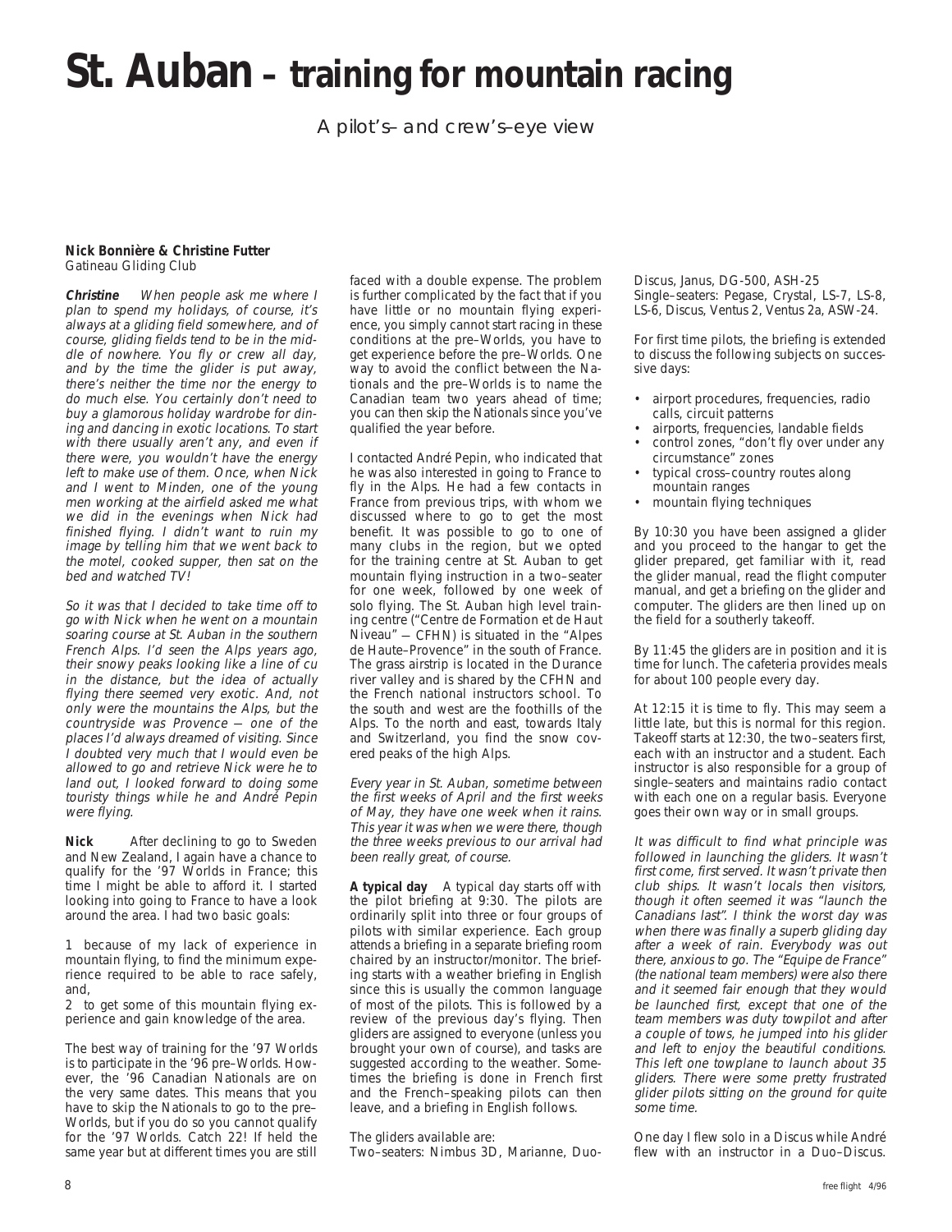# St. Auban – training for mountain racing

A pilot's– and crew's–eye view

**Nick Bonnière & Christine Futter**
Gatineau Gliding Club

***Christine*** *When people ask me where I plan to spend my holidays, of course, it's always at a gliding field somewhere, and of course, gliding fields tend to be in the middle of nowhere. You fly or crew all day, and by the time the glider is put away, there's neither the time nor the energy to do much else. You certainly don't need to buy a glamorous holiday wardrobe for dining and dancing in exotic locations. To start with there usually aren't any, and even if there were, you wouldn't have the energy left to make use of them. Once, when Nick and I went to Minden, one of the young men working at the airfield asked me what we did in the evenings when Nick had finished flying. I didn't want to ruin my image by telling him that we went back to the motel, cooked supper, then sat on the bed and watched TV!*

*So it was that I decided to take time off to go with Nick when he went on a mountain soaring course at St. Auban in the southern French Alps. I'd seen the Alps years ago, their snowy peaks looking like a line of cu in the distance, but the idea of actually flying there seemed very exotic. And, not only were the mountains the Alps, but the countryside was Provence — one of the places I'd always dreamed of visiting. Since I doubted very much that I would even be allowed to go and retrieve Nick were he to land out, I looked forward to doing some touristy things while he and André Pepin were flying.*

**Nick** After declining to go to Sweden and New Zealand, I again have a chance to qualify for the '97 Worlds in France; this time I might be able to afford it. I started looking into going to France to have a look around the area. I had two basic goals:

1 because of my lack of experience in mountain flying, to find the minimum experience required to be able to race safely, and,

2 to get some of this mountain flying experience and gain knowledge of the area.

The best way of training for the '97 Worlds is to participate in the '96 pre–Worlds. However, the '96 Canadian Nationals are on the very same dates. This means that you have to skip the Nationals to go to the pre–Worlds, but if you do so you cannot qualify for the '97 Worlds. Catch 22! If held the same year but at different times you are still faced with a double expense. The problem is further complicated by the fact that if you have little or no mountain flying experience, you simply cannot start racing in these conditions at the pre–Worlds, you have to get experience before the pre–Worlds. One way to avoid the conflict between the Nationals and the pre–Worlds is to name the Canadian team two years ahead of time; you can then skip the Nationals since you've qualified the year before.

I contacted André Pepin, who indicated that he was also interested in going to France to fly in the Alps. He had a few contacts in France from previous trips, with whom we discussed where to go to get the most benefit. It was possible to go to one of many clubs in the region, but we opted for the training centre at St. Auban to get mountain flying instruction in a two–seater for one week, followed by one week of solo flying. The St. Auban high level training centre ("Centre de Formation et de Haut Niveau" — CFHN) is situated in the "Alpes de Haute–Provence" in the south of France. The grass airstrip is located in the Durance river valley and is shared by the CFHN and the French national instructors school. To the south and west are the foothills of the Alps. To the north and east, towards Italy and Switzerland, you find the snow covered peaks of the high Alps.

*Every year in St. Auban, sometime between the first weeks of April and the first weeks of May, they have one week when it rains. This year it was when we were there, though the three weeks previous to our arrival had been really great, of course.*

**A typical day** A typical day starts off with the pilot briefing at 9:30. The pilots are ordinarily split into three or four groups of pilots with similar experience. Each group attends a briefing in a separate briefing room chaired by an instructor/monitor. The briefing starts with a weather briefing in English since this is usually the common language of most of the pilots. This is followed by a review of the previous day's flying. Then gliders are assigned to everyone (unless you brought your own of course), and tasks are suggested according to the weather. Sometimes the briefing is done in French first and the French–speaking pilots can then leave, and a briefing in English follows.

The gliders available are:
Two–seaters: Nimbus 3D, Marianne, Duo-Discus, Janus, DG-500, ASH-25
Single–seaters: Pegase, Crystal, LS-7, LS-8, LS-6, Discus, Ventus 2, Ventus 2a, ASW-24.

For first time pilots, the briefing is extended to discuss the following subjects on successive days:

- airport procedures, frequencies, radio calls, circuit patterns
- airports, frequencies, landable fields
- control zones, "don't fly over under any circumstance" zones
- typical cross–country routes along mountain ranges
- mountain flying techniques

By 10:30 you have been assigned a glider and you proceed to the hangar to get the glider prepared, get familiar with it, read the glider manual, read the flight computer manual, and get a briefing on the glider and computer. The gliders are then lined up on the field for a southerly takeoff.

By 11:45 the gliders are in position and it is time for lunch. The cafeteria provides meals for about 100 people every day.

At 12:15 it is time to fly. This may seem a little late, but this is normal for this region. Takeoff starts at 12:30, the two–seaters first, each with an instructor and a student. Each instructor is also responsible for a group of single–seaters and maintains radio contact with each one on a regular basis. Everyone goes their own way or in small groups.

*It was difficult to find what principle was followed in launching the gliders. It wasn't first come, first served. It wasn't private then club ships. It wasn't locals then visitors, though it often seemed it was "launch the Canadians last". I think the worst day was when there was finally a superb gliding day after a week of rain. Everybody was out there, anxious to go. The "Equipe de France" (the national team members) were also there and it seemed fair enough that they would be launched first, except that one of the team members was duty towpilot and after a couple of tows, he jumped into his glider and left to enjoy the beautiful conditions. This left one towplane to launch about 35 gliders. There were some pretty frustrated glider pilots sitting on the ground for quite some time.*

One day I flew solo in a Discus while André flew with an instructor in a Duo–Discus.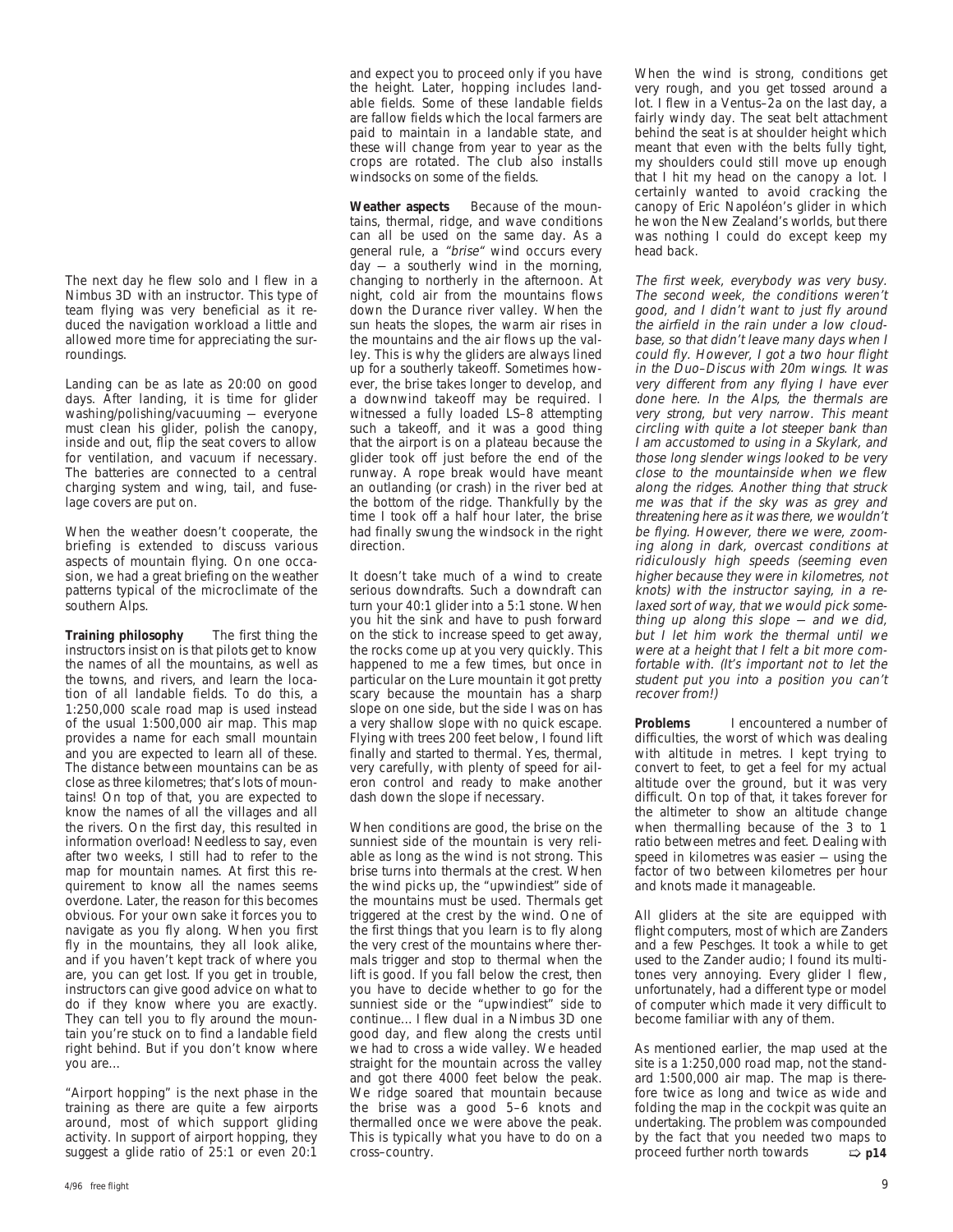The next day he flew solo and I flew in a Nimbus 3D with an instructor. This type of team flying was very beneficial as it reduced the navigation workload a little and allowed more time for appreciating the surroundings.

Landing can be as late as 20:00 on good days. After landing, it is time for glider washing/polishing/vacuuming — everyone must clean his glider, polish the canopy, inside and out, flip the seat covers to allow for ventilation, and vacuum if necessary. The batteries are connected to a central charging system and wing, tail, and fuselage covers are put on.

When the weather doesn't cooperate, the briefing is extended to discuss various aspects of mountain flying. On one occasion, we had a great briefing on the weather patterns typical of the microclimate of the southern Alps.

**Training philosophy** The first thing the instructors insist on is that pilots get to know the names of all the mountains, as well as the towns, and rivers, and learn the location of all landable fields. To do this, a 1:250,000 scale road map is used instead of the usual 1:500,000 air map. This map provides a name for each small mountain and you are expected to learn all of these. The distance between mountains can be as close as three kilometres; that's lots of mountains! On top of that, you are expected to know the names of all the villages and all the rivers. On the first day, this resulted in information overload! Needless to say, even after two weeks, I still had to refer to the map for mountain names. At first this requirement to know all the names seems overdone. Later, the reason for this becomes obvious. For your own sake it forces you to navigate as you fly along. When you first fly in the mountains, they all look alike, and if you haven't kept track of where you are, you can get lost. If you get in trouble, instructors can give good advice on what to do if they know where you are exactly. They can tell you to fly around the mountain you're stuck on to find a landable field right behind. But if you don't know where you are…

"Airport hopping" is the next phase in the training as there are quite a few airports around, most of which support gliding activity. In support of airport hopping, they suggest a glide ratio of 25:1 or even 20:1 and expect you to proceed only if you have the height. Later, hopping includes landable fields. Some of these landable fields are fallow fields which the local farmers are paid to maintain in a landable state, and these will change from year to year as the crops are rotated. The club also installs windsocks on some of the fields.

**Weather aspects** Because of the mountains, thermal, ridge, and wave conditions can all be used on the same day. As a general rule, a *"brise"* wind occurs every day — a southerly wind in the morning, changing to northerly in the afternoon. At night, cold air from the mountains flows down the Durance river valley. When the sun heats the slopes, the warm air rises in the mountains and the air flows up the valley. This is why the gliders are always lined up for a southerly takeoff. Sometimes however, the brise takes longer to develop, and a downwind takeoff may be required. I witnessed a fully loaded LS–8 attempting such a takeoff, and it was a good thing that the airport is on a plateau because the glider took off just before the end of the runway. A rope break would have meant an outlanding (or crash) in the river bed at the bottom of the ridge. Thankfully by the time I took off a half hour later, the brise had finally swung the windsock in the right direction.

It doesn't take much of a wind to create serious downdrafts. Such a downdraft can turn your 40:1 glider into a 5:1 stone. When you hit the sink and have to push forward on the stick to increase speed to get away, the rocks come up at you very quickly. This happened to me a few times, but once in particular on the Lure mountain it got pretty scary because the mountain has a sharp slope on one side, but the side I was on has a very shallow slope with no quick escape. Flying with trees 200 feet below, I found lift finally and started to thermal. Yes, thermal, very carefully, with plenty of speed for aileron control and ready to make another dash down the slope if necessary.

When conditions are good, the brise on the sunniest side of the mountain is very reliable as long as the wind is not strong. This brise turns into thermals at the crest. When the wind picks up, the "upwindiest" side of the mountains must be used. Thermals get triggered at the crest by the wind. One of the first things that you learn is to fly along the very crest of the mountains where thermals trigger and stop to thermal when the lift is good. If you fall below the crest, then you have to decide whether to go for the sunniest side or the "upwindiest" side to continue… I flew dual in a Nimbus 3D one good day, and flew along the crests until we had to cross a wide valley. We headed straight for the mountain across the valley and got there 4000 feet below the peak. We ridge soared that mountain because the brise was a good 5–6 knots and thermalled once we were above the peak. This is typically what you have to do on a cross–country.

When the wind is strong, conditions get very rough, and you get tossed around a lot. I flew in a Ventus–2a on the last day, a fairly windy day. The seat belt attachment behind the seat is at shoulder height which meant that even with the belts fully tight, my shoulders could still move up enough that I hit my head on the canopy a lot. I certainly wanted to avoid cracking the canopy of Eric Napoléon's glider in which he won the New Zealand's worlds, but there was nothing I could do except keep my head back.

*The first week, everybody was very busy. The second week, the conditions weren't good, and I didn't want to just fly around the airfield in the rain under a low cloudbase, so that didn't leave many days when I could fly. However, I got a two hour flight in the Duo–Discus with 20m wings. It was very different from any flying I have ever done here. In the Alps, the thermals are very strong, but very narrow. This meant circling with quite a lot steeper bank than I am accustomed to using in a Skylark, and those long slender wings looked to be very close to the mountainside when we flew along the ridges. Another thing that struck me was that if the sky was as grey and threatening here as it was there, we wouldn't be flying. However, there we were, zooming along in dark, overcast conditions at ridiculously high speeds (seeming even higher because they were in kilometres, not knots) with the instructor saying, in a relaxed sort of way, that we would pick something up along this slope — and we did, but I let him work the thermal until we were at a height that I felt a bit more comfortable with. (It's important not to let the student put you into a position you can't recover from!)*

**Problems** I encountered a number of difficulties, the worst of which was dealing with altitude in metres. I kept trying to convert to feet, to get a feel for my actual altitude over the ground, but it was very difficult. On top of that, it takes forever for the altimeter to show an altitude change when thermalling because of the 3 to 1 ratio between metres and feet. Dealing with speed in kilometres was easier — using the factor of two between kilometres per hour and knots made it manageable.

All gliders at the site are equipped with flight computers, most of which are Zanders and a few Peschges. It took a while to get used to the Zander audio; I found its multitones very annoying. Every glider I flew, unfortunately, had a different type or model of computer which made it very difficult to become familiar with any of them.

As mentioned earlier, the map used at the site is a 1:250,000 road map, not the standard 1:500,000 air map. The map is therefore twice as long and twice as wide and folding the map in the cockpit was quite an undertaking. The problem was compounded by the fact that you needed two maps to proceed further north towards ⇨ **p14**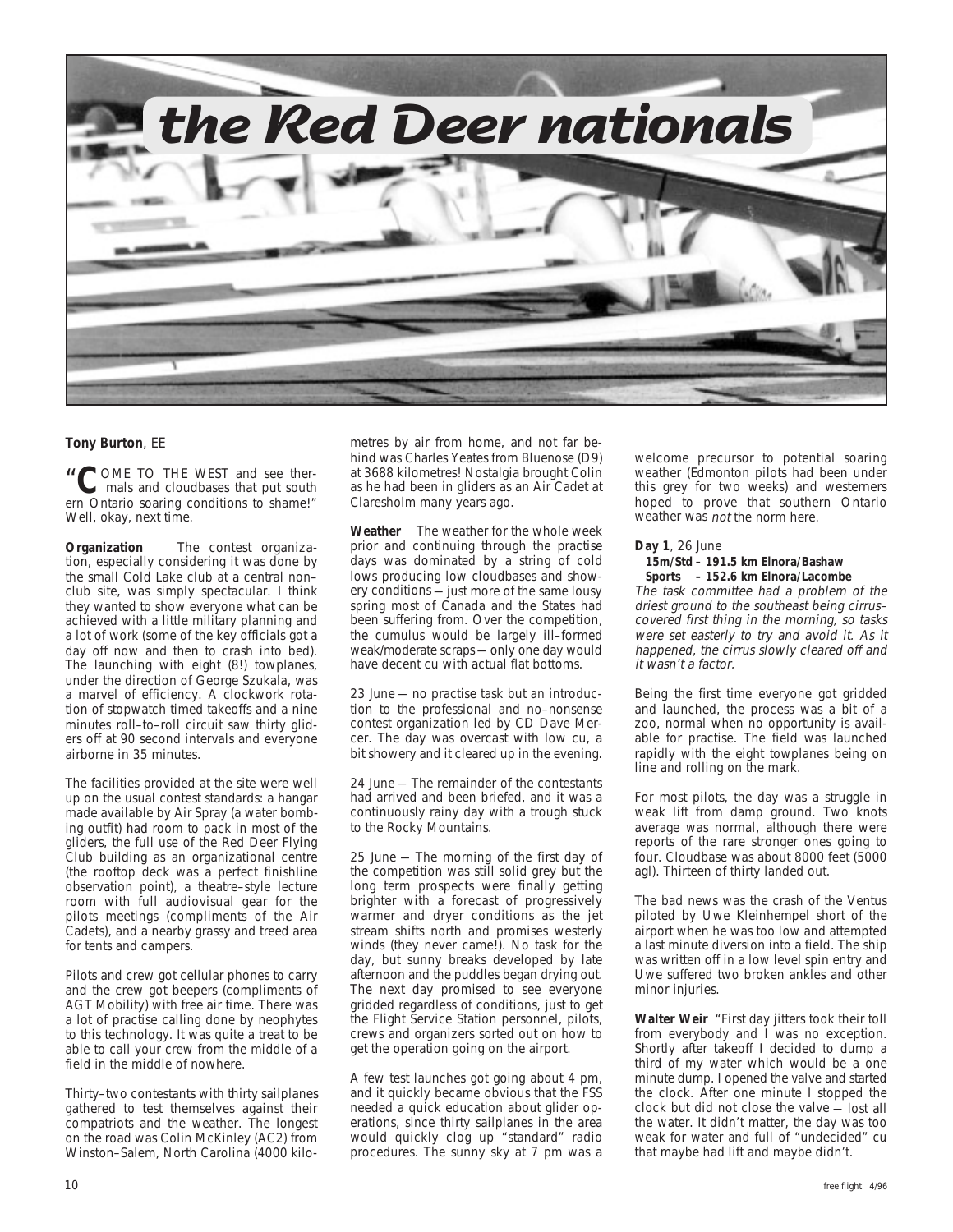# the Red Deer nationals

**Tony Burton**, EE

"COME TO THE WEST and see thermals and cloudbases that put southern Ontario soaring conditions to shame!" Well, okay, next time.

**Organization** The contest organization, especially considering it was done by the small Cold Lake club at a central non–club site, was simply spectacular. I think they wanted to show everyone what can be achieved with a little military planning and a lot of work (some of the key officials got a day off now and then to crash into bed). The launching with eight (8!) towplanes, under the direction of George Szukala, was a marvel of efficiency. A clockwork rotation of stopwatch timed takeoffs and a nine minutes roll–to–roll circuit saw thirty gliders off at 90 second intervals and everyone airborne in 35 minutes.

The facilities provided at the site were well up on the usual contest standards: a hangar made available by Air Spray (a water bombing outfit) had room to pack in most of the gliders, the full use of the Red Deer Flying Club building as an organizational centre (the rooftop deck was a perfect finishline observation point), a theatre–style lecture room with full audiovisual gear for the pilots meetings (compliments of the Air Cadets), and a nearby grassy and treed area for tents and campers.

Pilots and crew got cellular phones to carry and the crew got beepers (compliments of AGT Mobility) with free air time. There was a lot of practise calling done by neophytes to this technology. It was quite a treat to be able to call your crew from the middle of a field in the middle of nowhere.

Thirty–two contestants with thirty sailplanes gathered to test themselves against their compatriots and the weather. The longest on the road was Colin McKinley (AC2) from Winston–Salem, North Carolina (4000 kilometres by air from home, and not far behind was Charles Yeates from Bluenose (D9) at 3688 kilometres! Nostalgia brought Colin as he had been in gliders as an Air Cadet at Claresholm many years ago.

**Weather** The weather for the whole week prior and continuing through the practise days was dominated by a string of cold lows producing low cloudbases and showery conditions — just more of the same lousy spring most of Canada and the States had been suffering from. Over the competition, the cumulus would be largely ill–formed weak/moderate scraps — only one day would have decent cu with actual flat bottoms.

23 June — no practise task but an introduction to the professional and no–nonsense contest organization led by CD Dave Mercer. The day was overcast with low cu, a bit showery and it cleared up in the evening.

24 June — The remainder of the contestants had arrived and been briefed, and it was a continuously rainy day with a trough stuck to the Rocky Mountains.

25 June — The morning of the first day of the competition was still solid grey but the long term prospects were finally getting brighter with a forecast of progressively warmer and dryer conditions as the jet stream shifts north and promises westerly winds (they never came!). No task for the day, but sunny breaks developed by late afternoon and the puddles began drying out. The next day promised to see everyone gridded regardless of conditions, just to get the Flight Service Station personnel, pilots, crews and organizers sorted out on how to get the operation going on the airport.

A few test launches got going about 4 pm, and it quickly became obvious that the FSS needed a quick education about glider operations, since thirty sailplanes in the area would quickly clog up "standard" radio procedures. The sunny sky at 7 pm was a welcome precursor to potential soaring weather (Edmonton pilots had been under this grey for two weeks) and westerners hoped to prove that southern Ontario weather was *not* the norm here.

**Day 1**, 26 June
**15m/Std – 191.5 km Elnora/Bashaw**
**Sports – 152.6 km Elnora/Lacombe**

*The task committee had a problem of the driest ground to the southeast being cirrus–covered first thing in the morning, so tasks were set easterly to try and avoid it. As it happened, the cirrus slowly cleared off and it wasn't a factor.*

Being the first time everyone got gridded and launched, the process was a bit of a zoo, normal when no opportunity is available for practise. The field was launched rapidly with the eight towplanes being on line and rolling on the mark.

For most pilots, the day was a struggle in weak lift from damp ground. Two knots average was normal, although there were reports of the rare stronger ones going to four. Cloudbase was about 8000 feet (5000 agl). Thirteen of thirty landed out.

The bad news was the crash of the Ventus piloted by Uwe Kleinhempel short of the airport when he was too low and attempted a last minute diversion into a field. The ship was written off in a low level spin entry and Uwe suffered two broken ankles and other minor injuries.

**Walter Weir** "First day jitters took their toll from everybody and I was no exception. Shortly after takeoff I decided to dump a third of my water which would be a one minute dump. I opened the valve and started the clock. After one minute I stopped the clock but did not close the valve — lost all the water. It didn't matter, the day was too weak for water and full of "undecided" cu that maybe had lift and maybe didn't.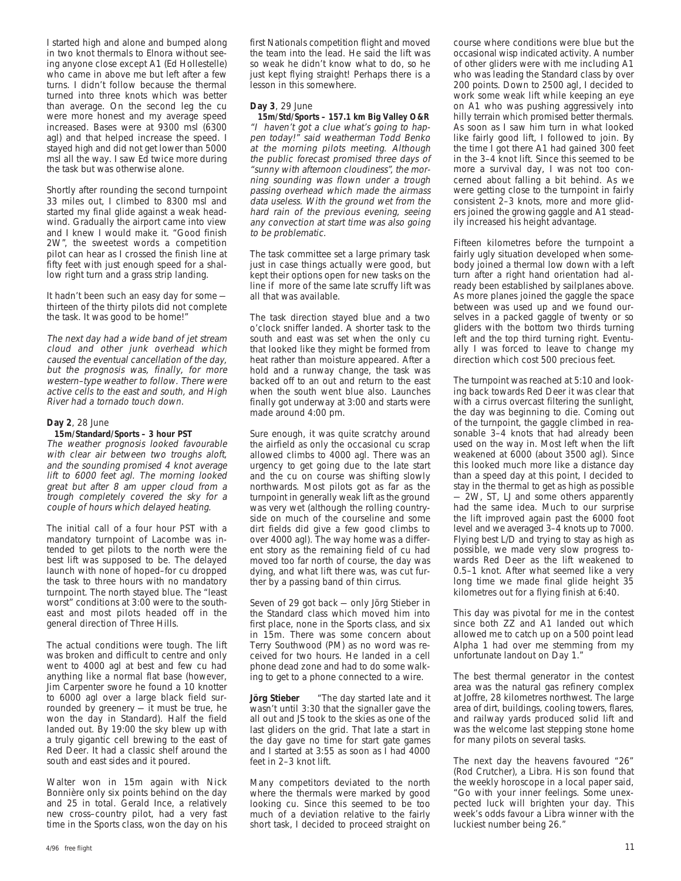I started high and alone and bumped along in two knot thermals to Elnora without seeing anyone close except A1 (Ed Hollestelle) who came in above me but left after a few turns. I didn't follow because the thermal turned into three knots which was better than average. On the second leg the cu were more honest and my average speed increased. Bases were at 9300 msl (6300 agl) and that helped increase the speed. I stayed high and did not get lower than 5000 msl all the way. I saw Ed twice more during the task but was otherwise alone.

Shortly after rounding the second turnpoint 33 miles out, I climbed to 8300 msl and started my final glide against a weak headwind. Gradually the airport came into view and I knew I would make it. "Good finish 2W", the sweetest words a competition pilot can hear as I crossed the finish line at fifty feet with just enough speed for a shallow right turn and a grass strip landing.

It hadn't been such an easy day for some — thirteen of the thirty pilots did not complete the task. It was good to be home!"

*The next day had a wide band of jet stream cloud and other junk overhead which caused the eventual cancellation of the day, but the prognosis was, finally, for more western–type weather to follow. There were active cells to the east and south, and High River had a tornado touch down.*

**Day 2**, 28 June

**15m/Standard/Sports – 3 hour PST**

*The weather prognosis looked favourable with clear air between two troughs aloft, and the sounding promised 4 knot average lift to 6000 feet agl. The morning looked great but after 8 am upper cloud from a trough completely covered the sky for a couple of hours which delayed heating.*

The initial call of a four hour PST with a mandatory turnpoint of Lacombe was intended to get pilots to the north were the best lift was supposed to be. The delayed launch with none of hoped–for cu dropped the task to three hours with no mandatory turnpoint. The north stayed blue. The "least worst" conditions at 3:00 were to the southeast and most pilots headed off in the general direction of Three Hills.

The actual conditions were tough. The lift was broken and difficult to centre and only went to 4000 agl at best and few cu had anything like a normal flat base (however, Jim Carpenter swore he found a 10 knotter to 6000 agl over a large black field surrounded by greenery — it must be true, he won the day in Standard). Half the field landed out. By 19:00 the sky blew up with a truly gigantic cell brewing to the east of Red Deer. It had a classic shelf around the south and east sides and it poured.

Walter won in 15m again with Nick Bonnière only six points behind on the day and 25 in total. Gerald Ince, a relatively new cross–country pilot, had a very fast time in the Sports class, won the day on his first Nationals competition flight and moved the team into the lead. He said the lift was so weak he didn't know what to do, so he just kept flying straight! Perhaps there is a lesson in this somewhere.

**Day 3**, 29 June

**15m/Std/Sports – 157.1 km Big Valley O&R**

*"I haven't got a clue what's going to happen today!" said weatherman Todd Benko at the morning pilots meeting. Although the public forecast promised three days of "sunny with afternoon cloudiness", the morning sounding was flown under a trough passing overhead which made the airmass data useless. With the ground wet from the hard rain of the previous evening, seeing any convection at start time was also going to be problematic.*

The task committee set a large primary task just in case things actually were good, but kept their options open for new tasks on the line if more of the same late scruffy lift was all that was available.

The task direction stayed blue and a two o'clock sniffer landed. A shorter task to the south and east was set when the only cu that looked like they might be formed from heat rather than moisture appeared. After a hold and a runway change, the task was backed off to an out and return to the east when the south went blue also. Launches finally got underway at 3:00 and starts were made around 4:00 pm.

Sure enough, it was quite scratchy around the airfield as only the occasional cu scrap allowed climbs to 4000 agl. There was an urgency to get going due to the late start and the cu on course was shifting slowly northwards. Most pilots got as far as the turnpoint in generally weak lift as the ground was very wet (although the rolling countryside on much of the courseline and some dirt fields did give a few good climbs to over 4000 agl). The way home was a different story as the remaining field of cu had moved too far north of course, the day was dying, and what lift there was, was cut further by a passing band of thin cirrus.

Seven of 29 got back — only Jörg Stieber in the Standard class which moved him into first place, none in the Sports class, and six in 15m. There was some concern about Terry Southwood (PM) as no word was received for two hours. He landed in a cell phone dead zone and had to do some walking to get to a phone connected to a wire.

**Jörg Stieber** "The day started late and it wasn't until 3:30 that the signaller gave the all out and JS took to the skies as one of the last gliders on the grid. That late a start in the day gave no time for start gate games and I started at 3:55 as soon as I had 4000 feet in 2–3 knot lift.

Many competitors deviated to the north where the thermals were marked by good looking cu. Since this seemed to be too much of a deviation relative to the fairly short task, I decided to proceed straight on course where conditions were blue but the occasional wisp indicated activity. A number of other gliders were with me including A1 who was leading the Standard class by over 200 points. Down to 2500 agl, I decided to work some weak lift while keeping an eye on A1 who was pushing aggressively into hilly terrain which promised better thermals. As soon as I saw him turn in what looked like fairly good lift, I followed to join. By the time I got there A1 had gained 300 feet in the 3–4 knot lift. Since this seemed to be more a survival day, I was not too concerned about falling a bit behind. As we were getting close to the turnpoint in fairly consistent 2–3 knots, more and more gliders joined the growing gaggle and A1 steadily increased his height advantage.

Fifteen kilometres before the turnpoint a fairly ugly situation developed when somebody joined a thermal low down with a left turn after a right hand orientation had already been established by sailplanes above. As more planes joined the gaggle the space between was used up and we found ourselves in a packed gaggle of twenty or so gliders with the bottom two thirds turning left and the top third turning right. Eventually I was forced to leave to change my direction which cost 500 precious feet.

The turnpoint was reached at 5:10 and looking back towards Red Deer it was clear that with a cirrus overcast filtering the sunlight, the day was beginning to die. Coming out of the turnpoint, the gaggle climbed in reasonable 3–4 knots that had already been used on the way in. Most left when the lift weakened at 6000 (about 3500 agl). Since this looked much more like a distance day than a speed day at this point, I decided to stay in the thermal to get as high as possible — 2W, ST, LJ and some others apparently had the same idea. Much to our surprise the lift improved again past the 6000 foot level and we averaged 3–4 knots up to 7000. Flying best L/D and trying to stay as high as possible, we made very slow progress towards Red Deer as the lift weakened to 0.5–1 knot. After what seemed like a very long time we made final glide height 35 kilometres out for a flying finish at 6:40.

This day was pivotal for me in the contest since both ZZ and A1 landed out which allowed me to catch up on a 500 point lead Alpha 1 had over me stemming from my unfortunate landout on Day 1."

The best thermal generator in the contest area was the natural gas refinery complex at Joffre, 28 kilometres northwest. The large area of dirt, buildings, cooling towers, flares, and railway yards produced solid lift and was the welcome last stepping stone home for many pilots on several tasks.

The next day the heavens favoured "26" (Rod Crutcher), a Libra. His son found that the weekly horoscope in a local paper said, "Go with your inner feelings. Some unexpected luck will brighten your day. This week's odds favour a Libra winner with the luckiest number being 26."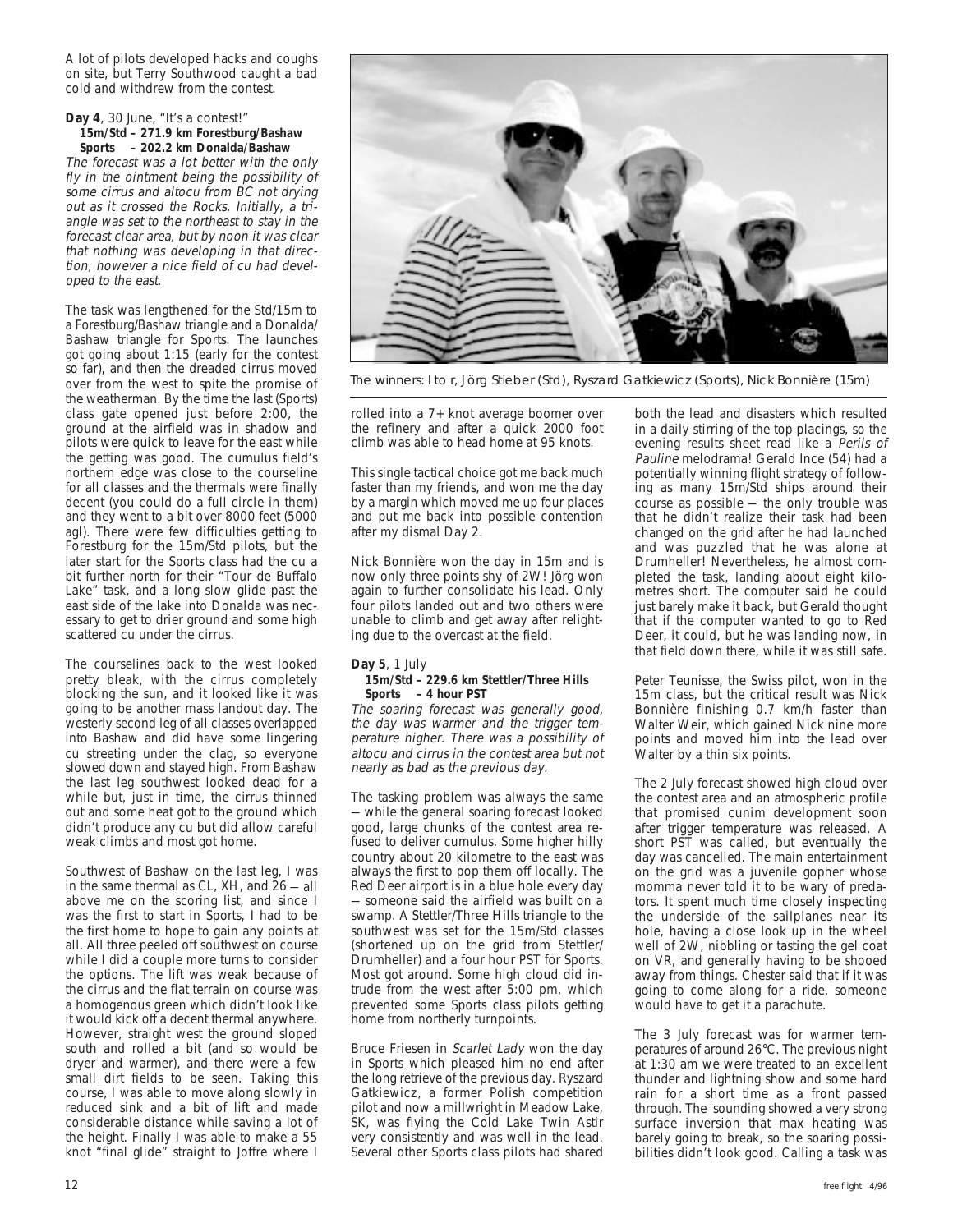A lot of pilots developed hacks and coughs on site, but Terry Southwood caught a bad cold and withdrew from the contest.

**Day 4**, 30 June, "It's a contest!"
**15m/Std – 271.9 km Forestburg/Bashaw**
**Sports – 202.2 km Donalda/Bashaw**

*The forecast was a lot better with the only fly in the ointment being the possibility of some cirrus and altocu from BC not drying out as it crossed the Rocks. Initially, a triangle was set to the northeast to stay in the forecast clear area, but by noon it was clear that nothing was developing in that direction, however a nice field of cu had developed to the east.*

The task was lengthened for the Std/15m to a Forestburg/Bashaw triangle and a Donalda/Bashaw triangle for Sports. The launches got going about 1:15 (early for the contest so far), and then the dreaded cirrus moved over from the west to spite the promise of the weatherman. By the time the last (Sports) class gate opened just before 2:00, the ground at the airfield was in shadow and pilots were quick to leave for the east while the getting was good. The cumulus field's northern edge was close to the courseline for all classes and the thermals were finally decent (you could do a full circle in them) and they went to a bit over 8000 feet (5000 agl). There were few difficulties getting to Forestburg for the 15m/Std pilots, but the later start for the Sports class had the cu a bit further north for their "Tour de Buffalo Lake" task, and a long slow glide past the east side of the lake into Donalda was necessary to get to drier ground and some high scattered cu under the cirrus.

The courselines back to the west looked pretty bleak, with the cirrus completely blocking the sun, and it looked like it was going to be another mass landout day. The westerly second leg of all classes overlapped into Bashaw and did have some lingering cu streeting under the clag, so everyone slowed down and stayed high. From Bashaw the last leg southwest looked dead for a while but, just in time, the cirrus thinned out and some heat got to the ground which didn't produce any cu but did allow careful weak climbs and most got home.

Southwest of Bashaw on the last leg, I was in the same thermal as CL, XH, and 26 — all above me on the scoring list, and since I was the first to start in Sports, I had to be the first home to hope to gain any points at all. All three peeled off southwest on course while I did a couple more turns to consider the options. The lift was weak because of the cirrus and the flat terrain on course was a homogenous green which didn't look like it would kick off a decent thermal anywhere. However, straight west the ground sloped south and rolled a bit (and so would be dryer and warmer), and there were a few small dirt fields to be seen. Taking this course, I was able to move along slowly in reduced sink and a bit of lift and made considerable distance while saving a lot of the height. Finally I was able to make a 55 knot "final glide" straight to Joffre where I rolled into a 7+ knot average boomer over the refinery and after a quick 2000 foot climb was able to head home at 95 knots.

The winners: l to r, Jörg Stieber (Std), Ryszard Gatkiewicz (Sports), Nick Bonnière (15m)

This single tactical choice got me back much faster than my friends, and won me the day by a margin which moved me up four places and put me back into possible contention after my dismal Day 2.

Nick Bonnière won the day in 15m and is now only three points shy of 2W! Jörg won again to further consolidate his lead. Only four pilots landed out and two others were unable to climb and get away after relighting due to the overcast at the field.

**Day 5**, 1 July
**15m/Std – 229.6 km Stettler/Three Hills**
**Sports – 4 hour PST**

*The soaring forecast was generally good, the day was warmer and the trigger temperature higher. There was a possibility of altocu and cirrus in the contest area but not nearly as bad as the previous day.*

The tasking problem was always the same — while the general soaring forecast looked good, large chunks of the contest area refused to deliver cumulus. Some higher hilly country about 20 kilometre to the east was always the first to pop them off locally. The Red Deer airport is in a blue hole every day — someone said the airfield was built on a swamp. A Stettler/Three Hills triangle to the southwest was set for the 15m/Std classes (shortened up on the grid from Stettler/Drumheller) and a four hour PST for Sports. Most got around. Some high cloud did intrude from the west after 5:00 pm, which prevented some Sports class pilots getting home from northerly turnpoints.

Bruce Friesen in *Scarlet Lady* won the day in Sports which pleased him no end after the long retrieve of the previous day. Ryszard Gatkiewicz, a former Polish competition pilot and now a millwright in Meadow Lake, SK, was flying the Cold Lake Twin Astir very consistently and was well in the lead. Several other Sports class pilots had shared both the lead and disasters which resulted in a daily stirring of the top placings, so the evening results sheet read like a *Perils of Pauline* melodrama! Gerald Ince (54) had a potentially winning flight strategy of following as many 15m/Std ships around their course as possible — the only trouble was that he didn't realize their task had been changed on the grid after he had launched and was puzzled that he was alone at Drumheller! Nevertheless, he almost completed the task, landing about eight kilometres short. The computer said he could just barely make it back, but Gerald thought that if the computer wanted to go to Red Deer, it could, but he was landing now, in that field down there, while it was still safe.

Peter Teunisse, the Swiss pilot, won in the 15m class, but the critical result was Nick Bonnière finishing 0.7 km/h faster than Walter Weir, which gained Nick nine more points and moved him into the lead over Walter by a thin six points.

The 2 July forecast showed high cloud over the contest area and an atmospheric profile that promised cunim development soon after trigger temperature was released. A short PST was called, but eventually the day was cancelled. The main entertainment on the grid was a juvenile gopher whose momma never told it to be wary of predators. It spent much time closely inspecting the underside of the sailplanes near its hole, having a close look up in the wheel well of 2W, nibbling or tasting the gel coat on VR, and generally having to be shooed away from things. Chester said that if it was going to come along for a ride, someone would have to get it a parachute.

The 3 July forecast was for warmer temperatures of around 26°C. The previous night at 1:30 am we were treated to an excellent thunder and lightning show and some hard rain for a short time as a front passed through. The sounding showed a very strong surface inversion that max heating was barely going to break, so the soaring possibilities didn't look good. Calling a task was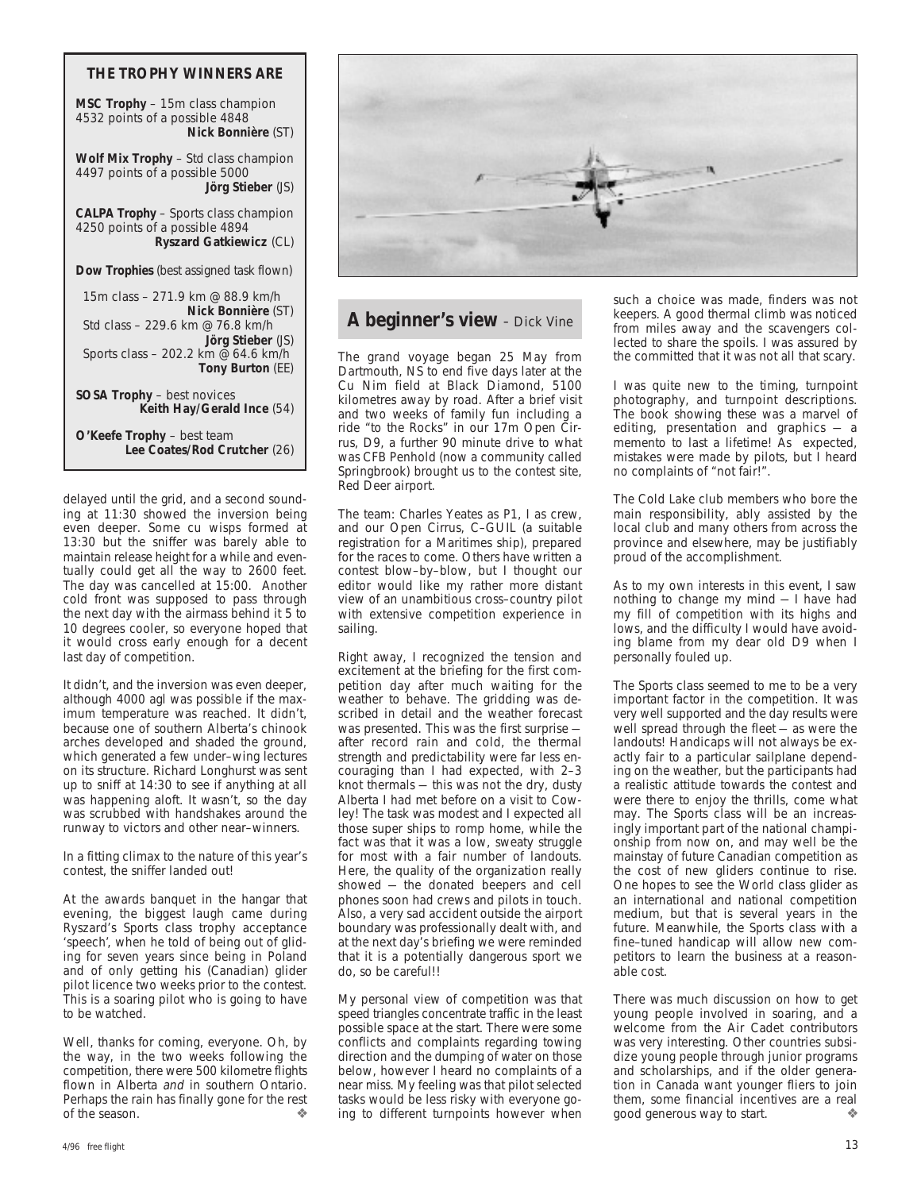### THE TROPHY WINNERS ARE

**MSC Trophy** – 15m class champion
4532 points of a possible 4848
**Nick Bonnière** (ST)

**Wolf Mix Trophy** – Std class champion
4497 points of a possible 5000
**Jörg Stieber** (JS)

**CALPA Trophy** – Sports class champion
4250 points of a possible 4894
**Ryszard Gatkiewicz** (CL)

**Dow Trophies** (best assigned task flown)

15m class – 271.9 km @ 88.9 km/h
**Nick Bonnière** (ST)
Std class – 229.6 km @ 76.8 km/h
**Jörg Stieber** (JS)
Sports class – 202.2 km @ 64.6 km/h
**Tony Burton** (EE)

**SOSA Trophy** – best novices
**Keith Hay/Gerald Ince** (54)

**O'Keefe Trophy** – best team
**Lee Coates/Rod Crutcher** (26)

delayed until the grid, and a second sounding at 11:30 showed the inversion being even deeper. Some cu wisps formed at 13:30 but the sniffer was barely able to maintain release height for a while and eventually could get all the way to 2600 feet. The day was cancelled at 15:00. Another cold front was supposed to pass through the next day with the airmass behind it 5 to 10 degrees cooler, so everyone hoped that it would cross early enough for a decent last day of competition.

It didn't, and the inversion was even deeper, although 4000 agl was possible if the maximum temperature was reached. It didn't, because one of southern Alberta's chinook arches developed and shaded the ground, which generated a few under–wing lectures on its structure. Richard Longhurst was sent up to sniff at 14:30 to see if anything at all was happening aloft. It wasn't, so the day was scrubbed with handshakes around the runway to victors and other near–winners.

In a fitting climax to the nature of this year's contest, the sniffer landed out!

At the awards banquet in the hangar that evening, the biggest laugh came during Ryszard's Sports class trophy acceptance 'speech', when he told of being out of gliding for seven years since being in Poland and of only getting his (Canadian) glider pilot licence two weeks prior to the contest. This is a soaring pilot who is going to have to be watched.

Well, thanks for coming, everyone. Oh, by the way, in the two weeks following the competition, there were 500 kilometre flights flown in Alberta *and* in southern Ontario. Perhaps the rain has finally gone for the rest of the season. ❖

## A beginner's view – Dick Vine

The grand voyage began 25 May from Dartmouth, NS to end five days later at the Cu Nim field at Black Diamond, 5100 kilometres away by road. After a brief visit and two weeks of family fun including a ride "to the Rocks" in our 17m Open Cirrus, D9, a further 90 minute drive to what was CFB Penhold (now a community called Springbrook) brought us to the contest site, Red Deer airport.

The team: Charles Yeates as P1, I as crew, and our Open Cirrus, C–GUIL (a suitable registration for a Maritimes ship), prepared for the races to come. Others have written a contest blow–by–blow, but I thought our editor would like my rather more distant view of an unambitious cross–country pilot with extensive competition experience in sailing.

Right away, I recognized the tension and excitement at the briefing for the first competition day after much waiting for the weather to behave. The gridding was described in detail and the weather forecast was presented. This was the first surprise — after record rain and cold, the thermal strength and predictability were far less encouraging than I had expected, with 2–3 knot thermals — this was not the dry, dusty Alberta I had met before on a visit to Cowley! The task was modest and I expected all those super ships to romp home, while the fact was that it was a low, sweaty struggle for most with a fair number of landouts. Here, the quality of the organization really showed — the donated beepers and cell phones soon had crews and pilots in touch. Also, a very sad accident outside the airport boundary was professionally dealt with, and at the next day's briefing we were reminded that it is a potentially dangerous sport we do, so be careful!!

My personal view of competition was that speed triangles concentrate traffic in the least possible space at the start. There were some conflicts and complaints regarding towing direction and the dumping of water on those below, however I heard no complaints of a near miss. My feeling was that pilot selected tasks would be less risky with everyone going to different turnpoints however when such a choice was made, finders was not keepers. A good thermal climb was noticed from miles away and the scavengers collected to share the spoils. I was assured by the committed that it was not all that scary.

I was quite new to the timing, turnpoint photography, and turnpoint descriptions. The book showing these was a marvel of editing, presentation and graphics — a memento to last a lifetime! As expected, mistakes were made by pilots, but I heard no complaints of "not fair!".

The Cold Lake club members who bore the main responsibility, ably assisted by the local club and many others from across the province and elsewhere, may be justifiably proud of the accomplishment.

As to my own interests in this event, I saw nothing to change my mind — I have had my fill of competition with its highs and lows, and the difficulty I would have avoiding blame from my dear old D9 when I personally fouled up.

The Sports class seemed to me to be a very important factor in the competition. It was very well supported and the day results were well spread through the fleet — as were the landouts! Handicaps will not always be exactly fair to a particular sailplane depending on the weather, but the participants had a realistic attitude towards the contest and were there to enjoy the thrills, come what may. The Sports class will be an increasingly important part of the national championship from now on, and may well be the mainstay of future Canadian competition as the cost of new gliders continue to rise. One hopes to see the World class glider as an international and national competition medium, but that is several years in the future. Meanwhile, the Sports class with a fine–tuned handicap will allow new competitors to learn the business at a reasonable cost.

There was much discussion on how to get young people involved in soaring, and a welcome from the Air Cadet contributors was very interesting. Other countries subsidize young people through junior programs and scholarships, and if the older generation in Canada want younger fliers to join them, some financial incentives are a real good generous way to start. ❖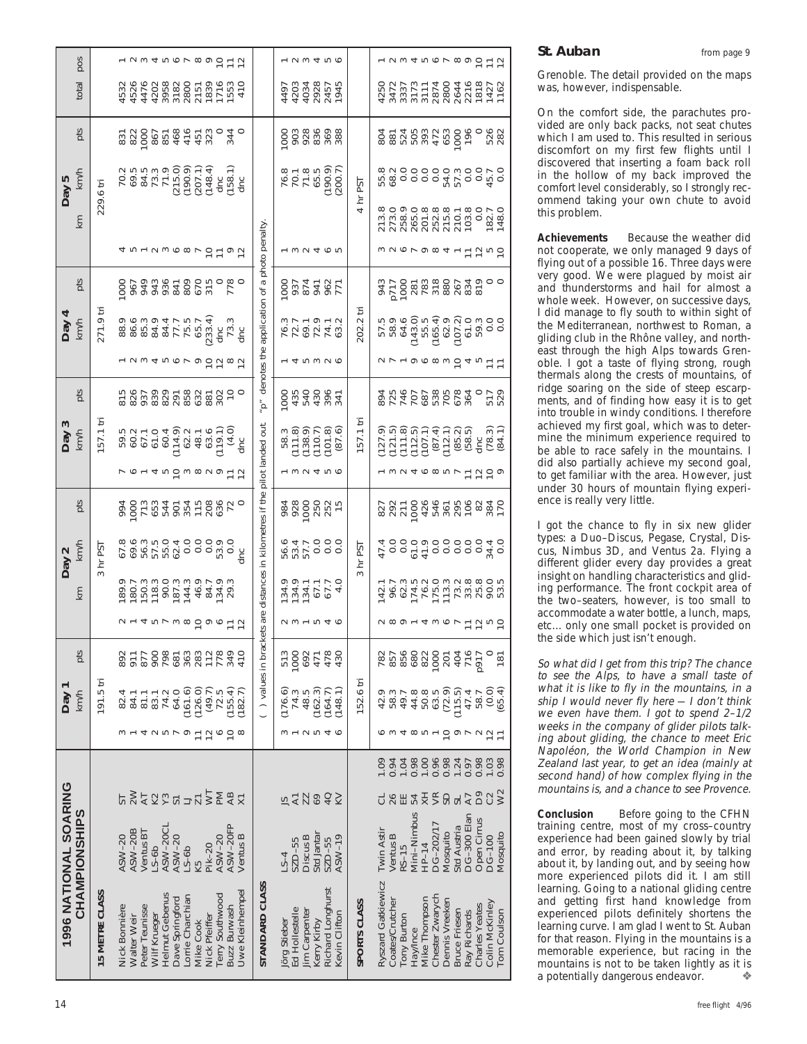## 1996 NATIONAL SOARING CHAMPIONSHIPS

### 15 METRE CLASS

| Pilot | Glider | ID | Day 1 pos | Day 1 km/h | Day 1 pts | Day 2 pos | Day 2 km | Day 2 km/h | Day 2 pts | Day 3 pos | Day 3 km/h | Day 3 pts | Day 4 pos | Day 4 km/h | Day 4 pts | Day 5 pos | Day 5 km | Day 5 km/h | Day 5 pts | total | pos |
|---|---|---|---|---|---|---|---|---|---|---|---|---|---|---|---|---|---|---|---|---|---|
| | | | | 191.5 tri | | | 3 hr PST | | | | 157.1 tri | | | 271.9 tri | | | 229.6 tri | | | | |
| Nick Bonnière | ASW-20 | 5T | 3 | 82.4 | 892 | 2 | 189.9 | 67.8 | 994 | 7 | 59.5 | 815 | 1 | 88.9 | 1000 | 4 | | 70.2 | 831 | 4532 | 1 |
| Walter Weir | ASW-20B | 2W | 1 | 84.1 | 911 | 1 | 180.7 | 69.6 | 1000 | 6 | 60.2 | 826 | 2 | 86.6 | 967 | 5 | | 69.5 | 822 | 4526 | 2 |
| Peter Teunisse | Ventus BT | AT | 4 | 81.1 | 877 | 4 | 150.3 | 56.3 | 713 | 1 | 67.1 | 937 | 3 | 85.3 | 949 | 1 | | 84.5 | 1000 | 4476 | 3 |
| Wilf Krueger | LS-6b | K2 | 2 | 83.1 | 900 | 5 | 118.3 | 57.5 | 653 | 4 | 61.0 | 839 | 4 | 84.9 | 943 | 2 | | 73.3 | 867 | 4202 | 4 |
| Helmut Gebenus | ASW-20CL | Y3 | 5 | 74.2 | 798 | 7 | 90.0 | 55.0 | 544 | 5 | 60.4 | 829 | 5 | 84.4 | 936 | 3 | | 71.9 | 851 | 3958 | 5 |
| Dave Springford | ASW-20 | 51 | 7 | 64.0 | 681 | 3 | 187.3 | 62.4 | 901 | 10 | (114.9) | 291 | 6 | 77.7 | 841 | 6 | | (215.0) | 468 | 3182 | 6 |
| Lorrie Charchian | LS-6b | LJ | 9 | (161.6) | 363 | 8 | 144.3 | 0.0 | 354 | 3 | 62.2 | 858 | 7 | 75.5 | 809 | 8 | | (190.9) | 416 | 2800 | 7 |
| Mike Cook | K5 | Z1 | 11 | (126.0) | 283 | 10 | 46.9 | 0.0 | 115 | 8 | 48.1 | 632 | 9 | 65.7 | 670 | 7 | | (207.1) | 451 | 2151 | 8 |
| Nick Pfeiffer | Pik-20 | WT | 12 | (49.7) | 112 | 9 | 84.7 | 0.0 | 208 | 2 | 63.6 | 881 | 10 | (233.4) | 315 | 10 | | (148.4) | 323 | 1839 | 9 |
| Terry Southwood | ASW-20 | PM | 6 | 72.5 | 778 | 6 | 134.9 | 53.9 | 636 | 9 | (119.1) | 302 | 12 | dnc | 0 | 11 | | dnc | 0 | 1716 | 10 |
| Buzz Burwash | ASW-20FP | AB | 10 | (155.4) | 349 | 11 | 29.3 | 0.0 | 72 | 11 | (4.0) | 10 | 8 | 73.3 | 778 | 9 | | (158.1) | 344 | 1553 | 11 |
| Uwe Kleinhempel | Ventus B | X1 | 8 | (182.7) | 410 | 12 | | dnc | 0 | 12 | dnc | 0 | 12 | dnc | 0 | 12 | | dnc | 0 | 410 | 12 |

( ) values in brackets are distances in kilometres if the pilot landed out "p" denotes the application of a photo penalty.

### STANDARD CLASS

| Pilot | Glider | ID | Day 1 pos | Day 1 km/h | Day 1 pts | Day 2 pos | Day 2 km | Day 2 km/h | Day 2 pts | Day 3 pos | Day 3 km/h | Day 3 pts | Day 4 pos | Day 4 km/h | Day 4 pts | Day 5 pos | Day 5 km | Day 5 km/h | Day 5 pts | total | pos |
|---|---|---|---|---|---|---|---|---|---|---|---|---|---|---|---|---|---|---|---|---|---|
| Jörg Stieber | LS-4 | JS | 3 | (176.6) | 513 | 2 | 134.9 | 56.6 | 984 | 1 | 58.3 | 1000 | 1 | 76.3 | 1000 | 1 | | 76.8 | 1000 | 4497 | 1 |
| Ed Hollestelle | SZD-55 | A1 | 1 | 74.3 | 1000 | 3 | 134.9 | 53.4 | 928 | 3 | (111.8) | 435 | 4 | 72.7 | 937 | 3 | | 70.1 | 903 | 4203 | 2 |
| Jim Carpenter | Discus B | ZZ | 2 | 48.5 | 692 | 1 | 134.1 | 57.7 | 1000 | 2 | (138.9) | 540 | 5 | 69.1 | 874 | 2 | | 71.8 | 928 | 4034 | 3 |
| Kerry Kirby | Std Jantar | 69 | 5 | (162.3) | 471 | 5 | 67.1 | 0.0 | 250 | 4 | (110.7) | 430 | 3 | 72.9 | 941 | 4 | | 65.5 | 836 | 2928 | 4 |
| Richard Longhurst | SZD-55 | 4Q | 4 | (164.7) | 478 | 4 | 67.7 | 0.0 | 252 | 5 | (101.8) | 396 | 2 | 74.1 | 962 | 6 | | (190.9) | 369 | 2457 | 5 |
| Kevin Clifton | ASW-19 | KV | 6 | (148.1) | 430 | 6 | 4.0 | 0.0 | 15 | 6 | (87.6) | 341 | 6 | 63.2 | 771 | 5 | | (200.7) | 388 | 1945 | 6 |

### SPORTS CLASS

| Pilot | Glider | ID | Hcap | Day 1 pos | Day 1 km/h | Day 1 pts | Day 2 pos | Day 2 km | Day 2 km/h | Day 2 pts | Day 3 pos | Day 3 km/h | Day 3 pts | Day 4 pos | Day 4 km/h | Day 4 pts | Day 5 pos | Day 5 km | Day 5 km/h | Day 5 pts | total | pos |
|---|---|---|---|---|---|---|---|---|---|---|---|---|---|---|---|---|---|---|---|---|---|---|
| | | | | | 152.6 tri | | | 3 hr PST | | | | 157.1 tri | | | 202.2 tri | | | 4 hr PST | | | | |
| Ryszard Gatkiewicz | Twin Astir | CL | 1.09 | 6 | 42.9 | 782 | 2 | 142.1 | 47.4 | 827 | 1 | (127.9) | 894 | 2 | 57.5 | 943 | 3 | 213.8 | 55.8 | 804 | 4250 | 1 |
| Coates/Crutcher | Ventus B | 26 | 0.94 | 3 | 58.3 | 857 | 8 | 96.7 | 0.0 | 292 | 3 | (121.5) | 725 | 7 | 58.9 | p717 | 2 | 273.0 | 68.2 | 881 | 3472 | 2 |
| Tony Burton | RS-15 | EE | 1.04 | 4 | 49.7 | 856 | 9 | 62.3 | 0.0 | 211 | 2 | (111.8) | 746 | 1 | 64.6 | 1000 | 6 | 258.9 | 0.0 | 524 | 3337 | 3 |
| Hay/Ince | Mini-Nimbus | 54 | 0.98 | 8 | 44.8 | 680 | 1 | 174.5 | 61.0 | 1000 | 4 | (112.5) | 707 | 9 | (143.0) | 281 | 7 | 265.0 | 0.0 | 505 | 3173 | 4 |
| Mike Thompson | HP-14 | XH | 1.00 | 5 | 50.8 | 822 | 4 | 76.2 | 41.9 | 426 | 6 | (107.1) | 687 | 6 | 55.5 | 783 | 9 | 201.8 | 0.0 | 393 | 3111 | 5 |
| Chester Zwarych | DG-202/17 | VR | 0.96 | 1 | 63.5 | 1000 | 3 | 175.0 | 0.0 | 546 | 8 | (87.4) | 538 | 8 | (165.4) | 318 | 8 | 252.8 | 0.0 | 472 | 2874 | 6 |
| Dennis Vreeken | Mosquito | SD | 0.98 | 10 | (72.9) | 201 | 6 | 113.3 | 0.0 | 361 | 5 | (112.1) | 705 | 3 | 62.9 | 880 | 4 | 215.8 | 54.0 | 653 | 2800 | 7 |
| Bruce Friesen | Std Austria | SL | 1.24 | 9 | (115.5) | 404 | 7 | 73.2 | 0.0 | 295 | 7 | (85.2) | 678 | 10 | (107.2) | 267 | 1 | 210.1 | 57.3 | 1000 | 2644 | 8 |
| Ray Richards | DG-300 Elan | A7 | 0.97 | 7 | 47.4 | 716 | 11 | 33.8 | 0.0 | 106 | 11 | (58.5) | 364 | 4 | 61.0 | 834 | 11 | 103.8 | 0.0 | 196 | 2216 | 9 |
| Charles Yeates | Open Cirrus | D9 | 0.98 | 2 | 58.7 | p917 | 12 | 25.8 | 0.0 | 82 | 12 | dnc | 0 | 5 | 59.3 | 819 | 12 | 0.0 | 0.0 | 0 | 1818 | 10 |
| Colin McKinley | DG-100 | C2 | 1.03 | 12 | (0.0) | 0 | 5 | 90.0 | 34.4 | 384 | 10 | (78.3) | 517 | 11 | 0.0 | 0 | 5 | 182.7 | 45.7 | 526 | 1427 | 11 |
| Tom Coulson | Mosquito | W2 | 0.98 | 11 | (65.4) | 181 | 10 | 53.5 | 0.0 | 170 | 9 | (84.1) | 529 | 11 | 0.0 | 0 | 10 | 148.0 | 0.0 | 282 | 1162 | 12 |

## St. Auban

from page 9

Grenoble. The detail provided on the maps was, however, indispensable.

On the comfort side, the parachutes provided are only back packs, not seat chutes which I am used to. This resulted in serious discomfort on my first few flights until I discovered that inserting a foam back roll in the hollow of my back improved the comfort level considerably, so I strongly recommend taking your own chute to avoid this problem.

**Achievements** Because the weather did not cooperate, we only managed 9 days of flying out of a possible 16. Three days were very good. We were plagued by moist air and thunderstorms and hail for almost a whole week. However, on successive days, I did manage to fly south to within sight of the Mediterranean, northwest to Roman, a gliding club in the Rhône valley, and northeast through the high Alps towards Grenoble. I got a taste of flying strong, rough thermals along the crests of mountains, of ridge soaring on the side of steep escarpments, and of finding how easy it is to get into trouble in windy conditions. I therefore achieved my first goal, which was to determine the minimum experience required to be able to race safely in the mountains. I did also partially achieve my second goal, to get familiar with the area. However, just under 30 hours of mountain flying experience is really very little.

I got the chance to fly in six new glider types: a Duo-Discus, Pegase, Crystal, Discus, Nimbus 3D, and Ventus 2a. Flying a different glider every day provides a great insight on handling characteristics and gliding performance. The front cockpit area of the two-seaters, however, is too small to accommodate a water bottle, a lunch, maps, etc… only one small pocket is provided on the side which just isn't enough.

*So what did I get from this trip? The chance to see the Alps, to have a small taste of what it is like to fly in the mountains, in a ship I would never fly here – I don't think we even have them. I got to spend 2–1/2 weeks in the company of glider pilots talking about gliding, the chance to meet Eric Napoléon, the World Champion in New Zealand last year, to get an idea (mainly at second hand) of how complex flying in the mountains is, and a chance to see Provence.*

**Conclusion** Before going to the CFHN training centre, most of my cross-country experience had been gained slowly by trial and error, by reading about it, by talking about it, by landing out, and by seeing how more experienced pilots did it. I am still learning. Going to a national gliding centre and getting first hand knowledge from experienced pilots definitely shortens the learning curve. I am glad I went to St. Auban for that reason. Flying in the mountains is a memorable experience, but racing in the mountains is not to be taken lightly as it is a potentially dangerous endeavor. ❖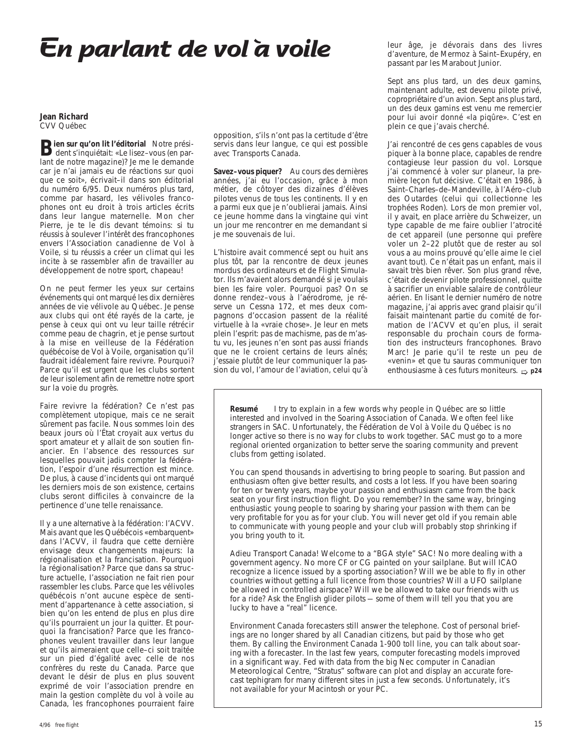# En parlant de vol à voile

**Jean Richard**
CVV Québec

**Bien sur qu'on lit l'éditorial** Notre président s'inquiétait: «Le lisez–vous (en parlant de notre magazine)? Je me le demande car je n'ai jamais eu de réactions sur quoi que ce soit», écrivait–il dans son éditorial du numéro 6/95. Deux numéros plus tard, comme par hasard, les vélivoles francophones ont eu droit à trois articles écrits dans leur langue maternelle. Mon cher Pierre, je te le dis devant témoins: si tu réussis à soulever l'intérêt des francophones envers l'Association canadienne de Vol à Voile, si tu réussis à créer un climat qui les incite à se rassembler afin de travailler au développement de notre sport, chapeau!

On ne peut fermer les yeux sur certains événements qui ont marqué les dix dernières années de vie vélivole au Québec. Je pense aux clubs qui ont été rayés de la carte, je pense à ceux qui ont vu leur taille rétrécir comme peau de chagrin, et je pense surtout à la mise en veilleuse de la Fédération québécoise de Vol à Voile, organisation qu'il faudrait idéalement faire revivre. Pourquoi? Parce qu'il est urgent que les clubs sortent de leur isolement afin de remettre notre sport sur la voie du progrès.

Faire revivre la fédération? Ce n'est pas complètement utopique, mais ce ne serait sûrement pas facile. Nous sommes loin des beaux jours où l'État croyait aux vertus du sport amateur et y allait de son soutien financier. En l'absence des ressources sur lesquelles pouvait jadis compter la fédération, l'espoir d'une résurrection est mince. De plus, à cause d'incidents qui ont marqué les derniers mois de son existence, certains clubs seront difficiles à convaincre de la pertinence d'une telle renaissance.

Il y a une alternative à la fédération: l'ACVV. Mais avant que les Québécois «embarquent» dans l'ACVV, il faudra que cette dernière envisage deux changements majeurs: la régionalisation et la francisation. Pourquoi la régionalisation? Parce que dans sa structure actuelle, l'association ne fait rien pour rassembler les clubs. Parce que les vélivoles québécois n'ont aucune espèce de sentiment d'appartenance à cette association, si bien qu'on les entend de plus en plus dire qu'ils pourraient un jour la quitter. Et pourquoi la francisation? Parce que les francophones veulent travailler dans leur langue et qu'ils aimeraient que celle–ci soit traitée sur un pied d'égalité avec celle de nos confrères du reste du Canada. Parce que devant le désir de plus en plus souvent exprimé de voir l'association prendre en main la gestion complète du vol à voile au Canada, les francophones pourraient faire opposition, s'ils n'ont pas la certitude d'être servis dans leur langue, ce qui est possible avec Transports Canada.

**Savez–vous piquer?** Au cours des dernières années, j'ai eu l'occasion, grâce à mon métier, de côtoyer des dizaines d'élèves pilotes venus de tous les continents. Il y en a parmi eux que je n'oublierai jamais. Ainsi ce jeune homme dans la vingtaine qui vint un jour me rencontrer en me demandant si je me souvenais de lui.

L'histoire avait commencé sept ou huit ans plus tôt, par la rencontre de deux jeunes mordus des ordinateurs et de Flight Simulator. Ils m'avaient alors demandé si je voulais bien les faire voler. Pourquoi pas? On se donne rendez–vous à l'aérodrome, je réserve un Cessna 172, et mes deux compagnons d'occasion passent de la réalité virtuelle à la «vraie chose». Je leur en mets plein l'esprit: pas de machisme, pas de m'as-tu vu, les jeunes n'en sont pas aussi friands que ne le croient certains de leurs aînés; j'essaie plutôt de leur communiquer la passion du vol, l'amour de l'aviation, celui qu'à leur âge, je dévorais dans des livres d'aventure, de Mermoz à Saint–Exupéry, en passant par les Marabout Junior.

Sept ans plus tard, un des deux gamins, maintenant adulte, est devenu pilote privé, copropriétaire d'un avion. Sept ans plus tard, un des deux gamins est venu me remercier pour lui avoir donné «la piqûre». C'est en plein ce que j'avais cherché.

J'ai rencontré de ces gens capables de vous piquer à la bonne place, capables de rendre contagieuse leur passion du vol. Lorsque j'ai commencé à voler sur planeur, la première leçon fut décisive. C'était en 1986, à Saint–Charles–de–Mandeville, à l'Aéro–club des Outardes (celui qui collectionne les trophées Roden). Lors de mon premier vol, il y avait, en place arrière du Schweizer, un type capable de me faire oublier l'atrocité de cet appareil (une personne qui préfère voler un 2–22 plutôt que de rester au sol vous a au moins prouvé qu'elle aime le ciel avant tout). Ce n'était pas un enfant, mais il savait très bien rêver. Son plus grand rêve, c'était de devenir pilote professionnel, quitte à sacrifier un enviable salaire de contrôleur aérien. En lisant le dernier numéro de notre magazine, j'ai appris avec grand plaisir qu'il faisait maintenant partie du comité de formation de l'ACVV et qu'en plus, il serait responsable du prochain cours de formation des instructeurs francophones. Bravo Marc! Je parie qu'il te reste un peu de «venin» et que tu sauras communiquer ton enthousiasme à ces futurs moniteurs. ⇨ **p24**

---

**Resumé** I try to explain in a few words why people in Québec are so little interested and involved in the Soaring Association of Canada. We often feel like strangers in SAC. Unfortunately, the Fédération de Vol à Voile du Québec is no longer active so there is no way for clubs to work together. SAC must go to a more regional oriented organization to better serve the soaring community and prevent clubs from getting isolated.

You can spend thousands in advertising to bring people to soaring. But passion and enthusiasm often give better results, and costs a lot less. If you have been soaring for ten or twenty years, maybe your passion and enthusiasm came from the back seat on your first instruction flight. Do you remember? In the same way, bringing enthusiastic young people to soaring by sharing your passion with them can be very profitable for you as for your club. You will never get old if you remain able to communicate with young people and your club will probably stop shrinking if you bring youth to it.

Adieu Transport Canada! Welcome to a "BGA style" SAC! No more dealing with a government agency. No more CF or CG painted on your sailplane. But will ICAO recognize a licence issued by a sporting association? Will we be able to fly in other countries without getting a full licence from those countries? Will a UFO sailplane be allowed in controlled airspace? Will we be allowed to take our friends with us for a ride? Ask the English glider pilots — some of them will tell you that you are lucky to have a "real" licence.

Environment Canada forecasters still answer the telephone. Cost of personal briefings are no longer shared by all Canadian citizens, but paid by those who get them. By calling the Environment Canada 1-900 toll line, you can talk about soaring with a forecaster. In the last few years, computer forecasting models improved in a significant way. Fed with data from the big Nec computer in Canadian Meteorological Centre, "Stratus" software can plot and display an accurate forecast tephigram for many different sites in just a few seconds. Unfortunately, it's not available for your Macintosh or your PC.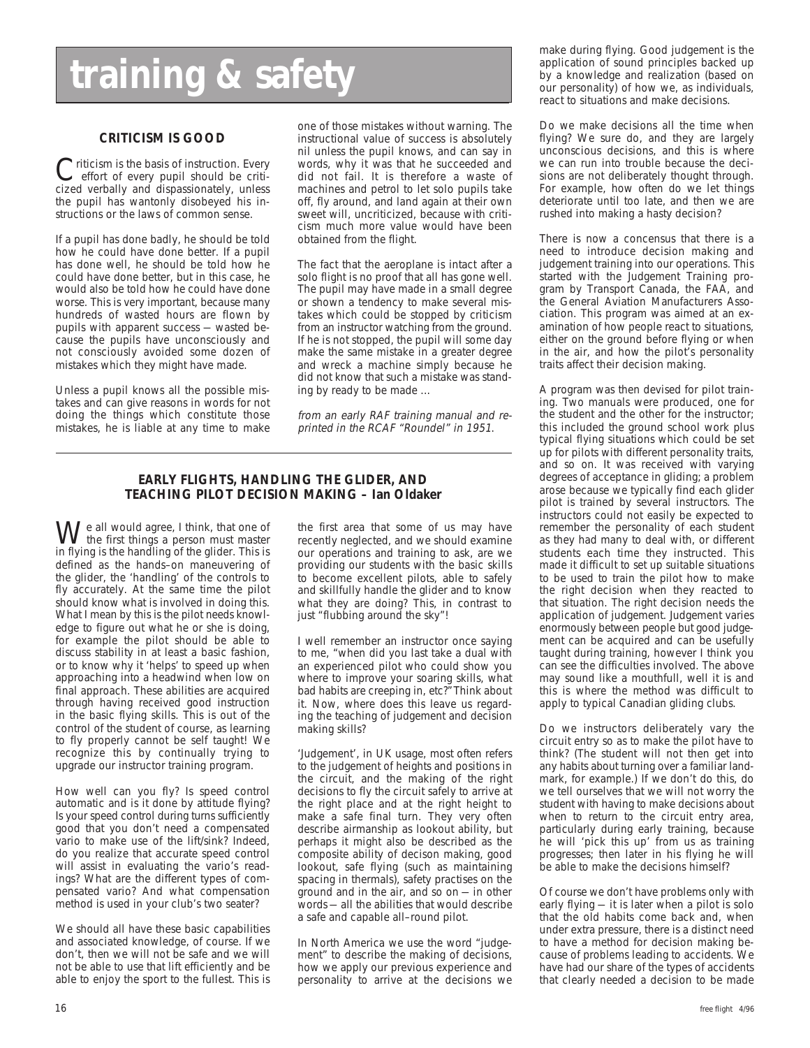# training & safety

## CRITICISM IS GOOD

Criticism is the basis of instruction. Every effort of every pupil should be criticized verbally and dispassionately, unless the pupil has wantonly disobeyed his instructions or the laws of common sense.

If a pupil has done badly, he should be told how he could have done better. If a pupil has done well, he should be told how he could have done better, but in this case, he would also be told how he could have done worse. This is very important, because many hundreds of wasted hours are flown by pupils with apparent success — wasted because the pupils have unconsciously and not consciously avoided some dozen of mistakes which they might have made.

Unless a pupil knows all the possible mistakes and can give reasons in words for not doing the things which constitute those mistakes, he is liable at any time to make one of those mistakes without warning. The instructional value of success is absolutely nil unless the pupil knows, and can say in words, why it was that he succeeded and did not fail. It is therefore a waste of machines and petrol to let solo pupils take off, fly around, and land again at their own sweet will, uncriticized, because with criticism much more value would have been obtained from the flight.

The fact that the aeroplane is intact after a solo flight is no proof that all has gone well. The pupil may have made in a small degree or shown a tendency to make several mistakes which could be stopped by criticism from an instructor watching from the ground. If he is not stopped, the pupil will some day make the same mistake in a greater degree and wreck a machine simply because he did not know that such a mistake was standing by ready to be made …

*from an early RAF training manual and reprinted in the RCAF "Roundel" in 1951.*

## EARLY FLIGHTS, HANDLING THE GLIDER, AND TEACHING PILOT DECISION MAKING – Ian Oldaker

We all would agree, I think, that one of the first things a person must master in flying is the handling of the glider. This is defined as the hands–on maneuvering of the glider, the 'handling' of the controls to fly accurately. At the same time the pilot should know what is involved in doing this. What I mean by this is the pilot needs knowledge to figure out what he or she is doing, for example the pilot should be able to discuss stability in at least a basic fashion, or to know why it 'helps' to speed up when approaching into a headwind when low on final approach. These abilities are acquired through having received good instruction in the basic flying skills. This is out of the control of the student of course, as learning to fly properly cannot be self taught! We recognize this by continually trying to upgrade our instructor training program.

How well can you fly? Is speed control automatic and is it done by attitude flying? Is your speed control during turns sufficiently good that you don't need a compensated vario to make use of the lift/sink? Indeed, do you realize that accurate speed control will assist in evaluating the vario's readings? What are the different types of compensated vario? And what compensation method is used in your club's two seater?

We should all have these basic capabilities and associated knowledge, of course. If we don't, then we will not be safe and we will not be able to use that lift efficiently and be able to enjoy the sport to the fullest. This is the first area that some of us may have recently neglected, and we should examine our operations and training to ask, are we providing our students with the basic skills to become excellent pilots, able to safely and skillfully handle the glider and to know what they are doing? This, in contrast to just "flubbing around the sky"!

I well remember an instructor once saying to me, "when did you last take a dual with an experienced pilot who could show you where to improve your soaring skills, what bad habits are creeping in, etc?" Think about it. Now, where does this leave us regarding the teaching of judgement and decision making skills?

'Judgement', in UK usage, most often refers to the judgement of heights and positions in the circuit, and the making of the right decisions to fly the circuit safely to arrive at the right place and at the right height to make a safe final turn. They very often describe airmanship as lookout ability, but perhaps it might also be described as the composite ability of decison making, good lookout, safe flying (such as maintaining spacing in thermals), safety practises on the ground and in the air, and so on — in other words — all the abilities that would describe a safe and capable all–round pilot.

In North America we use the word "judgement" to describe the making of decisions, how we apply our previous experience and personality to arrive at the decisions we make during flying. Good judgement is the application of sound principles backed up by a knowledge and realization (based on our personality) of how we, as individuals, react to situations and make decisions.

Do we make decisions all the time when flying? We sure do, and they are largely unconscious decisions, and this is where we can run into trouble because the decisions are not deliberately thought through. For example, how often do we let things deteriorate until too late, and then we are rushed into making a hasty decision?

There is now a concensus that there is a need to introduce decision making and judgement training into our operations. This started with the Judgement Training program by Transport Canada, the FAA, and the General Aviation Manufacturers Association. This program was aimed at an examination of how people react to situations, either on the ground before flying or when in the air, and how the pilot's personality traits affect their decision making.

A program was then devised for pilot training. Two manuals were produced, one for the student and the other for the instructor; this included the ground school work plus typical flying situations which could be set up for pilots with different personality traits, and so on. It was received with varying degrees of acceptance in gliding; a problem arose because we typically find each glider pilot is trained by several instructors. The instructors could not easily be expected to remember the personality of each student as they had many to deal with, or different students each time they instructed. This made it difficult to set up suitable situations to be used to train the pilot how to make the right decision when they reacted to that situation. The right decision needs the application of judgement. Judgement varies enormously between people but good judgement can be acquired and can be usefully taught during training, however I think you can see the difficulties involved. The above may sound like a mouthfull, well it is and this is where the method was difficult to apply to typical Canadian gliding clubs.

Do we instructors deliberately vary the circuit entry so as to make the pilot have to think? (The student will not then get into any habits about turning over a familiar landmark, for example.) If we don't do this, do we tell ourselves that we will not worry the student with having to make decisions about when to return to the circuit entry area, particularly during early training, because he will 'pick this up' from us as training progresses; then later in his flying he will be able to make the decisions himself?

Of course we don't have problems only with early flying — it is later when a pilot is solo that the old habits come back and, when under extra pressure, there is a distinct need to have a method for decision making because of problems leading to accidents. We have had our share of the types of accidents that clearly needed a decision to be made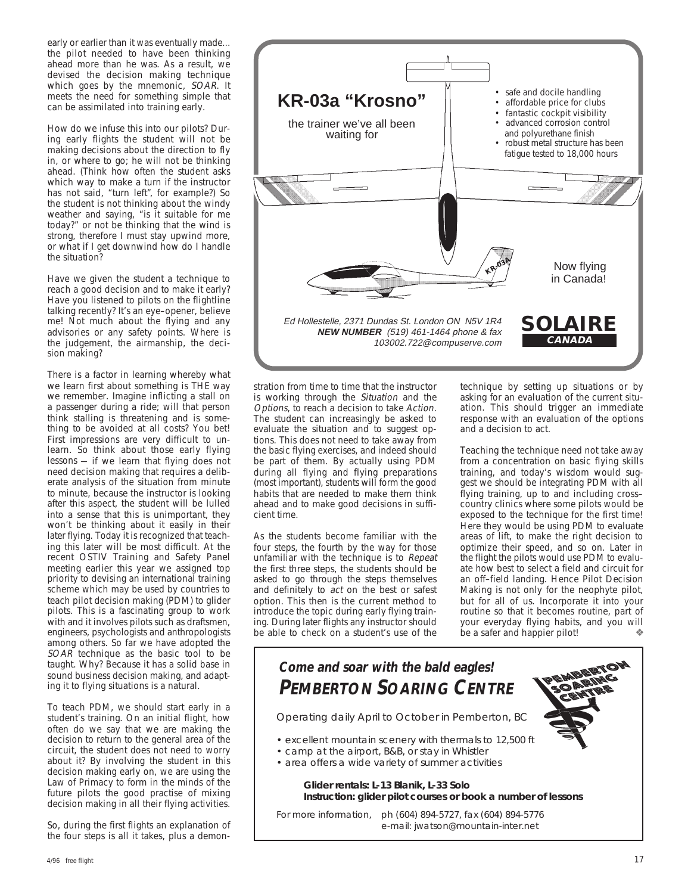early or earlier than it was eventually made... the pilot needed to have been thinking ahead more than he was. As a result, we devised the decision making technique which goes by the mnemonic, *SOAR*. It meets the need for something simple that can be assimilated into training early.

How do we infuse this into our pilots? During early flights the student will not be making decisions about the direction to fly in, or where to go; he will not be thinking ahead. (Think how often the student asks which way to make a turn if the instructor has not said, "turn left", for example?) So the student is not thinking about the windy weather and saying, "is it suitable for me today?" or not be thinking that the wind is strong, therefore I must stay upwind more, or what if I get downwind how do I handle the situation?

Have we given the student a technique to reach a good decision and to make it early? Have you listened to pilots on the flightline talking recently? It's an eye–opener, believe me! Not much about the flying and any advisories or any safety points. Where is the judgement, the airmanship, the decision making?

There is a factor in learning whereby what we learn first about something is THE way we remember. Imagine inflicting a stall on a passenger during a ride; will that person think stalling is threatening and is something to be avoided at all costs? You bet! First impressions are very difficult to unlearn. So think about those early flying lessons — if we learn that flying does not need decision making that requires a deliberate analysis of the situation from minute to minute, because the instructor is looking after this aspect, the student will be lulled into a sense that this is unimportant, they won't be thinking about it easily in their later flying. Today it is recognized that teaching this later will be most difficult. At the recent OSTIV Training and Safety Panel meeting earlier this year we assigned top priority to devising an international training scheme which may be used by countries to teach pilot decision making (PDM) to glider pilots. This is a fascinating group to work with and it involves pilots such as draftsmen, engineers, psychologists and anthropologists among others. So far we have adopted the *SOAR* technique as the basic tool to be taught. Why? Because it has a solid base in sound business decision making, and adapting it to flying situations is a natural.

To teach PDM, we should start early in a student's training. On an initial flight, how often do we say that we are making the decision to return to the general area of the circuit, the student does not need to worry about it? By involving the student in this decision making early on, we are using the Law of Primacy to form in the minds of the future pilots the good practise of mixing decision making in all their flying activities.

So, during the first flights an explanation of the four steps is all it takes, plus a demonstration from time to time that the instructor is working through the *Situation* and the *Options*, to reach a decision to take *Action*. The student can increasingly be asked to evaluate the situation and to suggest options. This does not need to take away from the basic flying exercises, and indeed should be part of them. By actually using PDM during all flying and flying preparations (most important), students will form the good habits that are needed to make them think ahead and to make good decisions in sufficient time.

As the students become familiar with the four steps, the fourth by the way for those unfamiliar with the technique is to *Repeat* the first three steps, the students should be asked to go through the steps themselves and definitely to *act* on the best or safest option. This then is the current method to introduce the topic during early flying training. During later flights any instructor should be able to check on a student's use of the technique by setting up situations or by asking for an evaluation of the current situation. This should trigger an immediate response with an evaluation of the options and a decision to act.

Teaching the technique need not take away from a concentration on basic flying skills training, and today's wisdom would suggest we should be integrating PDM with all flying training, up to and including cross–country clinics where some pilots would be exposed to the technique for the first time! Here they would be using PDM to evaluate areas of lift, to make the right decision to optimize their speed, and so on. Later in the flight the pilots would use PDM to evaluate how best to select a field and circuit for an off–field landing. Hence Pilot Decision Making is not only for the neophyte pilot, but for all of us. Incorporate it into your routine so that it becomes routine, part of your everyday flying habits, and you will be a safer and happier pilot! ❖

---

**KR-03a "Krosno"**

the trainer we've all been waiting for

- safe and docile handling
- affordable price for clubs
- fantastic cockpit visibility
- advanced corrosion control and polyurethane finish
- robust metal structure has been fatigue tested to 18,000 hours

Now flying in Canada!

*Ed Hollestelle, 2371 Dundas St. London ON N5V 1R4*
***NEW NUMBER** (519) 461-1464 phone & fax*
*103002.722@compuserve.com*

**SOLAIRE CANADA**

---

***Come and soar with the bald eagles!***

**PEMBERTON SOARING CENTRE**

Operating daily April to October in Pemberton, BC

- excellent mountain scenery with thermals to 12,500 ft
- camp at the airport, B&B, or stay in Whistler
- area offers a wide variety of summer activities

**Glider rentals: L-13 Blanik, L-33 Solo**
**Instruction: glider pilot courses or book a number of lessons**

For more information, ph (604) 894-5727, fax (604) 894-5776
e-mail: jwatson@mountain-inter.net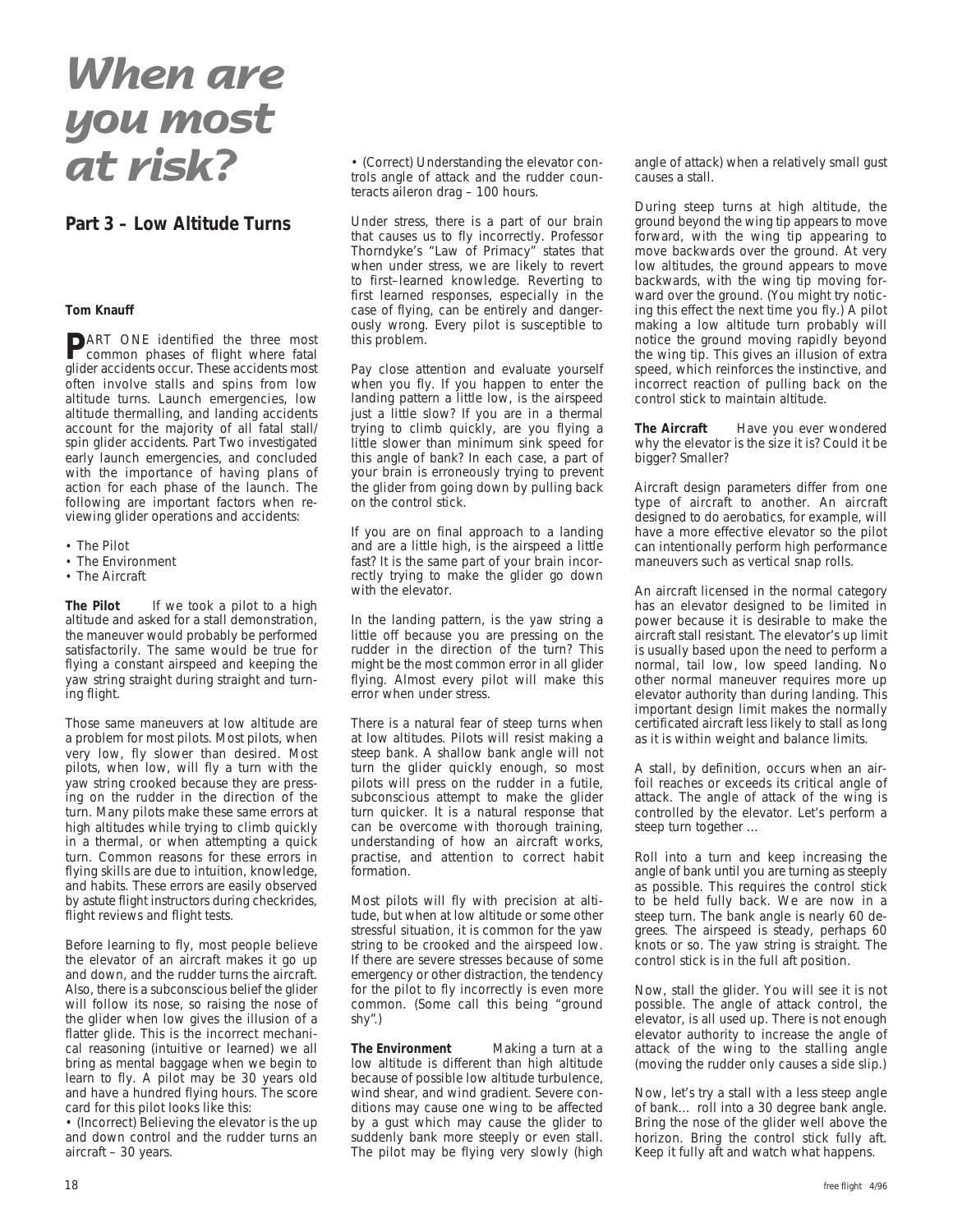# When are you most at risk?

## Part 3 – Low Altitude Turns

**Tom Knauff**

PART ONE identified the three most common phases of flight where fatal glider accidents occur. These accidents most often involve stalls and spins from low altitude turns. Launch emergencies, low altitude thermalling, and landing accidents account for the majority of all fatal stall/spin glider accidents. Part Two investigated early launch emergencies, and concluded with the importance of having plans of action for each phase of the launch. The following are important factors when reviewing glider operations and accidents:

- The Pilot
- The Environment
- The Aircraft

**The Pilot** If we took a pilot to a high altitude and asked for a stall demonstration, the maneuver would probably be performed satisfactorily. The same would be true for flying a constant airspeed and keeping the yaw string straight during straight and turning flight.

Those same maneuvers at low altitude are a problem for most pilots. Most pilots, when very low, fly slower than desired. Most pilots, when low, will fly a turn with the yaw string crooked because they are pressing on the rudder in the direction of the turn. Many pilots make these same errors at high altitudes while trying to climb quickly in a thermal, or when attempting a quick turn. Common reasons for these errors in flying skills are due to intuition, knowledge, and habits. These errors are easily observed by astute flight instructors during checkrides, flight reviews and flight tests.

Before learning to fly, most people believe the elevator of an aircraft makes it go up and down, and the rudder turns the aircraft. Also, there is a subconscious belief the glider will follow its nose, so raising the nose of the glider when low gives the illusion of a flatter glide. This is the incorrect mechanical reasoning (intuitive or learned) we all bring as mental baggage when we begin to learn to fly. A pilot may be 30 years old and have a hundred flying hours. The score card for this pilot looks like this:

- (Incorrect) Believing the elevator is the up and down control and the rudder turns an aircraft – 30 years.
- (Correct) Understanding the elevator controls angle of attack and the rudder counteracts aileron drag – 100 hours.

Under stress, there is a part of our brain that causes us to fly incorrectly. Professor Thorndyke's "Law of Primacy" states that when under stress, we are likely to revert to first–learned knowledge. Reverting to first learned responses, especially in the case of flying, can be entirely and dangerously wrong. Every pilot is susceptible to this problem.

Pay close attention and evaluate yourself when you fly. If you happen to enter the landing pattern a little low, is the airspeed just a little slow? If you are in a thermal trying to climb quickly, are you flying a little slower than minimum sink speed for this angle of bank? In each case, a part of your brain is erroneously trying to prevent the glider from going down by pulling back on the control stick.

If you are on final approach to a landing and are a little high, is the airspeed a little fast? It is the same part of your brain incorrectly trying to make the glider go down with the elevator.

In the landing pattern, is the yaw string a little off because you are pressing on the rudder in the direction of the turn? This might be the most common error in all glider flying. Almost every pilot will make this error when under stress.

There is a natural fear of steep turns when at low altitudes. Pilots will resist making a steep bank. A shallow bank angle will not turn the glider quickly enough, so most pilots will press on the rudder in a futile, subconscious attempt to make the glider turn quicker. It is a natural response that can be overcome with thorough training, understanding of how an aircraft works, practise, and attention to correct habit formation.

Most pilots will fly with precision at altitude, but when at low altitude or some other stressful situation, it is common for the yaw string to be crooked and the airspeed low. If there are severe stresses because of some emergency or other distraction, the tendency for the pilot to fly incorrectly is even more common. (Some call this being "ground shy".)

**The Environment** Making a turn at a low altitude is different than high altitude because of possible low altitude turbulence, wind shear, and wind gradient. Severe conditions may cause one wing to be affected by a gust which may cause the glider to suddenly bank more steeply or even stall. The pilot may be flying very slowly (high angle of attack) when a relatively small gust causes a stall.

During steep turns at high altitude, the ground beyond the wing tip appears to move forward, with the wing tip appearing to move backwards over the ground. At very low altitudes, the ground appears to move backwards, with the wing tip moving forward over the ground. (You might try noticing this effect the next time you fly.) A pilot making a low altitude turn probably will notice the ground moving rapidly beyond the wing tip. This gives an illusion of extra speed, which reinforces the instinctive, and incorrect reaction of pulling back on the control stick to maintain altitude.

**The Aircraft** Have you ever wondered why the elevator is the size it is? Could it be bigger? Smaller?

Aircraft design parameters differ from one type of aircraft to another. An aircraft designed to do aerobatics, for example, will have a more effective elevator so the pilot can intentionally perform high performance maneuvers such as vertical snap rolls.

An aircraft licensed in the normal category has an elevator designed to be limited in power because it is desirable to make the aircraft stall resistant. The elevator's up limit is usually based upon the need to perform a normal, tail low, low speed landing. No other normal maneuver requires more up elevator authority than during landing. This important design limit makes the normally certificated aircraft less likely to stall as long as it is within weight and balance limits.

A stall, by definition, occurs when an airfoil reaches or exceeds its critical angle of attack. The angle of attack of the wing is controlled by the elevator. Let's perform a steep turn together …

Roll into a turn and keep increasing the angle of bank until you are turning as steeply as possible. This requires the control stick to be held fully back. We are now in a steep turn. The bank angle is nearly 60 degrees. The airspeed is steady, perhaps 60 knots or so. The yaw string is straight. The control stick is in the full aft position.

Now, stall the glider. You will see it is not possible. The angle of attack control, the elevator, is all used up. There is not enough elevator authority to increase the angle of attack of the wing to the stalling angle (moving the rudder only causes a side slip.)

Now, let's try a stall with a less steep angle of bank… roll into a 30 degree bank angle. Bring the nose of the glider well above the horizon. Bring the control stick fully aft. Keep it fully aft and watch what happens.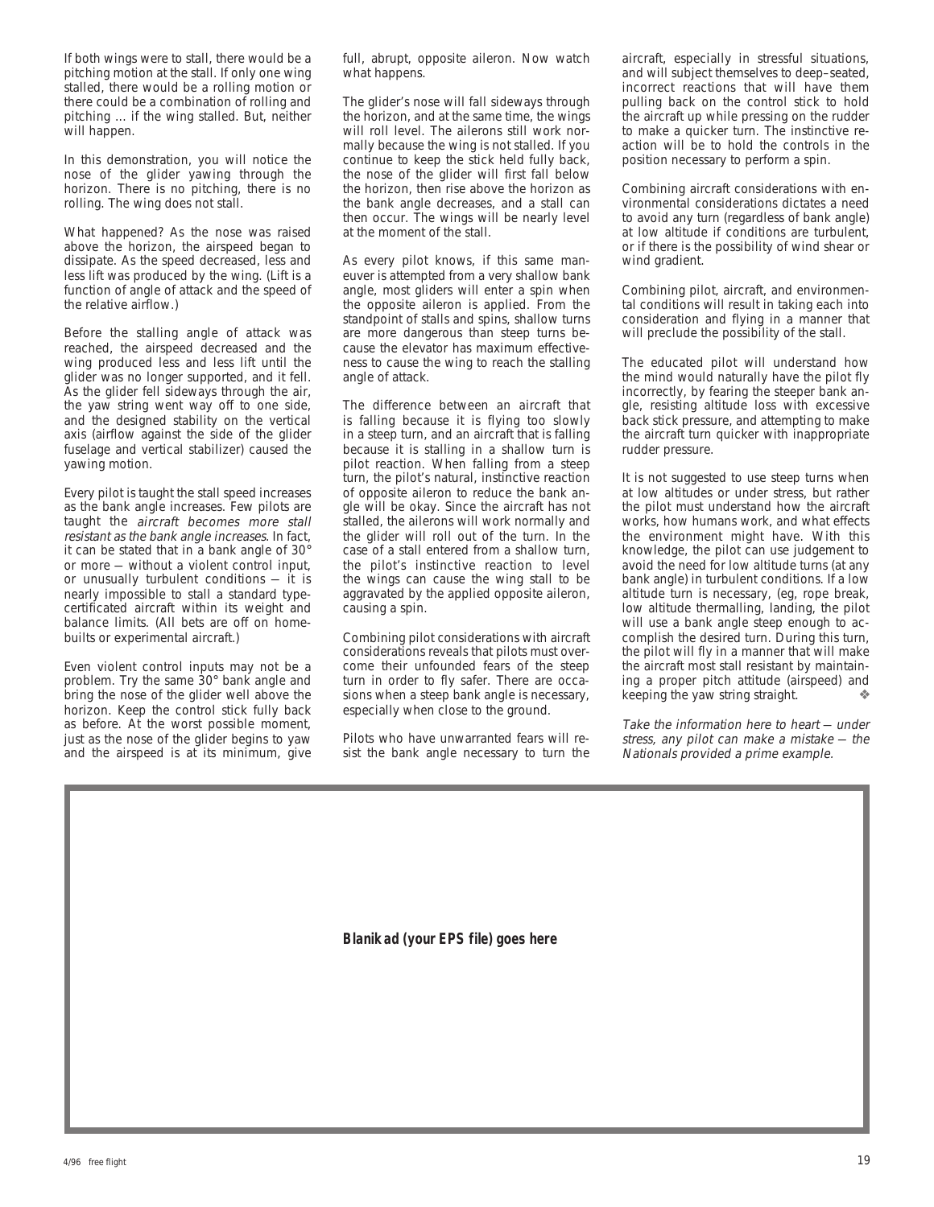If both wings were to stall, there would be a pitching motion at the stall. If only one wing stalled, there would be a rolling motion or there could be a combination of rolling and pitching ... if the wing stalled. But, neither will happen.

In this demonstration, you will notice the nose of the glider yawing through the horizon. There is no pitching, there is no rolling. The wing does not stall.

What happened? As the nose was raised above the horizon, the airspeed began to dissipate. As the speed decreased, less and less lift was produced by the wing. (Lift is a function of angle of attack and the speed of the relative airflow.)

Before the stalling angle of attack was reached, the airspeed decreased and the wing produced less and less lift until the glider was no longer supported, and it fell. As the glider fell sideways through the air, the yaw string went way off to one side, and the designed stability on the vertical axis (airflow against the side of the glider fuselage and vertical stabilizer) caused the yawing motion.

Every pilot is taught the stall speed increases as the bank angle increases. Few pilots are taught the *aircraft becomes more stall resistant as the bank angle increases*. In fact, it can be stated that in a bank angle of 30° or more — without a violent control input, or unusually turbulent conditions — it is nearly impossible to stall a standard type-certificated aircraft within its weight and balance limits. (All bets are off on home-builts or experimental aircraft.)

Even violent control inputs may not be a problem. Try the same 30° bank angle and bring the nose of the glider well above the horizon. Keep the control stick fully back as before. At the worst possible moment, just as the nose of the glider begins to yaw and the airspeed is at its minimum, give full, abrupt, opposite aileron. Now watch what happens.

The glider's nose will fall sideways through the horizon, and at the same time, the wings will roll level. The ailerons still work normally because the wing is not stalled. If you continue to keep the stick held fully back, the nose of the glider will first fall below the horizon, then rise above the horizon as the bank angle decreases, and a stall can then occur. The wings will be nearly level at the moment of the stall.

As every pilot knows, if this same maneuver is attempted from a very shallow bank angle, most gliders will enter a spin when the opposite aileron is applied. From the standpoint of stalls and spins, shallow turns are more dangerous than steep turns because the elevator has maximum effectiveness to cause the wing to reach the stalling angle of attack.

The difference between an aircraft that is falling because it is flying too slowly in a steep turn, and an aircraft that is falling because it is stalling in a shallow turn is pilot reaction. When falling from a steep turn, the pilot's natural, instinctive reaction of opposite aileron to reduce the bank angle will be okay. Since the aircraft has not stalled, the ailerons will work normally and the glider will roll out of the turn. In the case of a stall entered from a shallow turn, the pilot's instinctive reaction to level the wings can cause the wing stall to be aggravated by the applied opposite aileron, causing a spin.

Combining pilot considerations with aircraft considerations reveals that pilots must overcome their unfounded fears of the steep turn in order to fly safer. There are occasions when a steep bank angle is necessary, especially when close to the ground.

Pilots who have unwarranted fears will resist the bank angle necessary to turn the aircraft, especially in stressful situations, and will subject themselves to deep–seated, incorrect reactions that will have them pulling back on the control stick to hold the aircraft up while pressing on the rudder to make a quicker turn. The instinctive reaction will be to hold the controls in the position necessary to perform a spin.

Combining aircraft considerations with environmental considerations dictates a need to avoid any turn (regardless of bank angle) at low altitude if conditions are turbulent, or if there is the possibility of wind shear or wind gradient.

Combining pilot, aircraft, and environmental conditions will result in taking each into consideration and flying in a manner that will preclude the possibility of the stall.

The educated pilot will understand how the mind would naturally have the pilot fly incorrectly, by fearing the steeper bank angle, resisting altitude loss with excessive back stick pressure, and attempting to make the aircraft turn quicker with inappropriate rudder pressure.

It is not suggested to use steep turns when at low altitudes or under stress, but rather the pilot must understand how the aircraft works, how humans work, and what effects the environment might have. With this knowledge, the pilot can use judgement to avoid the need for low altitude turns (at any bank angle) in turbulent conditions. If a low altitude turn is necessary, (eg, rope break, low altitude thermalling, landing, the pilot will use a bank angle steep enough to accomplish the desired turn. During this turn, the pilot will fly in a manner that will make the aircraft most stall resistant by maintaining a proper pitch attitude (airspeed) and keeping the yaw string straight. ❖

*Take the information here to heart — under stress, any pilot can make a mistake — the Nationals provided a prime example.*

**Blanik ad (your EPS file) goes here**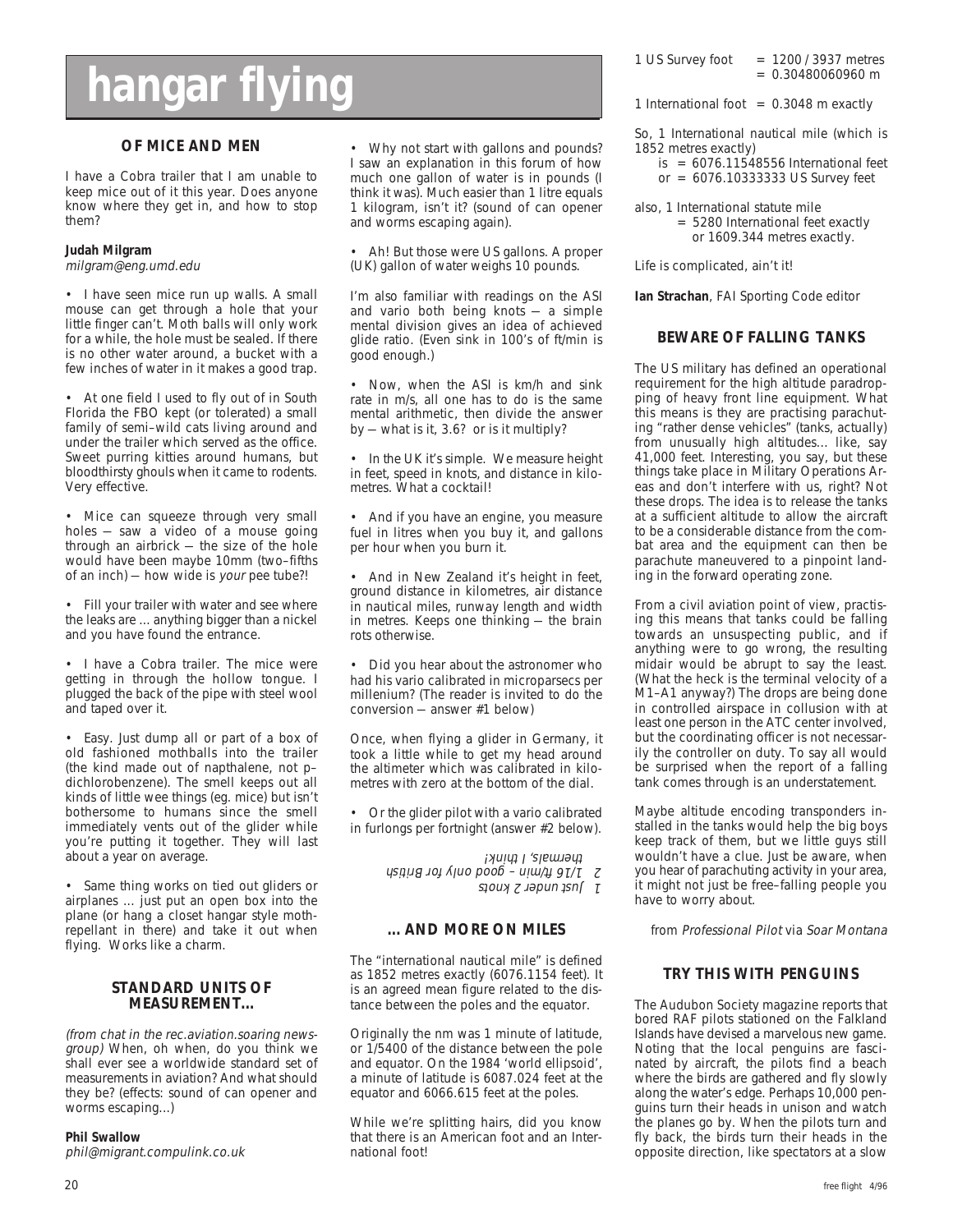# hangar flying

## OF MICE AND MEN

I have a Cobra trailer that I am unable to keep mice out of it this year. Does anyone know where they get in, and how to stop them?

**Judah Milgram**
*milgram@eng.umd.edu*

• I have seen mice run up walls. A small mouse can get through a hole that your little finger can't. Moth balls will only work for a while, the hole must be sealed. If there is no other water around, a bucket with a few inches of water in it makes a good trap.

• At one field I used to fly out of in South Florida the FBO kept (or tolerated) a small family of semi–wild cats living around and under the trailer which served as the office. Sweet purring kitties around humans, but bloodthirsty ghouls when it came to rodents. Very effective.

• Mice can squeeze through very small holes — saw a video of a mouse going through an airbrick — the size of the hole would have been maybe 10mm (two–fifths of an inch) — how wide is *your* pee tube?!

• Fill your trailer with water and see where the leaks are ... anything bigger than a nickel and you have found the entrance.

• I have a Cobra trailer. The mice were getting in through the hollow tongue. I plugged the back of the pipe with steel wool and taped over it.

• Easy. Just dump all or part of a box of old fashioned mothballs into the trailer (the kind made out of napthalene, not p–dichlorobenzene). The smell keeps out all kinds of little wee things (eg. mice) but isn't bothersome to humans since the smell immediately vents out of the glider while you're putting it together. They will last about a year on average.

• Same thing works on tied out gliders or airplanes ... just put an open box into the plane (or hang a closet hangar style moth-repellant in there) and take it out when flying. Works like a charm.

## STANDARD UNITS OF MEASUREMENT...

*(from chat in the rec.aviation.soaring newsgroup)* When, oh when, do you think we shall ever see a worldwide standard set of measurements in aviation? And what should they be? (effects: sound of can opener and worms escaping...)

**Phil Swallow**
*phil@migrant.compulink.co.uk*

• Why not start with gallons and pounds? I saw an explanation in this forum of how much one gallon of water is in pounds (I think it was). Much easier than 1 litre equals 1 kilogram, isn't it? (sound of can opener and worms escaping again).

• Ah! But those were US gallons. A proper (UK) gallon of water weighs 10 pounds.

I'm also familiar with readings on the ASI and vario both being knots — a simple mental division gives an idea of achieved glide ratio. (Even sink in 100's of ft/min is good enough.)

• Now, when the ASI is km/h and sink rate in m/s, all one has to do is the same mental arithmetic, then divide the answer by — what is it, 3.6? or is it multiply?

• In the UK it's simple. We measure height in feet, speed in knots, and distance in kilometres. What a cocktail!

• And if you have an engine, you measure fuel in litres when you buy it, and gallons per hour when you burn it.

• And in New Zealand it's height in feet, ground distance in kilometres, air distance in nautical miles, runway length and width in metres. Keeps one thinking — the brain rots otherwise.

• Did you hear about the astronomer who had his vario calibrated in microparsecs per millenium? (The reader is invited to do the conversion — answer #1 below)

Once, when flying a glider in Germany, it took a little while to get my head around the altimeter which was calibrated in kilometres with zero at the bottom of the dial.

• Or the glider pilot with a vario calibrated in furlongs per fortnight (answer #2 below).

*1 Just under 2 knots*
*2 1/16 ft/min – good only for British thermals, I think!*

## ... AND MORE ON MILES

The "international nautical mile" is defined as 1852 metres exactly (6076.1154 feet). It is an agreed mean figure related to the distance between the poles and the equator.

Originally the nm was 1 minute of latitude, or 1/5400 of the distance between the pole and equator. On the 1984 'world ellipsoid', a minute of latitude is 6087.024 feet at the equator and 6066.615 feet at the poles.

While we're splitting hairs, did you know that there is an American foot and an International foot!

1 US Survey foot = 1200 / 3937 metres
= 0.30480060960 m

1 International foot = 0.3048 m exactly

So, 1 International nautical mile (which is 1852 metres exactly)
is = 6076.11548556 International feet
or = 6076.10333333 US Survey feet

also, 1 International statute mile
= 5280 International feet exactly
or 1609.344 metres exactly.

Life is complicated, ain't it!

**Ian Strachan**, FAI Sporting Code editor

## BEWARE OF FALLING TANKS

The US military has defined an operational requirement for the high altitude paradropping of heavy front line equipment. What this means is they are practising parachuting "rather dense vehicles" (tanks, actually) from unusually high altitudes... like, say 41,000 feet. Interesting, you say, but these things take place in Military Operations Areas and don't interfere with us, right? Not these drops. The idea is to release the tanks at a sufficient altitude to allow the aircraft to be a considerable distance from the combat area and the equipment can then be parachute maneuvered to a pinpoint landing in the forward operating zone.

From a civil aviation point of view, practising this means that tanks could be falling towards an unsuspecting public, and if anything were to go wrong, the resulting midair would be abrupt to say the least. (What the heck is the terminal velocity of a M1–A1 anyway?) The drops are being done in controlled airspace in collusion with at least one person in the ATC center involved, but the coordinating officer is not necessarily the controller on duty. To say all would be surprised when the report of a falling tank comes through is an understatement.

Maybe altitude encoding transponders installed in the tanks would help the big boys keep track of them, but we little guys still wouldn't have a clue. Just be aware, when you hear of parachuting activity in your area, it might not just be free–falling people you have to worry about.

*from Professional Pilot via Soar Montana*

## TRY THIS WITH PENGUINS

The Audubon Society magazine reports that bored RAF pilots stationed on the Falkland Islands have devised a marvelous new game. Noting that the local penguins are fascinated by aircraft, the pilots find a beach where the birds are gathered and fly slowly along the water's edge. Perhaps 10,000 penguins turn their heads in unison and watch the planes go by. When the pilots turn and fly back, the birds turn their heads in the opposite direction, like spectators at a slow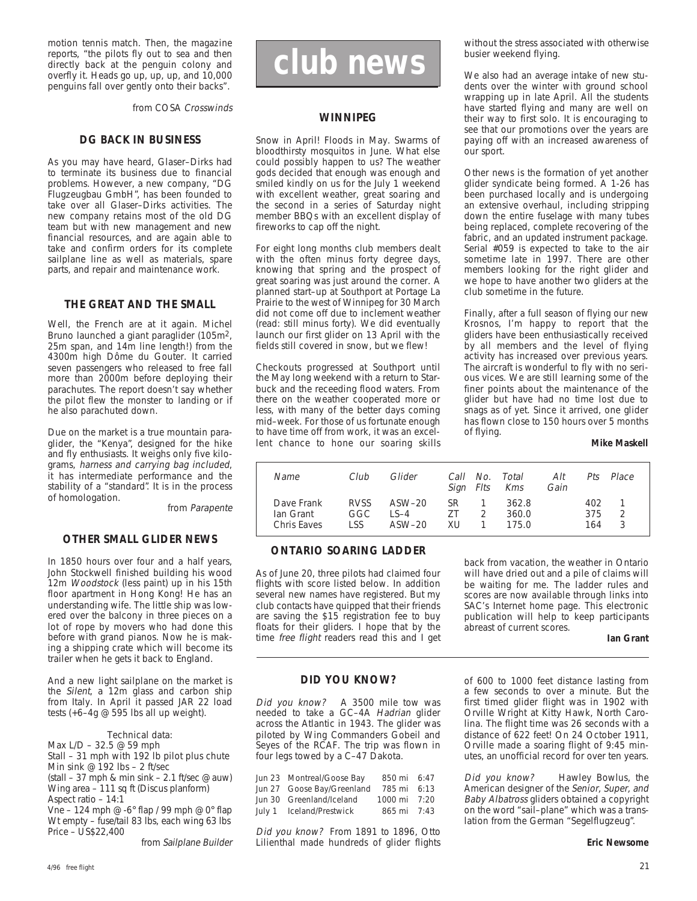motion tennis match. Then, the magazine reports, "the pilots fly out to sea and then directly back at the penguin colony and overfly it. Heads go up, up, up, and 10,000 penguins fall over gently onto their backs".

*from COSA Crosswinds*

### DG BACK IN BUSINESS

As you may have heard, Glaser–Dirks had to terminate its business due to financial problems. However, a new company, "DG Flugzeugbau GmbH", has been founded to take over all Glaser–Dirks activities. The new company retains most of the old DG team but with new management and new financial resources, and are again able to take and confirm orders for its complete sailplane line as well as materials, spare parts, and repair and maintenance work.

### THE GREAT AND THE SMALL

Well, the French are at it again. Michel Bruno launched a giant paraglider (105m$^2$, 25m span, and 14m line length!) from the 4300m high Dôme du Gouter. It carried seven passengers who released to free fall more than 2000m before deploying their parachutes. The report doesn't say whether the pilot flew the monster to landing or if he also parachuted down.

Due on the market is a true mountain paraglider, the "Kenya", designed for the hike and fly enthusiasts. It weighs only five kilograms, *harness and carrying bag included*, it has intermediate performance and the stability of a "standard". It is in the process of homologation.

*from Parapente*

### OTHER SMALL GLIDER NEWS

In 1850 hours over four and a half years, John Stockwell finished building his wood 12m *Woodstock* (less paint) up in his 15th floor apartment in Hong Kong! He has an understanding wife. The little ship was lowered over the balcony in three pieces on a lot of rope by movers who had done this before with grand pianos. Now he is making a shipping crate which will become its trailer when he gets it back to England.

And a new light sailplane on the market is the *Silent*, a 12m glass and carbon ship from Italy. In April it passed JAR 22 load tests (+6–4g @ 595 lbs all up weight).

Technical data:
Max L/D – 32.5 @ 59 mph
Stall – 31 mph with 192 lb pilot plus chute
Min sink @ 192 lbs – 2 ft/sec
(stall – 37 mph & min sink – 2.1 ft/sec @ auw)
Wing area – 111 sq ft (Discus planform)
Aspect ratio – 14:1
Vne – 124 mph @ -6° flap / 99 mph @ 0° flap
Wt empty – fuse/tail 83 lbs, each wing 63 lbs
Price – US$22,400

*from Sailplane Builder*

# club news

### WINNIPEG

Snow in April! Floods in May. Swarms of bloodthirsty mosquitos in June. What else could possibly happen to us? The weather gods decided that enough was enough and smiled kindly on us for the July 1 weekend with excellent weather, great soaring and the second in a series of Saturday night member BBQs with an excellent display of fireworks to cap off the night.

For eight long months club members dealt with the often minus forty degree days, knowing that spring and the prospect of great soaring was just around the corner. A planned start–up at Southport at Portage La Prairie to the west of Winnipeg for 30 March did not come off due to inclement weather (read: still minus forty). We did eventually launch our first glider on 13 April with the fields still covered in snow, but we flew!

Checkouts progressed at Southport until the May long weekend with a return to Starbuck and the receeding flood waters. From there on the weather cooperated more or less, with many of the better days coming mid–week. For those of us fortunate enough to have time off from work, it was an excellent chance to hone our soaring skills without the stress associated with otherwise busier weekend flying.

We also had an average intake of new students over the winter with ground school wrapping up in late April. All the students have started flying and many are well on their way to first solo. It is encouraging to see that our promotions over the years are paying off with an increased awareness of our sport.

Other news is the formation of yet another glider syndicate being formed. A 1-26 has been purchased locally and is undergoing an extensive overhaul, including stripping down the entire fuselage with many tubes being replaced, complete recovering of the fabric, and an updated instrument package. Serial #059 is expected to take to the air sometime late in 1997. There are other members looking for the right glider and we hope to have another two gliders at the club sometime in the future.

Finally, after a full season of flying our new Krosnos, I'm happy to report that the gliders have been enthusiastically received by all members and the level of flying activity has increased over previous years. The aircraft is wonderful to fly with no serious vices. We are still learning some of the finer points about the maintenance of the glider but have had no time lost due to snags as of yet. Since it arrived, one glider has flown close to 150 hours over 5 months of flying.

**Mike Maskell**

### ONTARIO SOARING LADDER

| Name | Club | Glider | Call Sign | No. Flts | Total Kms | Alt Gain | Pts | Place |
|---|---|---|---|---|---|---|---|---|
| Dave Frank | RVSS | ASW–20 | SR | 1 | 362.8 | | 402 | 1 |
| Ian Grant | GGC | LS–4 | ZT | 2 | 360.0 | | 375 | 2 |
| Chris Eaves | LSS | ASW–20 | XU | 1 | 175.0 | | 164 | 3 |

As of June 20, three pilots had claimed four flights with score listed below. In addition several new names have registered. But my club contacts have quipped that their friends are saving the $15 registration fee to buy floats for their gliders. I hope that by the time *free flight* readers read this and I get back from vacation, the weather in Ontario will have dried out and a pile of claims will be waiting for me. The ladder rules and scores are now available through links into SAC's Internet home page. This electronic publication will help to keep participants abreast of current scores.

**Ian Grant**

### DID YOU KNOW?

*Did you know?* A 3500 mile tow was needed to take a GC–4A *Hadrian* glider across the Atlantic in 1943. The glider was piloted by Wing Commanders Gobeil and Seyes of the RCAF. The trip was flown in four legs towed by a C–47 Dakota.

| | | | |
|---|---|---|---|
| Jun 23 | Montreal/Goose Bay | 850 mi | 6:47 |
| Jun 27 | Goose Bay/Greenland | 785 mi | 6:13 |
| Jun 30 | Greenland/Iceland | 1000 mi | 7:20 |
| July 1 | Iceland/Prestwick | 865 mi | 7:43 |

*Did you know?* From 1891 to 1896, Otto Lilienthal made hundreds of glider flights of 600 to 1000 feet distance lasting from a few seconds to over a minute. But the first timed glider flight was in 1902 with Orville Wright at Kitty Hawk, North Carolina. The flight time was 26 seconds with a distance of 622 feet! On 24 October 1911, Orville made a soaring flight of 9:45 minutes, an unofficial record for over ten years.

*Did you know?* Hawley Bowlus, the American designer of the *Senior, Super, and Baby Albatross* gliders obtained a copyright on the word "sail–plane" which was a translation from the German "Segelflugzeug".

**Eric Newsome**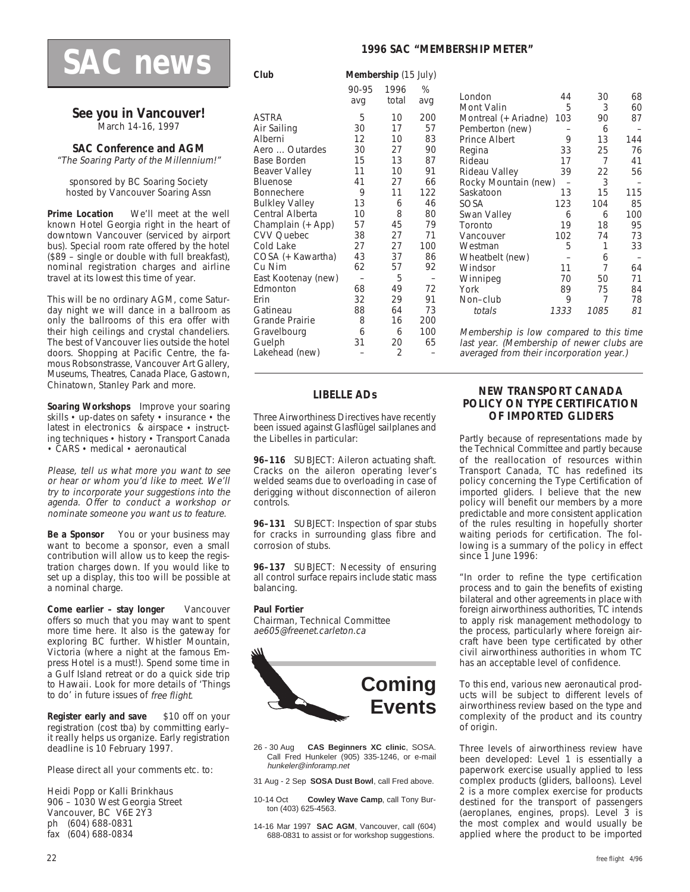# SAC news

## See you in Vancouver!

March 14-16, 1997

### SAC Conference and AGM

*"The Soaring Party of the Millennium!"*

sponsored by BC Soaring Society
hosted by Vancouver Soaring Assn

**Prime Location** We'll meet at the well known Hotel Georgia right in the heart of downtown Vancouver (serviced by airport bus). Special room rate offered by the hotel ($89 – single or double with full breakfast), nominal registration charges and airline travel at its lowest this time of year.

This will be no ordinary AGM, come Saturday night we will dance in a ballroom as only the ballrooms of this era offer with their high ceilings and crystal chandeliers. The best of Vancouver lies outside the hotel doors. Shopping at Pacific Centre, the famous Robsonstrasse, Vancouver Art Gallery, Museums, Theatres, Canada Place, Gastown, Chinatown, Stanley Park and more.

**Soaring Workshops** Improve your soaring skills • up-dates on safety • insurance • the latest in electronics & airspace • instructing techniques • history • Transport Canada • CARS • medical • aeronautical

*Please, tell us what more you want to see or hear or whom you'd like to meet. We'll try to incorporate your suggestions into the agenda. Offer to conduct a workshop or nominate someone you want us to feature.*

**Be a Sponsor** You or your business may want to become a sponsor, even a small contribution will allow us to keep the registration charges down. If you would like to set up a display, this too will be possible at a nominal charge.

**Come earlier – stay longer** Vancouver offers so much that you may want to spent more time here. It also is the gateway for exploring BC further. Whistler Mountain, Victoria (where a night at the famous Empress Hotel is a must!). Spend some time in a Gulf Island retreat or do a quick side trip to Hawaii. Look for more details of 'Things to do' in future issues of *free flight*.

**Register early and save** $10 off on your registration (cost tba) by committing early–it really helps us organize. Early registration deadline is 10 February 1997.

Please direct all your comments etc. to:

Heidi Popp or Kalli Brinkhaus
906 – 1030 West Georgia Street
Vancouver, BC V6E 2Y3
ph (604) 688-0831
fax (604) 688-0834

## 1996 SAC "MEMBERSHIP METER"

| Club | Membership (15 July) | | |
|---|---|---|---|
| | 90-95 avg | 1996 total | % avg |
| ASTRA | 5 | 10 | 200 |
| Air Sailing | 30 | 17 | 57 |
| Alberni | 12 | 10 | 83 |
| Aero ... Outardes | 30 | 27 | 90 |
| Base Borden | 15 | 13 | 87 |
| Beaver Valley | 11 | 10 | 91 |
| Bluenose | 41 | 27 | 66 |
| Bonnechere | 9 | 11 | 122 |
| Bulkley Valley | 13 | 6 | 46 |
| Central Alberta | 10 | 8 | 80 |
| Champlain (+ App) | 57 | 45 | 79 |
| CVV Quebec | 38 | 27 | 71 |
| Cold Lake | 27 | 27 | 100 |
| COSA (+ Kawartha) | 43 | 37 | 86 |
| Cu Nim | 62 | 57 | 92 |
| East Kootenay (new) | – | 5 | – |
| Edmonton | 68 | 49 | 72 |
| Erin | 32 | 29 | 91 |
| Gatineau | 88 | 64 | 73 |
| Grande Prairie | 8 | 16 | 200 |
| Gravelbourg | 6 | 6 | 100 |
| Guelph | 31 | 20 | 65 |
| Lakehead (new) | – | 2 | – |
| London | 44 | 30 | 68 |
| Mont Valin | 5 | 3 | 60 |
| Montreal (+ Ariadne) | 103 | 90 | 87 |
| Pemberton (new) | – | 6 | – |
| Prince Albert | 9 | 13 | 144 |
| Regina | 33 | 25 | 76 |
| Rideau | 17 | 7 | 41 |
| Rideau Valley | 39 | 22 | 56 |
| Rocky Mountain (new) | – | 3 | – |
| Saskatoon | 13 | 15 | 115 |
| SOSA | 123 | 104 | 85 |
| Swan Valley | 6 | 6 | 100 |
| Toronto | 19 | 18 | 95 |
| Vancouver | 102 | 74 | 73 |
| Westman | 5 | 1 | 33 |
| Wheatbelt (new) | – | 6 | – |
| Windsor | 11 | 7 | 64 |
| Winnipeg | 70 | 50 | 71 |
| York | 89 | 75 | 84 |
| Non–club | 9 | 7 | 78 |
| *totals* | *1333* | *1085* | *81* |

*Membership is low compared to this time last year. (Membership of newer clubs are averaged from their incorporation year.)*

## LIBELLE ADs

Three Airworthiness Directives have recently been issued against Glasflügel sailplanes and the Libelles in particular:

**96–116** SUBJECT: Aileron actuating shaft. Cracks on the aileron operating lever's welded seams due to overloading in case of derigging without disconnection of aileron controls.

**96–131** SUBJECT: Inspection of spar stubs for cracks in surrounding glass fibre and corrosion of stubs.

**96–137** SUBJECT: Necessity of ensuring all control surface repairs include static mass balancing.

**Paul Fortier**
Chairman, Technical Committee
*ae605@freenet.carleton.ca*

## Coming Events

- 26 - 30 Aug **CAS Beginners XC clinic**, SOSA. Call Fred Hunkeler (905) 335-1246, or e-mail *hunkeler@inforamp.net*
- 31 Aug - 2 Sep **SOSA Dust Bowl**, call Fred above.
- 10-14 Oct **Cowley Wave Camp**, call Tony Burton (403) 625-4563.
- 14-16 Mar 1997 **SAC AGM**, Vancouver, call (604) 688-0831 to assist or for workshop suggestions.

## NEW TRANSPORT CANADA POLICY ON TYPE CERTIFICATION OF IMPORTED GLIDERS

Partly because of representations made by the Technical Committee and partly because of the reallocation of resources within Transport Canada, TC has redefined its policy concerning the Type Certification of imported gliders. I believe that the new policy will benefit our members by a more predictable and more consistent application of the rules resulting in hopefully shorter waiting periods for certification. The following is a summary of the policy in effect since 1 June 1996:

"In order to refine the type certification process and to gain the benefits of existing bilateral and other agreements in place with foreign airworthiness authorities, TC intends to apply risk management methodology to the process, particularly where foreign aircraft have been type certificated by other civil airworthiness authorities in whom TC has an acceptable level of confidence.

To this end, various new aeronautical products will be subject to different levels of airworthiness review based on the type and complexity of the product and its country of origin.

Three levels of airworthiness review have been developed: Level 1 is essentially a paperwork exercise usually applied to less complex products (gliders, balloons). Level 2 is a more complex exercise for products destined for the transport of passengers (aeroplanes, engines, props). Level 3 is the most complex and would usually be applied where the product to be imported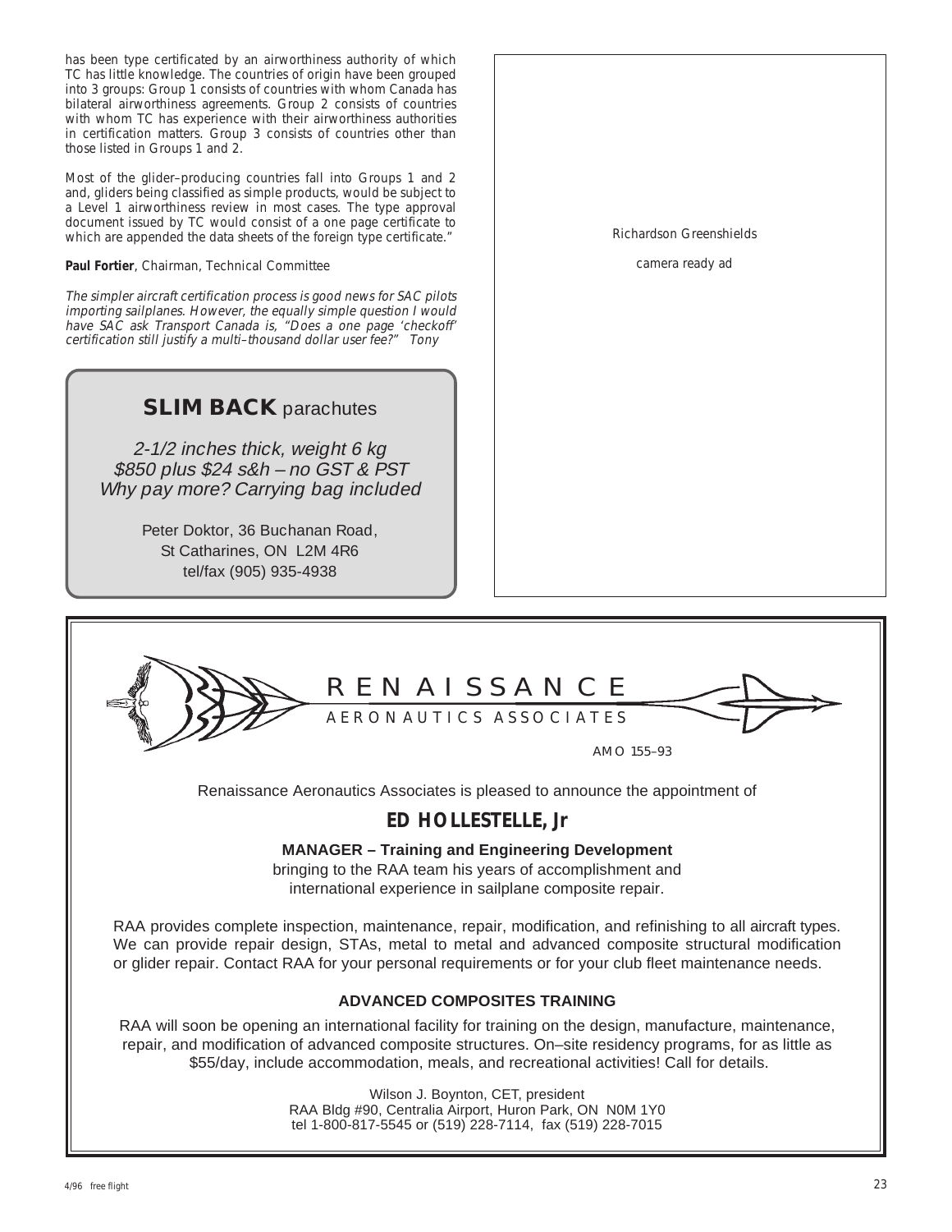has been type certificated by an airworthiness authority of which TC has little knowledge. The countries of origin have been grouped into 3 groups: Group 1 consists of countries with whom Canada has bilateral airworthiness agreements. Group 2 consists of countries with whom TC has experience with their airworthiness authorities in certification matters. Group 3 consists of countries other than those listed in Groups 1 and 2.

Most of the glider–producing countries fall into Groups 1 and 2 and, gliders being classified as simple products, would be subject to a Level 1 airworthiness review in most cases. The type approval document issued by TC would consist of a one page certificate to which are appended the data sheets of the foreign type certificate."

**Paul Fortier**, Chairman, Technical Committee

*The simpler aircraft certification process is good news for SAC pilots importing sailplanes. However, the equally simple question I would have SAC ask Transport Canada is, "Does a one page 'checkoff' certification still justify a multi–thousand dollar user fee?" Tony*

## **SLIM BACK** parachutes

*2-1/2 inches thick, weight 6 kg*
*$850 plus $24 s&h – no GST & PST*
*Why pay more? Carrying bag included*

Peter Doktor, 36 Buchanan Road,
St Catharines, ON L2M 4R6
tel/fax (905) 935-4938

Richardson Greenshields

camera ready ad

# RENAISSANCE
AERONAUTICS ASSOCIATES

AMO 155–93

Renaissance Aeronautics Associates is pleased to announce the appointment of

## **ED HOLLESTELLE, Jr**

**MANAGER – Training and Engineering Development**
bringing to the RAA team his years of accomplishment and international experience in sailplane composite repair.

RAA provides complete inspection, maintenance, repair, modification, and refinishing to all aircraft types. We can provide repair design, STAs, metal to metal and advanced composite structural modification or glider repair. Contact RAA for your personal requirements or for your club fleet maintenance needs.

**ADVANCED COMPOSITES TRAINING**

RAA will soon be opening an international facility for training on the design, manufacture, maintenance, repair, and modification of advanced composite structures. On–site residency programs, for as little as $55/day, include accommodation, meals, and recreational activities! Call for details.

Wilson J. Boynton, CET, president
RAA Bldg #90, Centralia Airport, Huron Park, ON N0M 1Y0
tel 1-800-817-5545 or (519) 228-7114, fax (519) 228-7015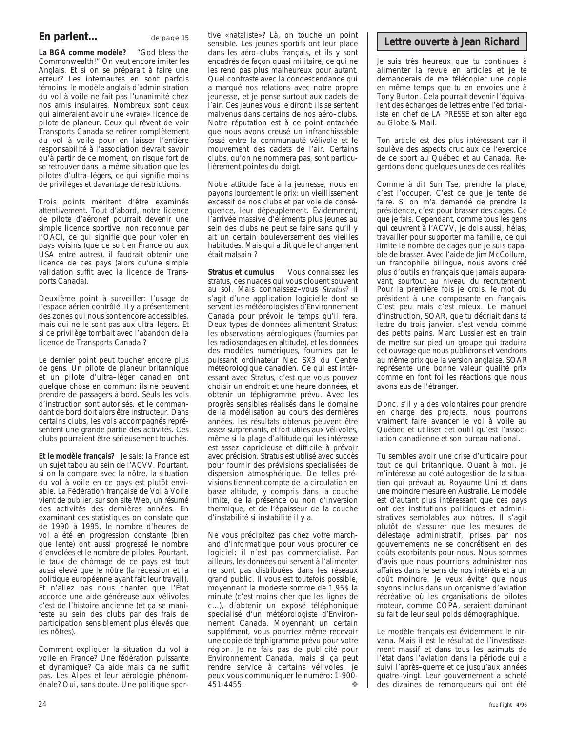## En parlent... de page 15

**La BGA comme modèle?** "God bless the Commonwealth!" On veut encore imiter les Anglais. Et si on se préparait à faire une erreur? Les internautes en sont parfois témoins: le modèle anglais d'administration du vol à voile ne fait pas l'unanimité chez nos amis insulaires. Nombreux sont ceux qui aimeraient avoir une «vraie» licence de pilote de planeur. Ceux qui rêvent de voir Transports Canada se retirer complètement du vol à voile pour en laisser l'entière responsabilité à l'association devrait savoir qu'à partir de ce moment, on risque fort de se retrouver dans la même situation que les pilotes d'ultra–légers, ce qui signifie moins de privilèges et davantage de restrictions.

Trois points méritent d'être examinés attentivement. Tout d'abord, notre licence de pilote d'aéronef pourrait devenir une simple licence sportive, non reconnue par l'OACI, ce qui signifie que pour voler en pays voisins (que ce soit en France ou aux USA entre autres), il faudrait obtenir une licence de ces pays (alors qu'une simple validation suffit avec la licence de Transports Canada).

Deuxième point à surveiller: l'usage de l'espace aérien contrôlé. Il y a présentement des zones qui nous sont encore accessibles, mais qui ne le sont pas aux ultra–légers. Et si ce privilège tombait avec l'abandon de la licence de Transports Canada ?

Le dernier point peut toucher encore plus de gens. Un pilote de planeur britannique et un pilote d'ultra–léger canadien ont quelque chose en commun: ils ne peuvent prendre de passagers à bord. Seuls les vols d'instruction sont autorisés, et le commandant de bord doit alors être instructeur. Dans certains clubs, les vols accompagnés représentent une grande partie des activités. Ces clubs pourraient être sérieusement touchés.

**Et le modèle français?** Je sais: la France est un sujet tabou au sein de l'ACVV. Pourtant, si on la compare avec la nôtre, la situation du vol à voile en ce pays est plutôt enviable. La Fédération française de Vol à Voile vient de publier, sur son site Web, un résumé des activités des dernières années. En examinant ces statistiques on constate que de 1990 à 1995, le nombre d'heures de vol a été en progression constante (bien que lente) ont aussi progressé le nombre d'envolées et le nombre de pilotes. Pourtant, le taux de chômage de ce pays est tout aussi élevé que le nôtre (la récession et la politique européenne ayant fait leur travail). Et n'allez pas nous chanter que l'État accorde une aide généreuse aux vélivoles c'est de l'histoire ancienne (et ça se manifeste au sein des clubs par des frais de participation sensiblement plus élevés que les nôtres).

Comment expliquer la situation du vol à voile en France? Une fédération puissante et dynamique? Ça aide mais ça ne suffit pas. Les Alpes et leur aérologie phénoménale? Oui, sans doute. Une politique sportive «nataliste»? Là, on touche un point sensible. Les jeunes sportifs ont leur place dans les aéro–clubs français, et ils y sont encadrés de façon quasi militaire, ce qui ne les rend pas plus malheureux pour autant. Quel contraste avec la condescendance qui a marqué nos relations avec notre propre jeunesse, et je pense surtout aux cadets de l'air. Ces jeunes vous le diront: ils se sentent malvenus dans certains de nos aéro–clubs. Notre réputation est à ce point entachée que nous avons creusé un infranchissable fossé entre la communauté vélivole et le mouvement des cadets de l'air. Certains clubs, qu'on ne nommera pas, sont particulièrement pointés du doigt.

Notre attitude face à la jeunesse, nous en payons lourdement le prix: un vieillissement excessif de nos clubs et par voie de conséquence, leur dépeuplement. Évidemment, l'arrivée massive d'éléments plus jeunes au sein des clubs ne peut se faire sans qu'il y ait un certain bouleversement des vieilles habitudes. Mais qui a dit que le changement était malsain ?

**Stratus et cumulus** Vous connaissez les stratus, ces nuages qui vous clouent souvent au sol. Mais connaissez–vous *Stratus*? Il s'agit d'une application logicielle dont se servent les météorologistes d'Environnement Canada pour prévoir le temps qu'il fera. Deux types de données alimentent Stratus: les observations aérologiques (fournies par les radiosondages en altitude), et les données des modèles numériques, fournies par le puissant ordinateur Nec SX3 du Centre météorologique canadien. Ce qui est intéressant avec Stratus, c'est que vous pouvez choisir un endroit et une heure données, et obtenir un téphigramme prévu. Avec les progrès sensibles réalisés dans le domaine de la modélisation au cours des dernières années, les résultats obtenus peuvent être assez surprenants, et fort utiles aux vélivoles, même si la plage d'altitude qui les intéresse est assez capricieuse et difficile à prévoir avec précision. Stratus est utilisé avec succès pour fournir des prévisions specialisées de dispersion atmosphérique. De telles prévisions tiennent compte de la circulation en basse altitude, y compris dans la couche limite, de la présence ou non d'inversion thermique, et de l'épaisseur de la couche d'instabilité si instabilité il y a.

Ne vous précipitez pas chez votre marchand d'informatique pour vous procurer ce logiciel: il n'est pas commercialisé. Par ailleurs, les données qui servent à l'alimenter ne sont pas distribuées dans les réseaux grand public. Il vous est toutefois possible, moyennant la modeste somme de 1,95$ la minute (c'est moins cher que les lignes de c...), d'obtenir un exposé téléphonique specialisé d'un météorologiste d'Environnement Canada. Moyennant un certain supplément, vous pourriez même recevoir une copie de téphigramme prévu pour votre région. Je ne fais pas de publicité pour Environnement Canada, mais si ça peut rendre service à certains vélivoles, je peux vous communiquer le numéro: 1-900-451-4455. ❖

## Lettre ouverte à Jean Richard

Je suis très heureux que tu continues à alimenter la revue en articles et je te demanderais de me télécopier une copie en même temps que tu en envoies une à Tony Burton. Cela pourrait devenir l'équivalent des échanges de lettres entre l'éditorialiste en chef de LA PRESSE et son alter ego au Globe & Mail.

Ton article est des plus intéressant car il soulève des aspects cruciaux de l'exercice de ce sport au Québec et au Canada. Regardons donc quelques unes de ces réalités.

Comme à dit Sun Tse, prendre la place, c'est l'occuper. C'est ce que je tente de faire. Si on m'a demandé de prendre la présidence, c'est pour brasser des cages. Ce que je fais. Cependant, comme tous les gens qui œuvrent à l'ACVV, je dois aussi, hélas, travailler pour supporter ma famille, ce qui limite le nombre de cages que je suis capable de brasser. Avec l'aide de Jim McCollum, un francophile bilingue, nous avons créé plus d'outils en français que jamais auparavant, sourtout au niveau du recrutement. Pour la première fois je crois, le mot du président à une composante en français. C'est peu mais c'est mieux. Le manuel d'instruction, SOAR, que tu décriait dans ta lettre du trois janvier, s'est vendu comme des petits pains. Marc Lussier est en train de mettre sur pied un groupe qui traduira cet ouvrage que nous publiérons et vendrons au même prix que la version anglaise. SOAR représente une bonne valeur qualité prix comme en font foi les réactions que nous avons eus de l'étranger.

Donc, s'il y a des volontaires pour prendre en charge des projects, nous pourrons vraiment faire avancer le vol à voile au Québec et utiliser cet outil qu'est l'association canadienne et son bureau national.

Tu sembles avoir une crise d'urticaire pour tout ce qui britannique. Quant à moi, je m'intéresse au coté autogestion de la situation qui prévaut au Royaume Uni et dans une moindre mesure en Australie. Le modèle est d'autant plus intéressant que ces pays ont des institutions politiques et administratives semblables aux nôtres. Il s'agit plutôt de s'assurer que les mesures de délestage administratif, prises par nos gouvernements ne se concrétisent en des coûts exorbitants pour nous. Nous sommes d'avis que nous pourrions administrer nos affaires dans le sens de nos intérêts et à un coût moindre. Je veux éviter que nous soyons inclus dans un organisme d'aviation récréative où les organisations de pilotes moteur, comme COPA, seraient dominant su fait de leur seul poids démographique.

Le modèle français est évidemment le nirvana. Mais il est le résultat de l'investissement massif et dans tous les azimuts de l'état dans l'aviation dans la période qui a suivi l'après–guerre et ce jusqu'aux années quatre–vingt. Leur gouvernement a acheté des dizaines de remorqueurs qui ont été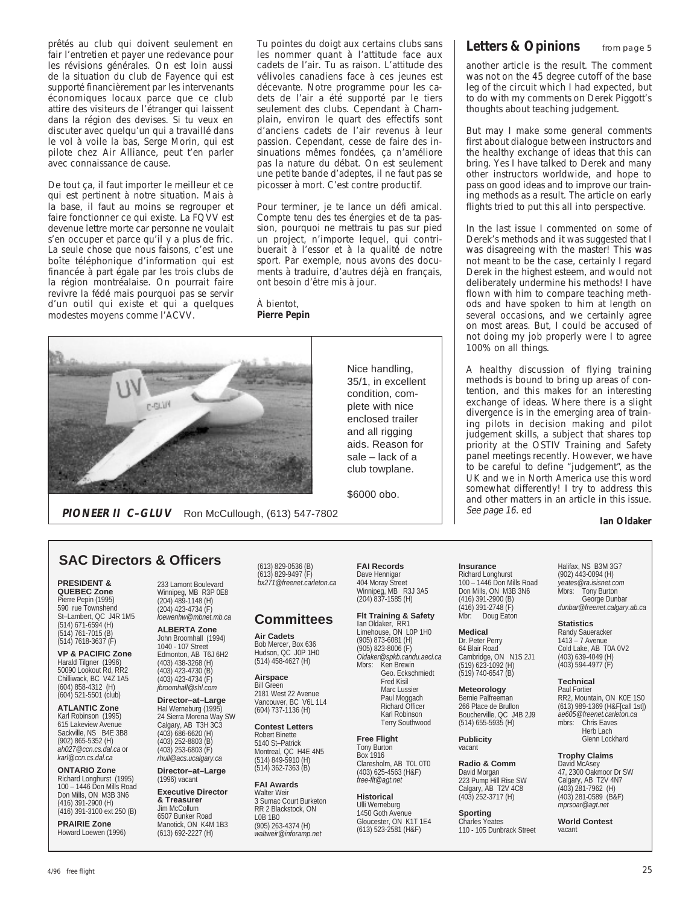prêtés au club qui doivent seulement en fair l'entretien et payer une redevance pour les révisions générales. On est loin aussi de la situation du club de Fayence qui est supporté financièrement par les intervenants économiques locaux parce que ce club attire des visiteurs de l'étranger qui laissent dans la région des devises. Si tu veux en discuter avec quelqu'un qui a travaillé dans le vol à voile la bas, Serge Morin, qui est pilote chez Air Alliance, peut t'en parler avec connaissance de cause.

De tout ça, il faut importer le meilleur et ce qui est pertinent à notre situation. Mais à la base, il faut au moins se regrouper et faire fonctionner ce qui existe. La FQVV est devenue lettre morte car personne ne voulait s'en occuper et parce qu'il y a plus de fric. La seule chose que nous faisons, c'est une boîte téléphonique d'information qui est financée à part égale par les trois clubs de la région montréalaise. On pourrait faire revivre la fédé mais pourquoi pas se servir d'un outil qui existe et qui a quelques modestes moyens comme l'ACVV.

Tu pointes du doigt aux certains clubs sans les nommer quant à l'attitude face aux cadets de l'air. Tu as raison. L'attitude des vélivoles canadiens face à ces jeunes est décevante. Notre programme pour les cadets de l'air a été supporté par le tiers seulement des clubs. Cependant à Champlain, environ le quart des effectifs sont d'anciens cadets de l'air revenus à leur passion. Cependant, cesse de faire des insinuations mêmes fondées, ça n'améliore pas la nature du débat. On est seulement une petite bande d'adeptes, il ne faut pas se picosser à mort. C'est contre productif.

Pour terminer, je te lance un défi amical. Compte tenu des tes énergies et de ta passion, pourquoi ne mettrais tu pas sur pied un project, n'importe lequel, qui contribuerait à l'essor et à la qualité de notre sport. Par exemple, nous avons des documents à traduire, d'autres déjà en français, ont besoin d'être mis à jour.

À bientot,
**Pierre Pepin**

Nice handling, 35/1, in excellent condition, complete with nice enclosed trailer and all rigging aids. Reason for sale – lack of a club towplane.

$6000 obo.

***PIONEER II C-GLUV*** Ron McCullough, (613) 547-7802

## Letters & Opinions

from page 5

another article is the result. The comment was not on the 45 degree cutoff of the base leg of the circuit which I had expected, but to do with my comments on Derek Piggott's thoughts about teaching judgement.

But may I make some general comments first about dialogue between instructors and the healthy exchange of ideas that this can bring. Yes I have talked to Derek and many other instructors worldwide, and hope to pass on good ideas and to improve our training methods as a result. The article on early flights tried to put this all into perspective.

In the last issue I commented on some of Derek's methods and it was suggested that I was disagreeing with the master! This was not meant to be the case, certainly I regard Derek in the highest esteem, and would not deliberately undermine his methods! I have flown with him to compare teaching methods and have spoken to him at length on several occasions, and we certainly agree on most areas. But, I could be accused of not doing my job properly were I to agree 100% on all things.

A healthy discussion of flying training methods is bound to bring up areas of contention, and this makes for an interesting exchange of ideas. Where there is a slight divergence is in the emerging area of training pilots in decision making and pilot judgement skills, a subject that shares top priority at the OSTIV Training and Safety panel meetings recently. However, we have to be careful to define "judgement", as the UK and we in North America use this word somewhat differently! I try to address this and other matters in an article in this issue. *See page 16. ed*

**Ian Oldaker**

## SAC Directors & Officers

**PRESIDENT & QUEBEC Zone**
Pierre Pepin (1995)
590 rue Townshend
St–Lambert, QC J4R 1M5
(514) 671-6594 (H)
(514) 761-7015 (B)
(514) 7618-3637 (F)

**VP & PACIFIC Zone**
Harald Tilgner (1996)
50090 Lookout Rd, RR2
Chilliwack, BC V4Z 1A5
(604) 858-4312 (H)
(604) 521-5501 (club)

**ATLANTIC Zone**
Karl Robinson (1995)
615 Lakeview Avenue
Sackville, NS B4E 3B8
(902) 865-5352 (H)
*ah027@ccn.cs.dal.ca* or
*karl@ccn.cs.dal.ca*

**ONTARIO Zone**
Richard Longhurst (1995)
100 – 1446 Don Mills Road
Don Mills, ON M3B 3N6
(416) 391-2900 (H)
(416) 391-3100 ext 250 (B)

**PRAIRIE Zone**
Howard Loewen (1996)
233 Lamont Boulevard
Winnipeg, MB R3P 0E8
(204) 489-1148 (H)
(204) 423-4734 (F)
*loewenhw@mbnet.mb.ca*

**ALBERTA Zone**
John Broomhall (1994)
1040 - 107 Street
Edmonton, AB T6J 6H2
(403) 438-3268 (H)
(403) 423-4730 (B)
(403) 423-4734 (F)
*jbroomhall@shl.com*

**Director–at–Large**
Hal Werneburg (1995)
24 Sierra Morena Way SW
Calgary, AB T3H 3C3
(403) 686-6620 (H)
(403) 252-8803 (B)
(403) 253-6803 (F)
*rhull@acs.ucalgary.ca*

**Director–at–Large**
(1996) vacant

**Executive Director & Treasurer**
Jim McCollum
6507 Bunker Road
Manotick, ON K4M 1B3
(613) 692-2227 (H)
(613) 829-0536 (B)
(613) 829-9497 (F)
*bx271@freenet.carleton.ca*

## Committees

**Air Cadets**
Bob Mercer, Box 636
Hudson, QC J0P 1H0
(514) 458-4627 (H)

**Airspace**
Bill Green
2181 West 22 Avenue
Vancouver, BC V6L 1L4
(604) 737-1136 (H)

**Contest Letters**
Robert Binette
5140 St–Patrick
Montreal, QC H4E 4N5
(514) 849-5910 (H)
(514) 362-7363 (B)

**FAI Awards**
Walter Weir
3 Sumac Court Burketon
RR 2 Blackstock, ON
L0B 1B0
(905) 263-4374 (H)
*waltweir@inforamp.net*

**FAI Records**
Dave Hennigar
404 Moray Street
Winnipeg, MB R3J 3A5
(204) 837-1585 (H)

**Flt Training & Safety**
Ian Oldaker, RR1
Limehouse, ON L0P 1H0
(905) 873-6081 (H)
(905) 823-8006 (F)
*Oldaker@spkb.candu.aecl.ca*
Mbrs: Ken Brewin
Geo. Eckschmiedt
Fred Kisil
Marc Lussier
Paul Moggach
Richard Officer
Karl Robinson
Terry Southwood

**Free Flight**
Tony Burton
Box 1916
Claresholm, AB T0L 0T0
(403) 625-4563 (H&F)
*free-flt@agt.net*

**Historical**
Ulli Werneburg
1450 Goth Avenue
Gloucester, ON K1T 1E4
(613) 523-2581 (H&F)

**Insurance**
Richard Longhurst
100 – 1446 Don Mills Road
Don Mills, ON M3B 3N6
(416) 391-2900 (B)
(416) 391-2748 (F)
Mbr: Doug Eaton

**Medical**
Dr. Peter Perry
64 Blair Road
Cambridge, ON N1S 2J1
(519) 623-1092 (H)
(519) 740-6547 (B)

**Meteorology**
Bernie Palfreeman
266 Place de Brullon
Boucherville, QC J4B 2J9
(514) 655-5935 (H)

**Publicity**
vacant

**Radio & Comm**
David Morgan
223 Pump Hill Rise SW
Calgary, AB T2V 4C8
(403) 252-3717 (H)

**Sporting**
Charles Yeates
110 - 105 Dunbrack Street
Halifax, NS B3M 3G7
(902) 443-0094 (H)
*yeates@ra.isisnet.com*
Mbrs: Tony Burton
George Dunbar
*dunbar@freenet.calgary.ab.ca*

**Statistics**
Randy Saueracker
1413 – 7 Avenue
Cold Lake, AB T0A 0V2
(403) 639-4049 (H)
(403) 594-4977 (F)

**Technical**
Paul Fortier
RR2, Mountain, ON K0E 1S0
(613) 989-1369 (H&F[call 1st])
*ae605@freenet.carleton.ca*
mbrs: Chris Eaves
Herb Lach
Glenn Lockhard

**Trophy Claims**
David McAsey
47, 2300 Oakmoor Dr SW
Calgary, AB T2V 4N7
(403) 281-7962 (H)
(403) 281-0589 (B&F)
*mprsoar@agt.net*

**World Contest**
vacant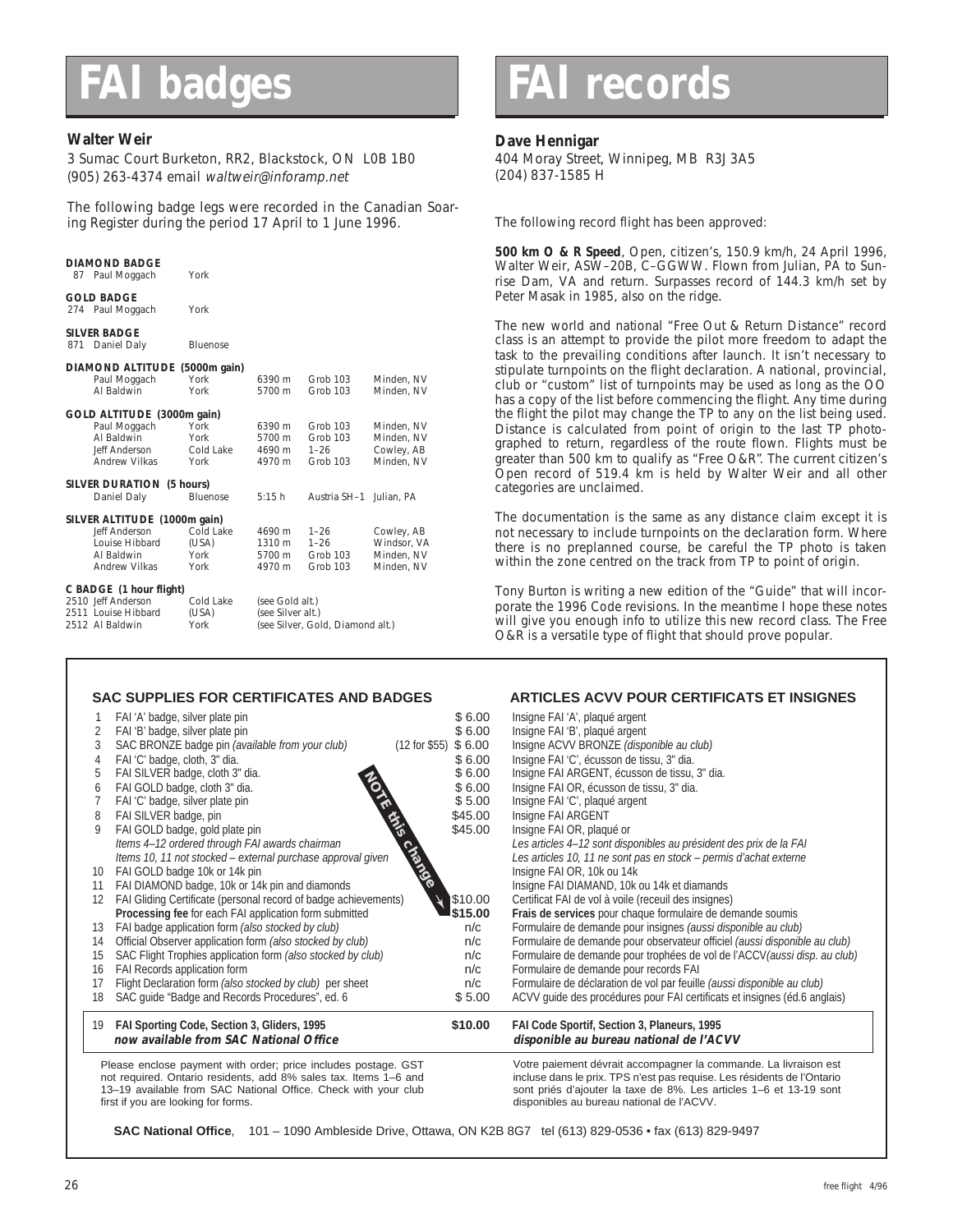# FAI badges

**Walter Weir**

3 Sumac Court Burketon, RR2, Blackstock, ON L0B 1B0
(905) 263-4374 email *waltweir@inforamp.net*

The following badge legs were recorded in the Canadian Soaring Register during the period 17 April to 1 June 1996.

**DIAMOND BADGE**

| | | |
|---|---|---|
| 87 | Paul Moggach | York |

**GOLD BADGE**

| | | |
|---|---|---|
| 274 | Paul Moggach | York |

**SILVER BADGE**

| | | |
|---|---|---|
| 871 | Daniel Daly | Bluenose |

**DIAMOND ALTITUDE (5000m gain)**

| | | | | |
|---|---|---|---|---|
| Paul Moggach | York | 6390 m | Grob 103 | Minden, NV |
| Al Baldwin | York | 5700 m | Grob 103 | Minden, NV |

**GOLD ALTITUDE (3000m gain)**

| | | | | |
|---|---|---|---|---|
| Paul Moggach | York | 6390 m | Grob 103 | Minden, NV |
| Al Baldwin | York | 5700 m | Grob 103 | Minden, NV |
| Jeff Anderson | Cold Lake | 4690 m | 1–26 | Cowley, AB |
| Andrew Vilkas | York | 4970 m | Grob 103 | Minden, NV |

**SILVER DURATION (5 hours)**

| | | | | |
|---|---|---|---|---|
| Daniel Daly | Bluenose | 5:15 h | Austria SH–1 | Julian, PA |

**SILVER ALTITUDE (1000m gain)**

| | | | | |
|---|---|---|---|---|
| Jeff Anderson | Cold Lake | 4690 m | 1–26 | Cowley, AB |
| Louise Hibbard | (USA) | 1310 m | 1–26 | Windsor, VA |
| Al Baldwin | York | 5700 m | Grob 103 | Minden, NV |
| Andrew Vilkas | York | 4970 m | Grob 103 | Minden, NV |

**C BADGE (1 hour flight)**

| | | | |
|---|---|---|---|
| 2510 | Jeff Anderson | Cold Lake | (see Gold alt.) |
| 2511 | Louise Hibbard | (USA) | (see Silver alt.) |
| 2512 | Al Baldwin | York | (see Silver, Gold, Diamond alt.) |

# FAI records

**Dave Hennigar**

404 Moray Street, Winnipeg, MB R3J3A5
(204) 837-1585 H

The following record flight has been approved:

**500 km O & R Speed**, Open, citizen's, 150.9 km/h, 24 April 1996, Walter Weir, ASW–20B, C–GGWW. Flown from Julian, PA to Sunrise Dam, VA and return. Surpasses record of 144.3 km/h set by Peter Masak in 1985, also on the ridge.

The new world and national "Free Out & Return Distance" record class is an attempt to provide the pilot more freedom to adapt the task to the prevailing conditions after launch. It isn't necessary to stipulate turnpoints on the flight declaration. A national, provincial, club or "custom" list of turnpoints may be used as long as the OO has a copy of the list before commencing the flight. Any time during the flight the pilot may change the TP to any on the list being used. Distance is calculated from point of origin to the last TP photographed to return, regardless of the route flown. Flights must be greater than 500 km to qualify as "Free O&R". The current citizen's Open record of 519.4 km is held by Walter Weir and all other categories are unclaimed.

The documentation is the same as any distance claim except it is not necessary to include turnpoints on the declaration form. Where there is no preplanned course, be careful the TP photo is taken within the zone centred on the track from TP to point of origin.

Tony Burton is writing a new edition of the "Guide" that will incorporate the 1996 Code revisions. In the meantime I hope these notes will give you enough info to utilize this new record class. The Free O&R is a versatile type of flight that should prove popular.

## SAC SUPPLIES FOR CERTIFICATES AND BADGES / ARTICLES ACVV POUR CERTIFICATS ET INSIGNES

| # | SAC Supplies | Price | Articles ACVV |
|---|---|---|---|
| 1 | FAI 'A' badge, silver plate pin | $ 6.00 | Insigne FAI 'A', plaqué argent |
| 2 | FAI 'B' badge, silver plate pin | $ 6.00 | Insigne FAI 'B', plaqué argent |
| 3 | SAC BRONZE badge pin *(available from your club)* (12 for $55) | $ 6.00 | Insigne ACVV BRONZE *(disponible au club)* |
| 4 | FAI 'C' badge, cloth, 3" dia. | $ 6.00 | Insigne FAI 'C', écusson de tissu, 3" dia. |
| 5 | FAI SILVER badge, cloth 3" dia. | $ 6.00 | Insigne FAI ARGENT, écusson de tissu, 3" dia. |
| 6 | FAI GOLD badge, cloth 3" dia. | $ 6.00 | Insigne FAI OR, écusson de tissu, 3" dia. |
| 7 | FAI 'C' badge, silver plate pin | $ 5.00 | Insigne FAI 'C', plaqué argent |
| 8 | FAI SILVER badge, pin | $45.00 | Insigne FAI ARGENT |
| 9 | FAI GOLD badge, gold plate pin | $45.00 | Insigne FAI OR, plaqué or |
| | *Items 4–12 ordered through FAI awards chairman* | | *Les articles 4–12 sont disponibles au président des prix de la FAI* |
| | *Items 10, 11 not stocked – external purchase approval given* | | *Les articles 10, 11 ne sont pas en stock – permis d'achat externe* |
| 10 | FAI GOLD badge 10k or 14k pin | | Insigne FAI OR, 10k ou 14k |
| 11 | FAI DIAMOND badge, 10k or 14k pin and diamonds | | Insigne FAI DIAMAND, 10k ou 14k et diamands |
| 12 | FAI Gliding Certificate (personal record of badge achievements) | $10.00 | Certificat FAI de vol à voile (receuil des insignes) |
| | **Processing fee** for each FAI application form submitted | **$15.00** | **Frais de services** pour chaque formulaire de demande soumis |
| 13 | FAI badge application form *(also stocked by club)* | n/c | Formulaire de demande pour insignes *(aussi disponible au club)* |
| 14 | Official Observer application form *(also stocked by club)* | n/c | Formulaire de demande pour observateur officiel *(aussi disponible au club)* |
| 15 | SAC Flight Trophies application form *(also stocked by club)* | n/c | Formulaire de demande pour trophées de vol de l'ACCV*(aussi disp. au club)* |
| 16 | FAI Records application form | n/c | Formulaire de demande pour records FAI |
| 17 | Flight Declaration form *(also stocked by club)* per sheet | n/c | Formulaire de déclaration de vol par feuille *(aussi disponible au club)* |
| 18 | SAC guide "Badge and Records Procedures", ed. 6 | $ 5.00 | ACVV guide des procédures pour FAI certificats et insignes (éd.6 anglais) |
| 19 | **FAI Sporting Code, Section 3, Gliders, 1995** ***now available from SAC National Office*** | **$10.00** | **FAI Code Sportif, Section 3, Planeurs, 1995** ***disponible au bureau national de l'ACVV*** |

NOTE this change

Please enclose payment with order; price includes postage. GST not required. Ontario residents, add 8% sales tax. Items 1–6 and 13–19 available from SAC National Office. Check with your club first if you are looking for forms.

Votre paiement dévrait accompagner la commande. La livraison est incluse dans le prix. TPS n'est pas requise. Les résidents de l'Ontario sont priés d'ajouter la taxe de 8%. Les articles 1–6 et 13-19 sont disponibles au bureau national de l'ACVV.

**SAC National Office**, 101 – 1090 Ambleside Drive, Ottawa, ON K2B 8G7 tel (613) 829-0536 • fax (613) 829-9497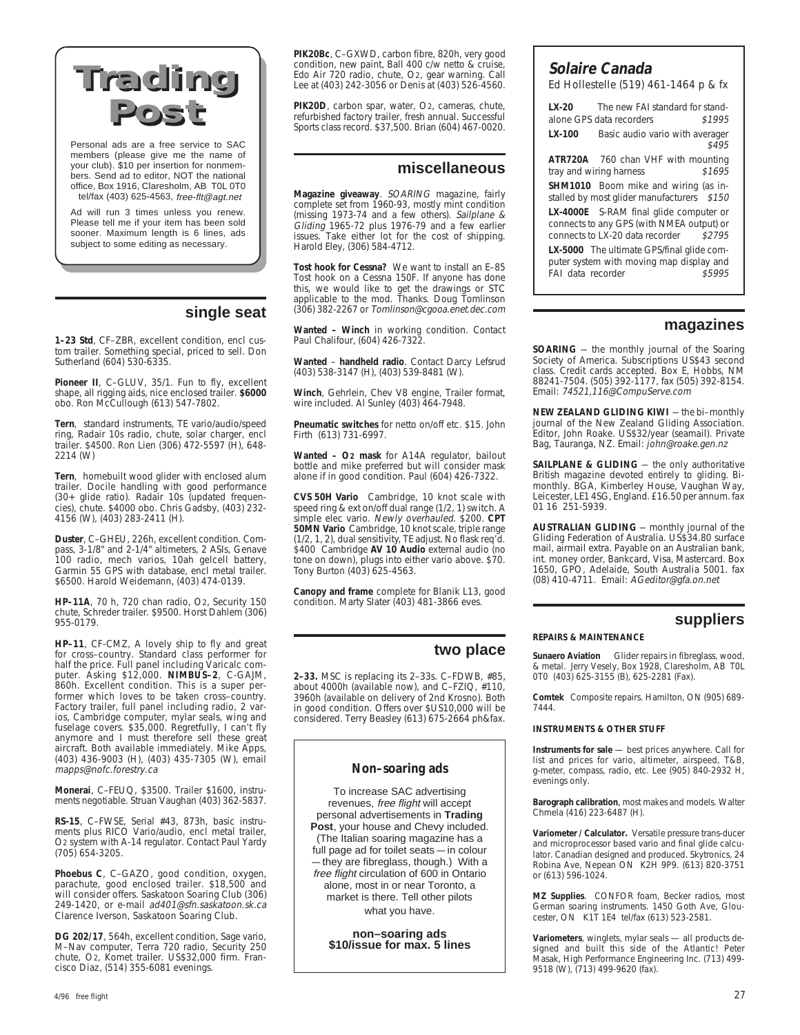# Trading Post

Personal ads are a free service to SAC members (please give me the name of your club). $10 per insertion for nonmembers. Send ad to editor, NOT the national office, Box 1916, Claresholm, AB T0L 0T0 tel/fax (403) 625-4563, *free-flt@agt.net*

Ad will run 3 times unless you renew. Please tell me if your item has been sold sooner. Maximum length is 6 lines, ads subject to some editing as necessary.

## single seat

**1–23 Std**, CF–ZBR, excellent condition, encl custom trailer. Something special, priced to sell. Don Sutherland (604) 530-6335.

**Pioneer II**, C–GLUV, 35/1. Fun to fly, excellent shape, all rigging aids, nice enclosed trailer. **$6000** obo. Ron McCullough (613) 547-7802.

**Tern**, standard instruments, TE vario/audio/speed ring, Radair 10s radio, chute, solar charger, encl trailer. $4500. Ron Lien (306) 472-5597 (H), 648-2214 (W)

**Tern**, homebuilt wood glider with enclosed alum trailer. Docile handling with good performance (30+ glide ratio). Radair 10s (updated frequencies), chute. $4000 obo. Chris Gadsby, (403) 232-4156 (W), (403) 283-2411 (H).

**Duster**, C–GHEU, 226h, excellent condition. Compass, 3-1/8" and 2-1/4" altimeters, 2 ASIs, Genave 100 radio, mech varios, 10ah gelcell battery, Garmin 55 GPS with database, encl metal trailer. $6500. Harold Weidemann, (403) 474-0139.

**HP–11A**, 70 h, 720 chan radio, $O_2$, Security 150 chute, Schreder trailer. $9500. Horst Dahlem (306) 955-0179.

**HP–11**, CF-CMZ, A lovely ship to fly and great for cross–country. Standard class performer for half the price. Full panel including Varicalc computer. Asking $12,000. **NIMBUS–2**, C-GAJM, 860h. Excellent condition. This is a super performer which loves to be taken cross–country. Factory trailer, full panel including radio, 2 varios, Cambridge computer, mylar seals, wing and fuselage covers. $35,000. Regretfully, I can't fly anymore and I must therefore sell these great aircraft. Both available immediately. Mike Apps, (403) 436-9003 (H), (403) 435-7305 (W), email *mapps@nofc.forestry.ca*

**Monerai**, C–FEUQ, $3500. Trailer $1600, instruments negotiable. Struan Vaughan (403) 362-5837.

**RS-15**, C–FWSE, Serial #43, 873h, basic instruments plus RICO Vario/audio, encl metal trailer, $O_2$ system with A-14 regulator. Contact Paul Yardy (705) 654-3205.

**Phoebus C**, C–GAZO, good condition, oxygen, parachute, good enclosed trailer. $18,500 and will consider offers. Saskatoon Soaring Club (306) 249-1420, or e-mail *ad401@sfn.saskatoon.sk.ca* Clarence Iverson, Saskatoon Soaring Club.

**DG 202/17**, 564h, excellent condition, Sage vario, M–Nav computer, Terra 720 radio, Security 250 chute, $O_2$, Komet trailer. US$32,000 firm. Francisco Diaz, (514) 355-6081 evenings.

**PIK20Bc**, C–GXWD, carbon fibre, 820h, very good condition, new paint, Ball 400 c/w netto & cruise, Edo Air 720 radio, chute, $O_2$, gear warning. Call Lee at (403) 242-3056 or Denis at (403) 526-4560.

**PIK20D**, carbon spar, water, $O_2$, cameras, chute, refurbished factory trailer, fresh annual. Successful Sports class record. $37,500. Brian (604) 467-0020.

## miscellaneous

**Magazine giveaway**. *SOARING* magazine, fairly complete set from 1960-93, mostly mint condition (missing 1973-74 and a few others). *Sailplane & Gliding* 1965-72 plus 1976-79 and a few earlier issues. Take either lot for the cost of shipping. Harold Eley, (306) 584-4712.

**Tost hook for Cessna?** We want to install an E–85 Tost hook on a Cessna 150F. If anyone has done this, we would like to get the drawings or STC applicable to the mod. Thanks. Doug Tomlinson (306) 382-2267 or *Tomlinson@cgooa.enet.dec.com*

**Wanted – Winch** in working condition. Contact Paul Chalifour, (604) 426-7322.

**Wanted** – **handheld radio**. Contact Darcy Lefsrud (403) 538-3147 (H), (403) 539-8481 (W).

**Winch**, Gehrlein, Chev V8 engine, Trailer format, wire included. Al Sunley (403) 464-7948.

**Pneumatic switches** for netto on/off etc. $15. John Firth (613) 731-6997.

**Wanted – $O_2$ mask** for A14A regulator, bailout bottle and mike preferred but will consider mask alone if in good condition. Paul (604) 426-7322.

**CVS 50H Vario** Cambridge, 10 knot scale with speed ring & ext on/off dual range (1/2, 1) switch. A simple elec vario. *Newly overhauled*. $200. **CPT 50MN Vario** Cambridge, 10 knot scale, triple range (1/2, 1, 2), dual sensitivity, TE adjust. No flask req'd. $400 Cambridge **AV 10 Audio** external audio (no tone on down), plugs into either vario above. $70. Tony Burton (403) 625-4563.

**Canopy and frame** complete for Blanik L13, good condition. Marty Slater (403) 481-3866 eves.

## two place

**2–33.** MSC is replacing its 2–33s. C–FDWB, #85, about 4000h (available now), and C–FZIQ, #110, 3960h (available on delivery of 2nd Krosno). Both in good condition. Offers over $US10,000 will be considered. Terry Beasley (613) 675-2664 ph&fax.

### Non–soaring ads

To increase SAC advertising revenues, *free flight* will accept personal advertisements in **Trading Post**, your house and Chevy included. (The Italian soaring magazine has a full page ad for toilet seats — in colour — they are fibreglass, though.) With a *free flight* circulation of 600 in Ontario alone, most in or near Toronto, a market is there. Tell other pilots what you have.

**non–soaring ads $10/issue for max. 5 lines**

### Solaire Canada

Ed Hollestelle (519) 461-1464 p & fx

**LX-20** The new FAI standard for stand-alone GPS data recorders *$1995*

**LX-100** Basic audio vario with averager *$495*

**ATR720A** 760 chan VHF with mounting tray and wiring harness *$1695*

**SHM1010** Boom mike and wiring (as installed by most glider manufacturers *$150*

**LX-4000E** S-RAM final glide computer or connects to any GPS (with NMEA output) or connects to LX-20 data recorder *$2795*

**LX-5000** The ultimate GPS/final glide computer system with moving map display and FAI data recorder *$5995*

## magazines

**SOARING** — the monthly journal of the Soaring Society of America. Subscriptions US$43 second class. Credit cards accepted. Box E, Hobbs, NM 88241-7504. (505) 392-1177, fax (505) 392-8154. Email: *74521,116@CompuServe.com*

**NEW ZEALAND GLIDING KIWI** — the bi–monthly journal of the New Zealand Gliding Association. Editor, John Roake. US$32/year (seamail). Private Bag, Tauranga, NZ. Email: *john@roake.gen.nz*

**SAILPLANE & GLIDING** — the only authoritative British magazine devoted entirely to gliding. Bi-monthly. BGA, Kimberley House, Vaughan Way, Leicester, LE1 4SG, England. £16.50 per annum. fax 01 16 251-5939.

**AUSTRALIAN GLIDING** — monthly journal of the Gliding Federation of Australia. US$34.80 surface mail, airmail extra. Payable on an Australian bank, int. money order, Bankcard, Visa, Mastercard. Box 1650, GPO, Adelaide, South Australia 5001. fax (08) 410-4711. Email: *AGeditor@gfa.on.net*

## suppliers

**REPAIRS & MAINTENANCE**

**Sunaero Aviation** Glider repairs in fibreglass, wood, & metal. Jerry Vesely, Box 1928, Claresholm, AB T0L 0T0 (403) 625-3155 (B), 625-2281 (Fax).

**Comtek** Composite repairs. Hamilton, ON (905) 689-7444.

**INSTRUMENTS & OTHER STUFF**

**Instruments for sale** — best prices anywhere. Call for list and prices for vario, altimeter, airspeed, T&B, g-meter, compass, radio, etc. Lee (905) 840-2932 H, evenings only.

**Barograph calibration**, most makes and models. Walter Chmela (416) 223-6487 (H).

**Variometer / Calculator.** Versatile pressure trans-ducer and microprocessor based vario and final glide calculator. Canadian designed and produced. Skytronics, 24 Robina Ave, Nepean ON K2H 9P9. (613) 820-3751 or (613) 596-1024.

**MZ Supplies**. CONFOR foam, Becker radios, most German soaring instruments. 1450 Goth Ave, Gloucester, ON K1T 1E4 tel/fax (613) 523-2581.

**Variometers**, winglets, mylar seals — all products designed and built this side of the Atlantic! Peter Masak, High Performance Engineering Inc. (713) 499-9518 (W), (713) 499-9620 (fax).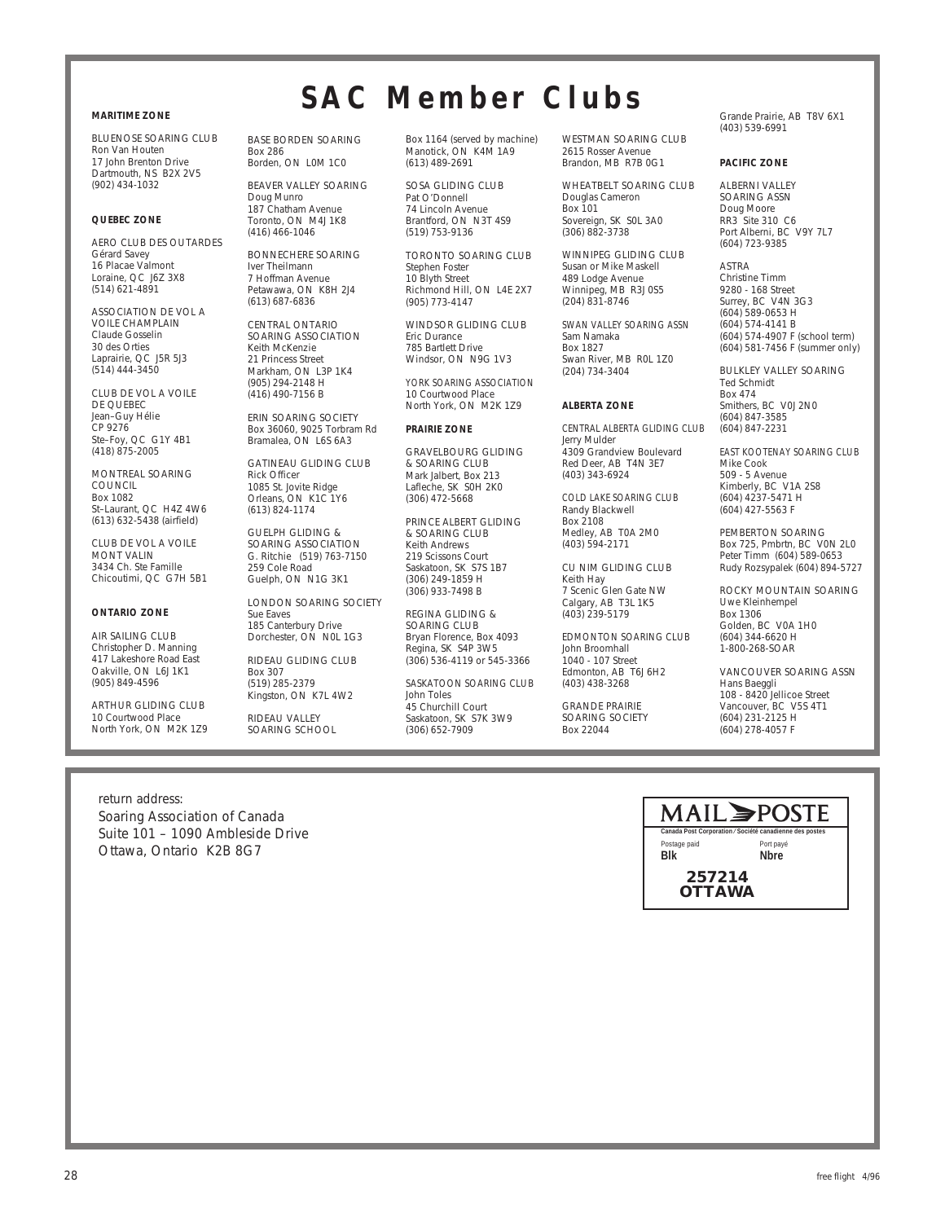# SAC Member Clubs

**MARITIME ZONE**

BLUENOSE SOARING CLUB
Ron Van Houten
17 John Brenton Drive
Dartmouth, NS B2X 2V5
(902) 434-1032

**QUEBEC ZONE**

AERO CLUB DES OUTARDES
Gérard Savey
16 Placae Valmont
Loraine, QC J6Z 3X8
(514) 621-4891

ASSOCIATION DE VOL A VOILE CHAMPLAIN
Claude Gosselin
30 des Orties
Laprairie, QC J5R 5J3
(514) 444-3450

CLUB DE VOL A VOILE DE QUEBEC
Jean–Guy Hélie
CP 9276
Ste–Foy, QC G1Y 4B1
(418) 875-2005

MONTREAL SOARING COUNCIL
Box 1082
St–Laurant, QC H4Z 4W6
(613) 632-5438 (airfield)

CLUB DE VOL A VOILE MONT VALIN
3434 Ch. Ste Famille
Chicoutimi, QC G7H 5B1

**ONTARIO ZONE**

AIR SAILING CLUB
Christopher D. Manning
417 Lakeshore Road East
Oakville, ON L6J 1K1
(905) 849-4596

ARTHUR GLIDING CLUB
10 Courtwood Place
North York, ON M2K 1Z9

BASE BORDEN SOARING
Box 286
Borden, ON L0M 1C0

BEAVER VALLEY SOARING
Doug Munro
187 Chatham Avenue
Toronto, ON M4J 1K8
(416) 466-1046

BONNECHERE SOARING
Iver Theilmann
7 Hoffman Avenue
Petawawa, ON K8H 2J4
(613) 687-6836

CENTRAL ONTARIO SOARING ASSOCIATION
Keith McKenzie
21 Princess Street
Markham, ON L3P 1K4
(905) 294-2148 H
(416) 490-7156 B

ERIN SOARING SOCIETY
Box 36060, 9025 Torbram Rd
Bramalea, ON L6S 6A3

GATINEAU GLIDING CLUB
Rick Officer
1085 St. Jovite Ridge
Orleans, ON K1C 1Y6
(613) 824-1174

GUELPH GLIDING & SOARING ASSOCIATION
G. Ritchie (519) 763-7150
259 Cole Road
Guelph, ON N1G 3K1

LONDON SOARING SOCIETY
Sue Eaves
185 Canterbury Drive
Dorchester, ON N0L 1G3

RIDEAU GLIDING CLUB
Box 307
(519) 285-2379
Kingston, ON K7L 4W2

RIDEAU VALLEY SOARING SCHOOL
Box 1164 (served by machine)
Manotick, ON K4M 1A9
(613) 489-2691

SOSA GLIDING CLUB
Pat O'Donnell
74 Lincoln Avenue
Brantford, ON N3T 4S9
(519) 753-9136

TORONTO SOARING CLUB
Stephen Foster
10 Blyth Street
Richmond Hill, ON L4E 2X7
(905) 773-4147

WINDSOR GLIDING CLUB
Eric Durance
785 Bartlett Drive
Windsor, ON N9G 1V3

YORK SOARING ASSOCIATION
10 Courtwood Place
North York, ON M2K 1Z9

**PRAIRIE ZONE**

GRAVELBOURG GLIDING & SOARING CLUB
Mark Jalbert, Box 213
Lafleche, SK S0H 2K0
(306) 472-5668

PRINCE ALBERT GLIDING & SOARING CLUB
Keith Andrews
219 Scissons Court
Saskatoon, SK S7S 1B7
(306) 249-1859 H
(306) 933-7498 B

REGINA GLIDING & SOARING CLUB
Bryan Florence, Box 4093
Regina, SK S4P 3W5
(306) 536-4119 or 545-3366

SASKATOON SOARING CLUB
John Toles
45 Churchill Court
Saskatoon, SK S7K 3W9
(306) 652-7909

WESTMAN SOARING CLUB
2615 Rosser Avenue
Brandon, MB R7B 0G1

WHEATBELT SOARING CLUB
Douglas Cameron
Box 101
Sovereign, SK S0L 3A0
(306) 882-3738

WINNIPEG GLIDING CLUB
Susan or Mike Maskell
489 Lodge Avenue
Winnipeg, MB R3J 0S5
(204) 831-8746

SWAN VALLEY SOARING ASSN
Sam Namaka
Box 1827
Swan River, MB R0L 1Z0
(204) 734-3404

**ALBERTA ZONE**

CENTRAL ALBERTA GLIDING CLUB
Jerry Mulder
4309 Grandview Boulevard
Red Deer, AB T4N 3E7
(403) 343-6924

COLD LAKE SOARING CLUB
Randy Blackwell
Box 2108
Medley, AB T0A 2M0
(403) 594-2171

CU NIM GLIDING CLUB
Keith Hay
7 Scenic Glen Gate NW
Calgary, AB T3L 1K5
(403) 239-5179

EDMONTON SOARING CLUB
John Broomhall
1040 - 107 Street
Edmonton, AB T6J 6H2
(403) 438-3268

GRANDE PRAIRIE SOARING SOCIETY
Box 22044
Grande Prairie, AB T8V 6X1
(403) 539-6991

**PACIFIC ZONE**

ALBERNI VALLEY SOARING ASSN
Doug Moore
RR3 Site 310 C6
Port Alberni, BC V9Y 7L7
(604) 723-9385

ASTRA
Christine Timm
9280 - 168 Street
Surrey, BC V4N 3G3
(604) 589-0653 H
(604) 574-4141 B
(604) 574-4907 F (school term)
(604) 581-7456 F (summer only)

BULKLEY VALLEY SOARING
Ted Schmidt
Box 474
Smithers, BC V0J 2N0
(604) 847-3585
(604) 847-2231

EAST KOOTENAY SOARING CLUB
Mike Cook
509 - 5 Avenue
Kimberly, BC V1A 2S8
(604) 4237-5471 H
(604) 427-5563 F

PEMBERTON SOARING
Box 725, Pmbrtn, BC V0N 2L0
Peter Timm (604) 589-0653
Rudy Rozsypalek (604) 894-5727

ROCKY MOUNTAIN SOARING
Uwe Kleinhempel
Box 1306
Golden, BC V0A 1H0
(604) 344-6620 H
1-800-268-SOAR

VANCOUVER SOARING ASSN
Hans Baeggli
108 - 8420 Jellicoe Street
Vancouver, BC V5S 4T1
(604) 231-2125 H
(604) 278-4057 F

---

return address:
Soaring Association of Canada
Suite 101 – 1090 Ambleside Drive
Ottawa, Ontario K2B 8G7

MAIL POSTE
Canada Post Corporation / Société canadienne des postes
Postage paid / Port payé
Blk / Nbre
257214
OTTAWA